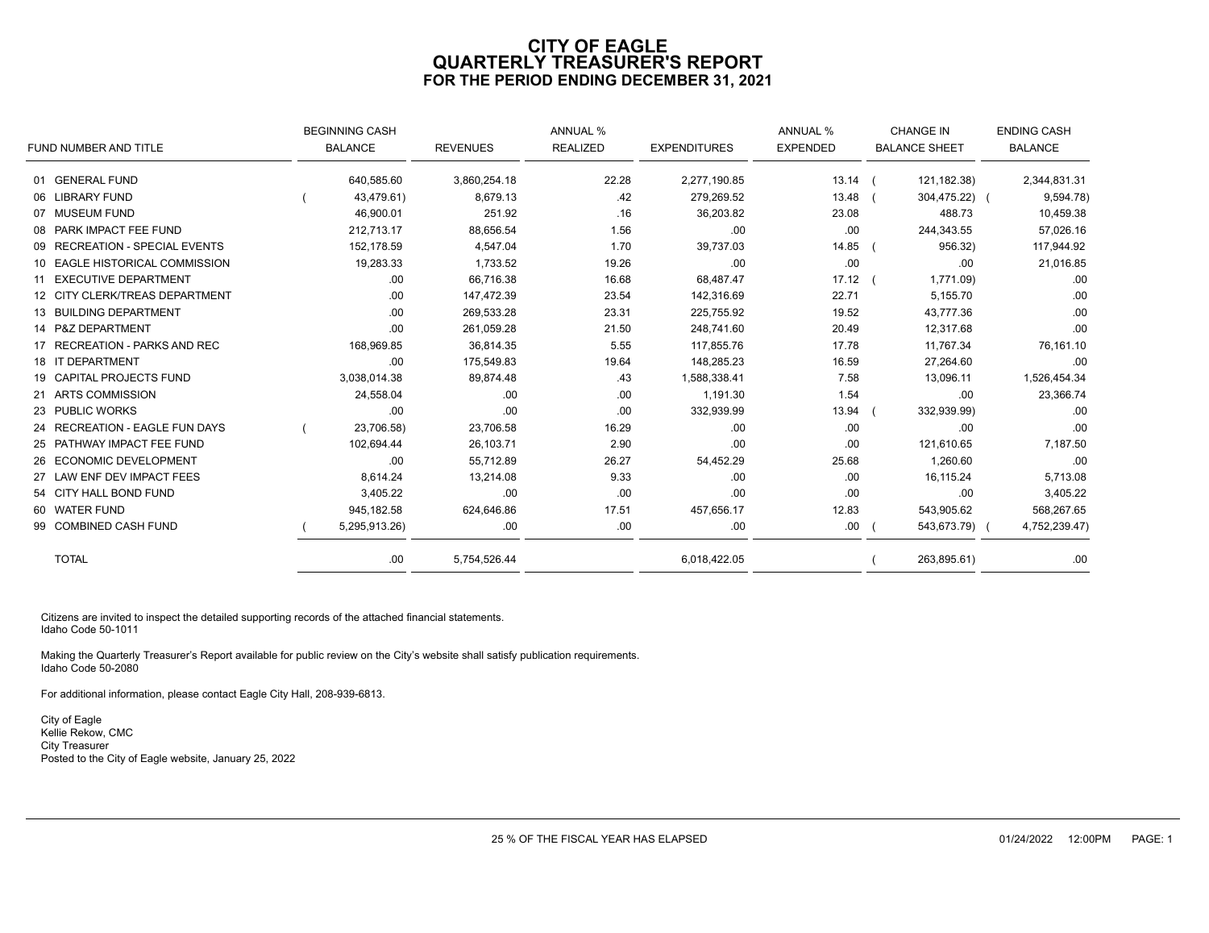# CITY OF EAGLE
## QUARTERLY TREASURER'S REPORT
### FOR THE PERIOD ENDING DECEMBER 31, 2021

| FUND NUMBER AND TITLE | BEGINNING CASH BALANCE | REVENUES | ANNUAL % REALIZED | EXPENDITURES | ANNUAL % EXPENDED | CHANGE IN BALANCE SHEET | ENDING CASH BALANCE |
|---|---|---|---|---|---|---|---|
| 01 GENERAL FUND | 640,585.60 | 3,860,254.18 | 22.28 | 2,277,190.85 | 13.14 | ( 121,182.38) | 2,344,831.31 |
| 06 LIBRARY FUND | ( 43,479.61) | 8,679.13 | .42 | 279,269.52 | 13.48 | ( 304,475.22) | ( 9,594.78) |
| 07 MUSEUM FUND | 46,900.01 | 251.92 | .16 | 36,203.82 | 23.08 | 488.73 | 10,459.38 |
| 08 PARK IMPACT FEE FUND | 212,713.17 | 88,656.54 | 1.56 | .00 | .00 | 244,343.55 | 57,026.16 |
| 09 RECREATION - SPECIAL EVENTS | 152,178.59 | 4,547.04 | 1.70 | 39,737.03 | 14.85 | ( 956.32) | 117,944.92 |
| 10 EAGLE HISTORICAL COMMISSION | 19,283.33 | 1,733.52 | 19.26 | .00 | .00 | .00 | 21,016.85 |
| 11 EXECUTIVE DEPARTMENT | .00 | 66,716.38 | 16.68 | 68,487.47 | 17.12 | ( 1,771.09) | .00 |
| 12 CITY CLERK/TREAS DEPARTMENT | .00 | 147,472.39 | 23.54 | 142,316.69 | 22.71 | 5,155.70 | .00 |
| 13 BUILDING DEPARTMENT | .00 | 269,533.28 | 23.31 | 225,755.92 | 19.52 | 43,777.36 | .00 |
| 14 P&Z DEPARTMENT | .00 | 261,059.28 | 21.50 | 248,741.60 | 20.49 | 12,317.68 | .00 |
| 17 RECREATION - PARKS AND REC | 168,969.85 | 36,814.35 | 5.55 | 117,855.76 | 17.78 | 11,767.34 | 76,161.10 |
| 18 IT DEPARTMENT | .00 | 175,549.83 | 19.64 | 148,285.23 | 16.59 | 27,264.60 | .00 |
| 19 CAPITAL PROJECTS FUND | 3,038,014.38 | 89,874.48 | .43 | 1,588,338.41 | 7.58 | 13,096.11 | 1,526,454.34 |
| 21 ARTS COMMISSION | 24,558.04 | .00 | .00 | 1,191.30 | 1.54 | .00 | 23,366.74 |
| 23 PUBLIC WORKS | .00 | .00 | .00 | 332,939.99 | 13.94 | ( 332,939.99) | .00 |
| 24 RECREATION - EAGLE FUN DAYS | ( 23,706.58) | 23,706.58 | 16.29 | .00 | .00 | .00 | .00 |
| 25 PATHWAY IMPACT FEE FUND | 102,694.44 | 26,103.71 | 2.90 | .00 | .00 | 121,610.65 | 7,187.50 |
| 26 ECONOMIC DEVELOPMENT | .00 | 55,712.89 | 26.27 | 54,452.29 | 25.68 | 1,260.60 | .00 |
| 27 LAW ENF DEV IMPACT FEES | 8,614.24 | 13,214.08 | 9.33 | .00 | .00 | 16,115.24 | 5,713.08 |
| 54 CITY HALL BOND FUND | 3,405.22 | .00 | .00 | .00 | .00 | .00 | 3,405.22 |
| 60 WATER FUND | 945,182.58 | 624,646.86 | 17.51 | 457,656.17 | 12.83 | 543,905.62 | 568,267.65 |
| 99 COMBINED CASH FUND | ( 5,295,913.26) | .00 | .00 | .00 | .00 | ( 543,673.79) | ( 4,752,239.47) |
| TOTAL | .00 | 5,754,526.44 | | 6,018,422.05 | | ( 263,895.61) | .00 |

Citizens are invited to inspect the detailed supporting records of the attached financial statements.
Idaho Code 50-1011

Making the Quarterly Treasurer's Report available for public review on the City's website shall satisfy publication requirements.
Idaho Code 50-2080

For additional information, please contact Eagle City Hall, 208-939-6813.

City of Eagle
Kellie Rekow, CMC
City Treasurer
Posted to the City of Eagle website, January 25, 2022

25 % OF THE FISCAL YEAR HAS ELAPSED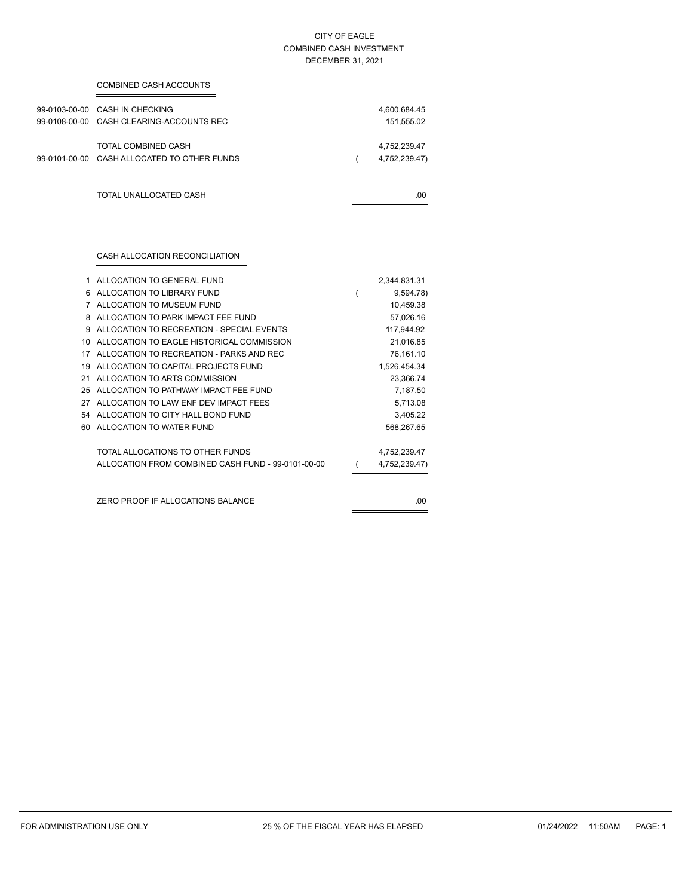CITY OF EAGLE
COMBINED CASH INVESTMENT
DECEMBER 31, 2021

## COMBINED CASH ACCOUNTS

| Account | Description | Amount |
|---|---|---|
| 99-0103-00-00 | CASH IN CHECKING | 4,600,684.45 |
| 99-0108-00-00 | CASH CLEARING-ACCOUNTS REC | 151,555.02 |
| | TOTAL COMBINED CASH | 4,752,239.47 |
| 99-0101-00-00 | CASH ALLOCATED TO OTHER FUNDS | ( 4,752,239.47) |
| | TOTAL UNALLOCATED CASH | .00 |

## CASH ALLOCATION RECONCILIATION

| Fund | Description | Amount |
|---|---|---|
| 1 | ALLOCATION TO GENERAL FUND | 2,344,831.31 |
| 6 | ALLOCATION TO LIBRARY FUND | ( 9,594.78) |
| 7 | ALLOCATION TO MUSEUM FUND | 10,459.38 |
| 8 | ALLOCATION TO PARK IMPACT FEE FUND | 57,026.16 |
| 9 | ALLOCATION TO RECREATION - SPECIAL EVENTS | 117,944.92 |
| 10 | ALLOCATION TO EAGLE HISTORICAL COMMISSION | 21,016.85 |
| 17 | ALLOCATION TO RECREATION - PARKS AND REC | 76,161.10 |
| 19 | ALLOCATION TO CAPITAL PROJECTS FUND | 1,526,454.34 |
| 21 | ALLOCATION TO ARTS COMMISSION | 23,366.74 |
| 25 | ALLOCATION TO PATHWAY IMPACT FEE FUND | 7,187.50 |
| 27 | ALLOCATION TO LAW ENF DEV IMPACT FEES | 5,713.08 |
| 54 | ALLOCATION TO CITY HALL BOND FUND | 3,405.22 |
| 60 | ALLOCATION TO WATER FUND | 568,267.65 |
| | TOTAL ALLOCATIONS TO OTHER FUNDS | 4,752,239.47 |
| | ALLOCATION FROM COMBINED CASH FUND - 99-0101-00-00 | ( 4,752,239.47) |
| | ZERO PROOF IF ALLOCATIONS BALANCE | .00 |

FOR ADMINISTRATION USE ONLY — 25 % OF THE FISCAL YEAR HAS ELAPSED — 01/24/2022 11:50AM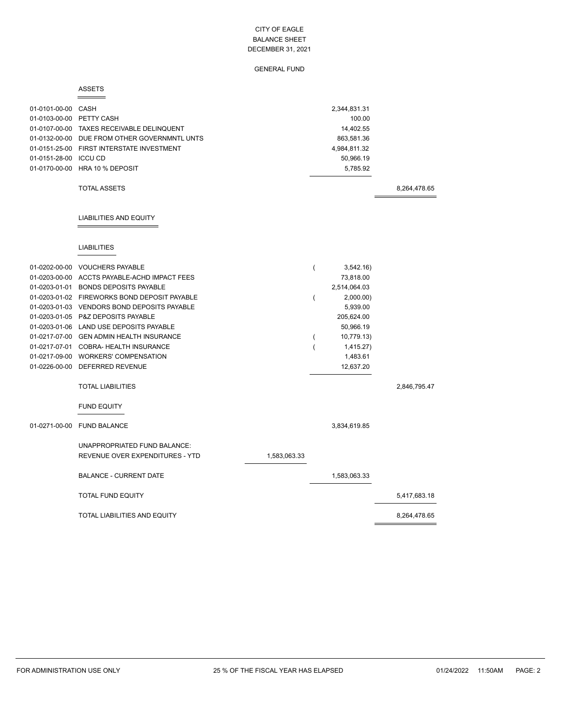# CITY OF EAGLE
## BALANCE SHEET
### DECEMBER 31, 2021

### GENERAL FUND

**ASSETS**

| Account | Description | | | |
|---|---|---|---|---|
| 01-0101-00-00 | CASH | | 2,344,831.31 | |
| 01-0103-00-00 | PETTY CASH | | 100.00 | |
| 01-0107-00-00 | TAXES RECEIVABLE DELINQUENT | | 14,402.55 | |
| 01-0132-00-00 | DUE FROM OTHER GOVERNMNTL UNTS | | 863,581.36 | |
| 01-0151-25-00 | FIRST INTERSTATE INVESTMENT | | 4,984,811.32 | |
| 01-0151-28-00 | ICCU CD | | 50,966.19 | |
| 01-0170-00-00 | HRA 10 % DEPOSIT | | 5,785.92 | |
| | TOTAL ASSETS | | | 8,264,478.65 |

**LIABILITIES AND EQUITY**

**LIABILITIES**

| Account | Description | | | |
|---|---|---|---|---|
| 01-0202-00-00 | VOUCHERS PAYABLE | | ( 3,542.16) | |
| 01-0203-00-00 | ACCTS PAYABLE-ACHD IMPACT FEES | | 73,818.00 | |
| 01-0203-01-01 | BONDS DEPOSITS PAYABLE | | 2,514,064.03 | |
| 01-0203-01-02 | FIREWORKS BOND DEPOSIT PAYABLE | | ( 2,000.00) | |
| 01-0203-01-03 | VENDORS BOND DEPOSITS PAYABLE | | 5,939.00 | |
| 01-0203-01-05 | P&Z DEPOSITS PAYABLE | | 205,624.00 | |
| 01-0203-01-06 | LAND USE DEPOSITS PAYABLE | | 50,966.19 | |
| 01-0217-07-00 | GEN ADMIN HEALTH INSURANCE | | ( 10,779.13) | |
| 01-0217-07-01 | COBRA- HEALTH INSURANCE | | ( 1,415.27) | |
| 01-0217-09-00 | WORKERS' COMPENSATION | | 1,483.61 | |
| 01-0226-00-00 | DEFERRED REVENUE | | 12,637.20 | |
| | TOTAL LIABILITIES | | | 2,846,795.47 |

**FUND EQUITY**

| Account | Description | | | |
|---|---|---|---|---|
| 01-0271-00-00 | FUND BALANCE | | 3,834,619.85 | |
| | UNAPPROPRIATED FUND BALANCE: | | | |
| | REVENUE OVER EXPENDITURES - YTD | 1,583,063.33 | | |
| | BALANCE - CURRENT DATE | | 1,583,063.33 | |
| | TOTAL FUND EQUITY | | | 5,417,683.18 |
| | TOTAL LIABILITIES AND EQUITY | | | 8,264,478.65 |

FOR ADMINISTRATION USE ONLY — 25 % OF THE FISCAL YEAR HAS ELAPSED — 01/24/2022 11:50AM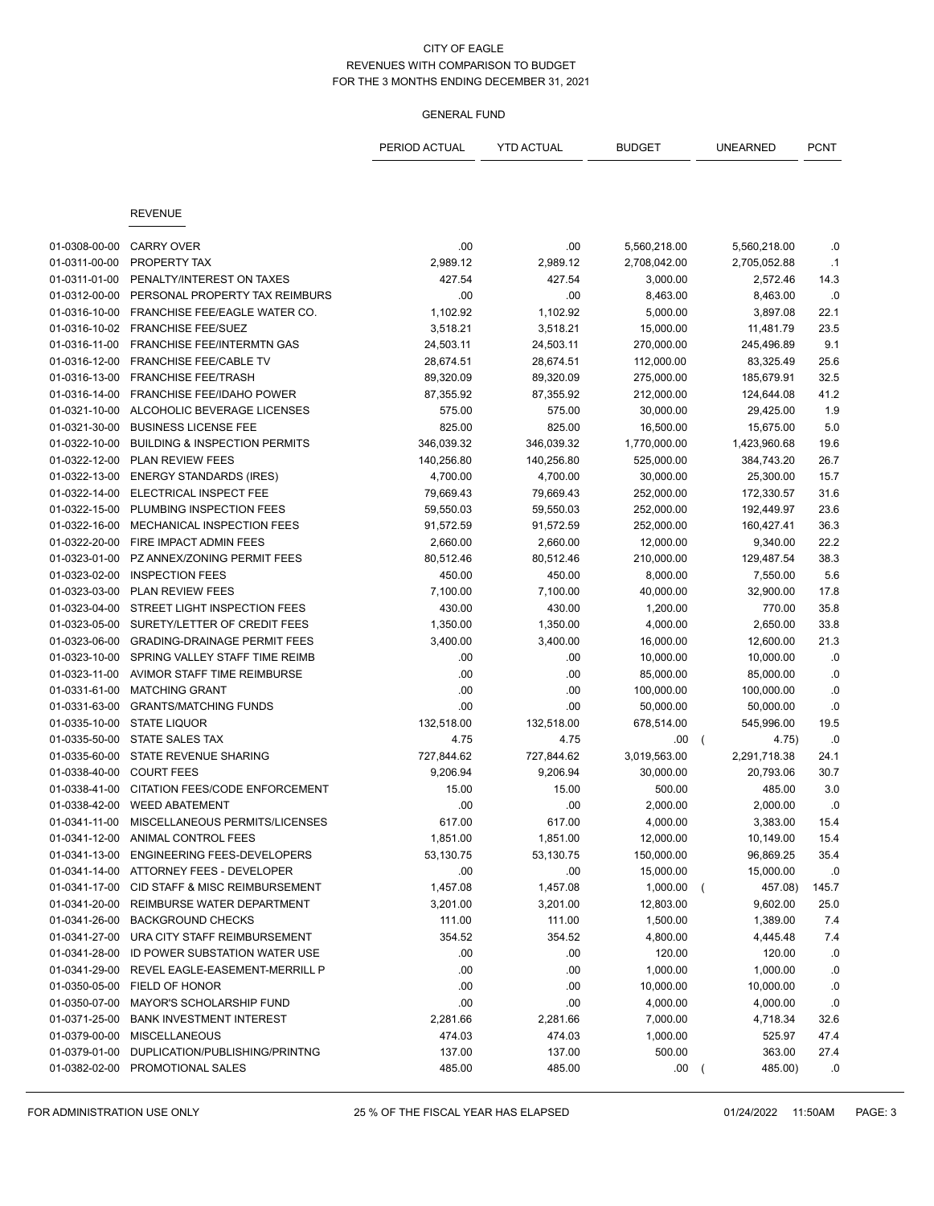CITY OF EAGLE
REVENUES WITH COMPARISON TO BUDGET
FOR THE 3 MONTHS ENDING DECEMBER 31, 2021

GENERAL FUND

| | | PERIOD ACTUAL | YTD ACTUAL | BUDGET | UNEARNED | PCNT |
|---|---|---|---|---|---|---|
| | **REVENUE** | | | | | |
| 01-0308-00-00 | CARRY OVER | .00 | .00 | 5,560,218.00 | 5,560,218.00 | .0 |
| 01-0311-00-00 | PROPERTY TAX | 2,989.12 | 2,989.12 | 2,708,042.00 | 2,705,052.88 | .1 |
| 01-0311-01-00 | PENALTY/INTEREST ON TAXES | 427.54 | 427.54 | 3,000.00 | 2,572.46 | 14.3 |
| 01-0312-00-00 | PERSONAL PROPERTY TAX REIMBURS | .00 | .00 | 8,463.00 | 8,463.00 | .0 |
| 01-0316-10-00 | FRANCHISE FEE/EAGLE WATER CO. | 1,102.92 | 1,102.92 | 5,000.00 | 3,897.08 | 22.1 |
| 01-0316-10-02 | FRANCHISE FEE/SUEZ | 3,518.21 | 3,518.21 | 15,000.00 | 11,481.79 | 23.5 |
| 01-0316-11-00 | FRANCHISE FEE/INTERMTN GAS | 24,503.11 | 24,503.11 | 270,000.00 | 245,496.89 | 9.1 |
| 01-0316-12-00 | FRANCHISE FEE/CABLE TV | 28,674.51 | 28,674.51 | 112,000.00 | 83,325.49 | 25.6 |
| 01-0316-13-00 | FRANCHISE FEE/TRASH | 89,320.09 | 89,320.09 | 275,000.00 | 185,679.91 | 32.5 |
| 01-0316-14-00 | FRANCHISE FEE/IDAHO POWER | 87,355.92 | 87,355.92 | 212,000.00 | 124,644.08 | 41.2 |
| 01-0321-10-00 | ALCOHOLIC BEVERAGE LICENSES | 575.00 | 575.00 | 30,000.00 | 29,425.00 | 1.9 |
| 01-0321-30-00 | BUSINESS LICENSE FEE | 825.00 | 825.00 | 16,500.00 | 15,675.00 | 5.0 |
| 01-0322-10-00 | BUILDING & INSPECTION PERMITS | 346,039.32 | 346,039.32 | 1,770,000.00 | 1,423,960.68 | 19.6 |
| 01-0322-12-00 | PLAN REVIEW FEES | 140,256.80 | 140,256.80 | 525,000.00 | 384,743.20 | 26.7 |
| 01-0322-13-00 | ENERGY STANDARDS (IRES) | 4,700.00 | 4,700.00 | 30,000.00 | 25,300.00 | 15.7 |
| 01-0322-14-00 | ELECTRICAL INSPECT FEE | 79,669.43 | 79,669.43 | 252,000.00 | 172,330.57 | 31.6 |
| 01-0322-15-00 | PLUMBING INSPECTION FEES | 59,550.03 | 59,550.03 | 252,000.00 | 192,449.97 | 23.6 |
| 01-0322-16-00 | MECHANICAL INSPECTION FEES | 91,572.59 | 91,572.59 | 252,000.00 | 160,427.41 | 36.3 |
| 01-0322-20-00 | FIRE IMPACT ADMIN FEES | 2,660.00 | 2,660.00 | 12,000.00 | 9,340.00 | 22.2 |
| 01-0323-01-00 | PZ ANNEX/ZONING PERMIT FEES | 80,512.46 | 80,512.46 | 210,000.00 | 129,487.54 | 38.3 |
| 01-0323-02-00 | INSPECTION FEES | 450.00 | 450.00 | 8,000.00 | 7,550.00 | 5.6 |
| 01-0323-03-00 | PLAN REVIEW FEES | 7,100.00 | 7,100.00 | 40,000.00 | 32,900.00 | 17.8 |
| 01-0323-04-00 | STREET LIGHT INSPECTION FEES | 430.00 | 430.00 | 1,200.00 | 770.00 | 35.8 |
| 01-0323-05-00 | SURETY/LETTER OF CREDIT FEES | 1,350.00 | 1,350.00 | 4,000.00 | 2,650.00 | 33.8 |
| 01-0323-06-00 | GRADING-DRAINAGE PERMIT FEES | 3,400.00 | 3,400.00 | 16,000.00 | 12,600.00 | 21.3 |
| 01-0323-10-00 | SPRING VALLEY STAFF TIME REIMB | .00 | .00 | 10,000.00 | 10,000.00 | .0 |
| 01-0323-11-00 | AVIMOR STAFF TIME REIMBURSE | .00 | .00 | 85,000.00 | 85,000.00 | .0 |
| 01-0331-61-00 | MATCHING GRANT | .00 | .00 | 100,000.00 | 100,000.00 | .0 |
| 01-0331-63-00 | GRANTS/MATCHING FUNDS | .00 | .00 | 50,000.00 | 50,000.00 | .0 |
| 01-0335-10-00 | STATE LIQUOR | 132,518.00 | 132,518.00 | 678,514.00 | 545,996.00 | 19.5 |
| 01-0335-50-00 | STATE SALES TAX | 4.75 | 4.75 | .00 | ( 4.75) | .0 |
| 01-0335-60-00 | STATE REVENUE SHARING | 727,844.62 | 727,844.62 | 3,019,563.00 | 2,291,718.38 | 24.1 |
| 01-0338-40-00 | COURT FEES | 9,206.94 | 9,206.94 | 30,000.00 | 20,793.06 | 30.7 |
| 01-0338-41-00 | CITATION FEES/CODE ENFORCEMENT | 15.00 | 15.00 | 500.00 | 485.00 | 3.0 |
| 01-0338-42-00 | WEED ABATEMENT | .00 | .00 | 2,000.00 | 2,000.00 | .0 |
| 01-0341-11-00 | MISCELLANEOUS PERMITS/LICENSES | 617.00 | 617.00 | 4,000.00 | 3,383.00 | 15.4 |
| 01-0341-12-00 | ANIMAL CONTROL FEES | 1,851.00 | 1,851.00 | 12,000.00 | 10,149.00 | 15.4 |
| 01-0341-13-00 | ENGINEERING FEES-DEVELOPERS | 53,130.75 | 53,130.75 | 150,000.00 | 96,869.25 | 35.4 |
| 01-0341-14-00 | ATTORNEY FEES - DEVELOPER | .00 | .00 | 15,000.00 | 15,000.00 | .0 |
| 01-0341-17-00 | CID STAFF & MISC REIMBURSEMENT | 1,457.08 | 1,457.08 | 1,000.00 | ( 457.08) | 145.7 |
| 01-0341-20-00 | REIMBURSE WATER DEPARTMENT | 3,201.00 | 3,201.00 | 12,803.00 | 9,602.00 | 25.0 |
| 01-0341-26-00 | BACKGROUND CHECKS | 111.00 | 111.00 | 1,500.00 | 1,389.00 | 7.4 |
| 01-0341-27-00 | URA CITY STAFF REIMBURSEMENT | 354.52 | 354.52 | 4,800.00 | 4,445.48 | 7.4 |
| 01-0341-28-00 | ID POWER SUBSTATION WATER USE | .00 | .00 | 120.00 | 120.00 | .0 |
| 01-0341-29-00 | REVEL EAGLE-EASEMENT-MERRILL P | .00 | .00 | 1,000.00 | 1,000.00 | .0 |
| 01-0350-05-00 | FIELD OF HONOR | .00 | .00 | 10,000.00 | 10,000.00 | .0 |
| 01-0350-07-00 | MAYOR'S SCHOLARSHIP FUND | .00 | .00 | 4,000.00 | 4,000.00 | .0 |
| 01-0371-25-00 | BANK INVESTMENT INTEREST | 2,281.66 | 2,281.66 | 7,000.00 | 4,718.34 | 32.6 |
| 01-0379-00-00 | MISCELLANEOUS | 474.03 | 474.03 | 1,000.00 | 525.97 | 47.4 |
| 01-0379-01-00 | DUPLICATION/PUBLISHING/PRINTNG | 137.00 | 137.00 | 500.00 | 363.00 | 27.4 |
| 01-0382-02-00 | PROMOTIONAL SALES | 485.00 | 485.00 | .00 | ( 485.00) | .0 |

FOR ADMINISTRATION USE ONLY — 25 % OF THE FISCAL YEAR HAS ELAPSED — 01/24/2022 11:50AM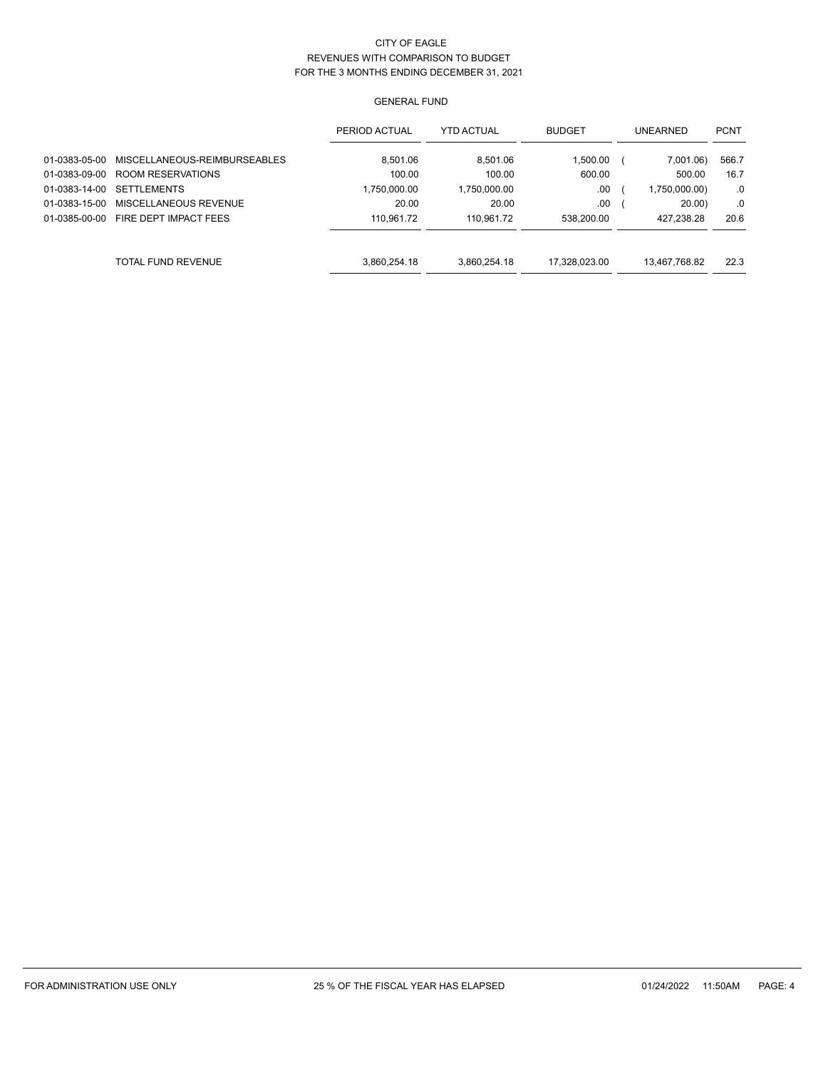CITY OF EAGLE

REVENUES WITH COMPARISON TO BUDGET

FOR THE 3 MONTHS ENDING DECEMBER 31, 2021

GENERAL FUND

| | | PERIOD ACTUAL | YTD ACTUAL | BUDGET | UNEARNED | PCNT |
|---|---|---|---|---|---|---|
| 01-0383-05-00 | MISCELLANEOUS-REIMBURSEABLES | 8,501.06 | 8,501.06 | 1,500.00 | ( 7,001.06) | 566.7 |
| 01-0383-09-00 | ROOM RESERVATIONS | 100.00 | 100.00 | 600.00 | 500.00 | 16.7 |
| 01-0383-14-00 | SETTLEMENTS | 1,750,000.00 | 1,750,000.00 | .00 | ( 1,750,000.00) | .0 |
| 01-0383-15-00 | MISCELLANEOUS REVENUE | 20.00 | 20.00 | .00 | ( 20.00) | .0 |
| 01-0385-00-00 | FIRE DEPT IMPACT FEES | 110,961.72 | 110,961.72 | 538,200.00 | 427,238.28 | 20.6 |
| | TOTAL FUND REVENUE | 3,860,254.18 | 3,860,254.18 | 17,328,023.00 | 13,467,768.82 | 22.3 |

FOR ADMINISTRATION USE ONLY 25 % OF THE FISCAL YEAR HAS ELAPSED 01/24/2022 11:50AM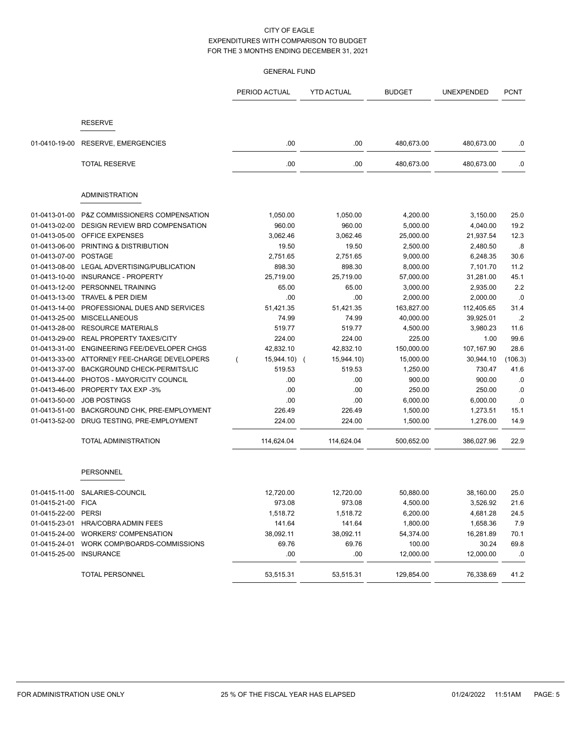# CITY OF EAGLE
## EXPENDITURES WITH COMPARISON TO BUDGET
## FOR THE 3 MONTHS ENDING DECEMBER 31, 2021

### GENERAL FUND

| | | PERIOD ACTUAL | YTD ACTUAL | BUDGET | UNEXPENDED | PCNT |
|---|---|---|---|---|---|---|
| | **RESERVE** | | | | | |
| 01-0410-19-00 | RESERVE, EMERGENCIES | .00 | .00 | 480,673.00 | 480,673.00 | .0 |
| | TOTAL RESERVE | .00 | .00 | 480,673.00 | 480,673.00 | .0 |
| | **ADMINISTRATION** | | | | | |
| 01-0413-01-00 | P&Z COMMISSIONERS COMPENSATION | 1,050.00 | 1,050.00 | 4,200.00 | 3,150.00 | 25.0 |
| 01-0413-02-00 | DESIGN REVIEW BRD COMPENSATION | 960.00 | 960.00 | 5,000.00 | 4,040.00 | 19.2 |
| 01-0413-05-00 | OFFICE EXPENSES | 3,062.46 | 3,062.46 | 25,000.00 | 21,937.54 | 12.3 |
| 01-0413-06-00 | PRINTING & DISTRIBUTION | 19.50 | 19.50 | 2,500.00 | 2,480.50 | .8 |
| 01-0413-07-00 | POSTAGE | 2,751.65 | 2,751.65 | 9,000.00 | 6,248.35 | 30.6 |
| 01-0413-08-00 | LEGAL ADVERTISING/PUBLICATION | 898.30 | 898.30 | 8,000.00 | 7,101.70 | 11.2 |
| 01-0413-10-00 | INSURANCE - PROPERTY | 25,719.00 | 25,719.00 | 57,000.00 | 31,281.00 | 45.1 |
| 01-0413-12-00 | PERSONNEL TRAINING | 65.00 | 65.00 | 3,000.00 | 2,935.00 | 2.2 |
| 01-0413-13-00 | TRAVEL & PER DIEM | .00 | .00 | 2,000.00 | 2,000.00 | .0 |
| 01-0413-14-00 | PROFESSIONAL DUES AND SERVICES | 51,421.35 | 51,421.35 | 163,827.00 | 112,405.65 | 31.4 |
| 01-0413-25-00 | MISCELLANEOUS | 74.99 | 74.99 | 40,000.00 | 39,925.01 | .2 |
| 01-0413-28-00 | RESOURCE MATERIALS | 519.77 | 519.77 | 4,500.00 | 3,980.23 | 11.6 |
| 01-0413-29-00 | REAL PROPERTY TAXES/CITY | 224.00 | 224.00 | 225.00 | 1.00 | 99.6 |
| 01-0413-31-00 | ENGINEERING FEE/DEVELOPER CHGS | 42,832.10 | 42,832.10 | 150,000.00 | 107,167.90 | 28.6 |
| 01-0413-33-00 | ATTORNEY FEE-CHARGE DEVELOPERS | ( 15,944.10) | ( 15,944.10) | 15,000.00 | 30,944.10 | (106.3) |
| 01-0413-37-00 | BACKGROUND CHECK-PERMITS/LIC | 519.53 | 519.53 | 1,250.00 | 730.47 | 41.6 |
| 01-0413-44-00 | PHOTOS - MAYOR/CITY COUNCIL | .00 | .00 | 900.00 | 900.00 | .0 |
| 01-0413-46-00 | PROPERTY TAX EXP -3% | .00 | .00 | 250.00 | 250.00 | .0 |
| 01-0413-50-00 | JOB POSTINGS | .00 | .00 | 6,000.00 | 6,000.00 | .0 |
| 01-0413-51-00 | BACKGROUND CHK, PRE-EMPLOYMENT | 226.49 | 226.49 | 1,500.00 | 1,273.51 | 15.1 |
| 01-0413-52-00 | DRUG TESTING, PRE-EMPLOYMENT | 224.00 | 224.00 | 1,500.00 | 1,276.00 | 14.9 |
| | TOTAL ADMINISTRATION | 114,624.04 | 114,624.04 | 500,652.00 | 386,027.96 | 22.9 |
| | **PERSONNEL** | | | | | |
| 01-0415-11-00 | SALARIES-COUNCIL | 12,720.00 | 12,720.00 | 50,880.00 | 38,160.00 | 25.0 |
| 01-0415-21-00 | FICA | 973.08 | 973.08 | 4,500.00 | 3,526.92 | 21.6 |
| 01-0415-22-00 | PERSI | 1,518.72 | 1,518.72 | 6,200.00 | 4,681.28 | 24.5 |
| 01-0415-23-01 | HRA/COBRA ADMIN FEES | 141.64 | 141.64 | 1,800.00 | 1,658.36 | 7.9 |
| 01-0415-24-00 | WORKERS' COMPENSATION | 38,092.11 | 38,092.11 | 54,374.00 | 16,281.89 | 70.1 |
| 01-0415-24-01 | WORK COMP/BOARDS-COMMISSIONS | 69.76 | 69.76 | 100.00 | 30.24 | 69.8 |
| 01-0415-25-00 | INSURANCE | .00 | .00 | 12,000.00 | 12,000.00 | .0 |
| | TOTAL PERSONNEL | 53,515.31 | 53,515.31 | 129,854.00 | 76,338.69 | 41.2 |

FOR ADMINISTRATION USE ONLY — 25 % OF THE FISCAL YEAR HAS ELAPSED — 01/24/2022 11:51AM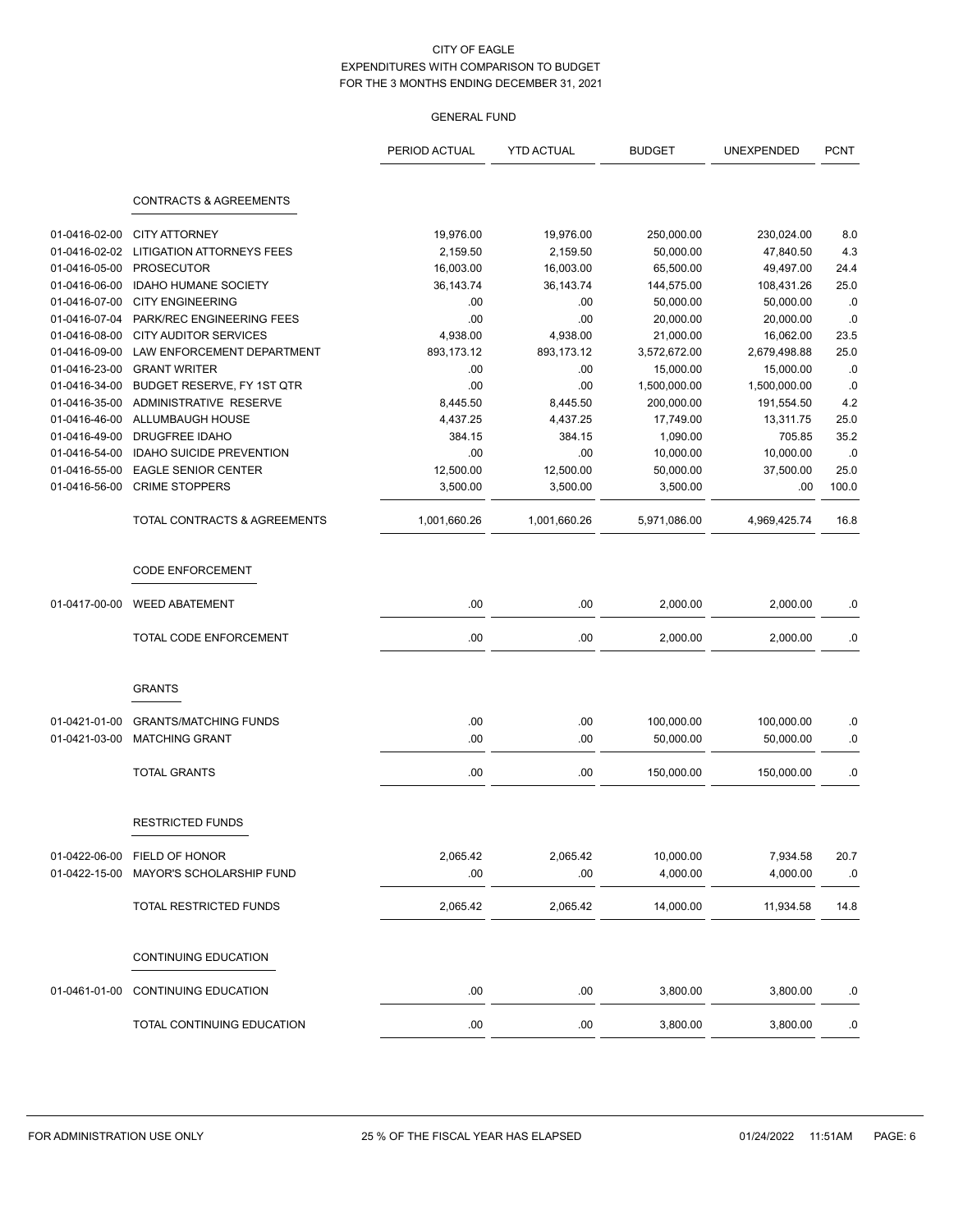CITY OF EAGLE
EXPENDITURES WITH COMPARISON TO BUDGET
FOR THE 3 MONTHS ENDING DECEMBER 31, 2021

GENERAL FUND

| | | PERIOD ACTUAL | YTD ACTUAL | BUDGET | UNEXPENDED | PCNT |
|---|---|---|---|---|---|---|
| | **CONTRACTS & AGREEMENTS** | | | | | |
| 01-0416-02-00 | CITY ATTORNEY | 19,976.00 | 19,976.00 | 250,000.00 | 230,024.00 | 8.0 |
| 01-0416-02-02 | LITIGATION ATTORNEYS FEES | 2,159.50 | 2,159.50 | 50,000.00 | 47,840.50 | 4.3 |
| 01-0416-05-00 | PROSECUTOR | 16,003.00 | 16,003.00 | 65,500.00 | 49,497.00 | 24.4 |
| 01-0416-06-00 | IDAHO HUMANE SOCIETY | 36,143.74 | 36,143.74 | 144,575.00 | 108,431.26 | 25.0 |
| 01-0416-07-00 | CITY ENGINEERING | .00 | .00 | 50,000.00 | 50,000.00 | .0 |
| 01-0416-07-04 | PARK/REC ENGINEERING FEES | .00 | .00 | 20,000.00 | 20,000.00 | .0 |
| 01-0416-08-00 | CITY AUDITOR SERVICES | 4,938.00 | 4,938.00 | 21,000.00 | 16,062.00 | 23.5 |
| 01-0416-09-00 | LAW ENFORCEMENT DEPARTMENT | 893,173.12 | 893,173.12 | 3,572,672.00 | 2,679,498.88 | 25.0 |
| 01-0416-23-00 | GRANT WRITER | .00 | .00 | 15,000.00 | 15,000.00 | .0 |
| 01-0416-34-00 | BUDGET RESERVE, FY 1ST QTR | .00 | .00 | 1,500,000.00 | 1,500,000.00 | .0 |
| 01-0416-35-00 | ADMINISTRATIVE RESERVE | 8,445.50 | 8,445.50 | 200,000.00 | 191,554.50 | 4.2 |
| 01-0416-46-00 | ALLUMBAUGH HOUSE | 4,437.25 | 4,437.25 | 17,749.00 | 13,311.75 | 25.0 |
| 01-0416-49-00 | DRUGFREE IDAHO | 384.15 | 384.15 | 1,090.00 | 705.85 | 35.2 |
| 01-0416-54-00 | IDAHO SUICIDE PREVENTION | .00 | .00 | 10,000.00 | 10,000.00 | .0 |
| 01-0416-55-00 | EAGLE SENIOR CENTER | 12,500.00 | 12,500.00 | 50,000.00 | 37,500.00 | 25.0 |
| 01-0416-56-00 | CRIME STOPPERS | 3,500.00 | 3,500.00 | 3,500.00 | .00 | 100.0 |
| | TOTAL CONTRACTS & AGREEMENTS | 1,001,660.26 | 1,001,660.26 | 5,971,086.00 | 4,969,425.74 | 16.8 |
| | **CODE ENFORCEMENT** | | | | | |
| 01-0417-00-00 | WEED ABATEMENT | .00 | .00 | 2,000.00 | 2,000.00 | .0 |
| | TOTAL CODE ENFORCEMENT | .00 | .00 | 2,000.00 | 2,000.00 | .0 |
| | **GRANTS** | | | | | |
| 01-0421-01-00 | GRANTS/MATCHING FUNDS | .00 | .00 | 100,000.00 | 100,000.00 | .0 |
| 01-0421-03-00 | MATCHING GRANT | .00 | .00 | 50,000.00 | 50,000.00 | .0 |
| | TOTAL GRANTS | .00 | .00 | 150,000.00 | 150,000.00 | .0 |
| | **RESTRICTED FUNDS** | | | | | |
| 01-0422-06-00 | FIELD OF HONOR | 2,065.42 | 2,065.42 | 10,000.00 | 7,934.58 | 20.7 |
| 01-0422-15-00 | MAYOR'S SCHOLARSHIP FUND | .00 | .00 | 4,000.00 | 4,000.00 | .0 |
| | TOTAL RESTRICTED FUNDS | 2,065.42 | 2,065.42 | 14,000.00 | 11,934.58 | 14.8 |
| | **CONTINUING EDUCATION** | | | | | |
| 01-0461-01-00 | CONTINUING EDUCATION | .00 | .00 | 3,800.00 | 3,800.00 | .0 |
| | TOTAL CONTINUING EDUCATION | .00 | .00 | 3,800.00 | 3,800.00 | .0 |

FOR ADMINISTRATION USE ONLY — 25 % OF THE FISCAL YEAR HAS ELAPSED — 01/24/2022 11:51AM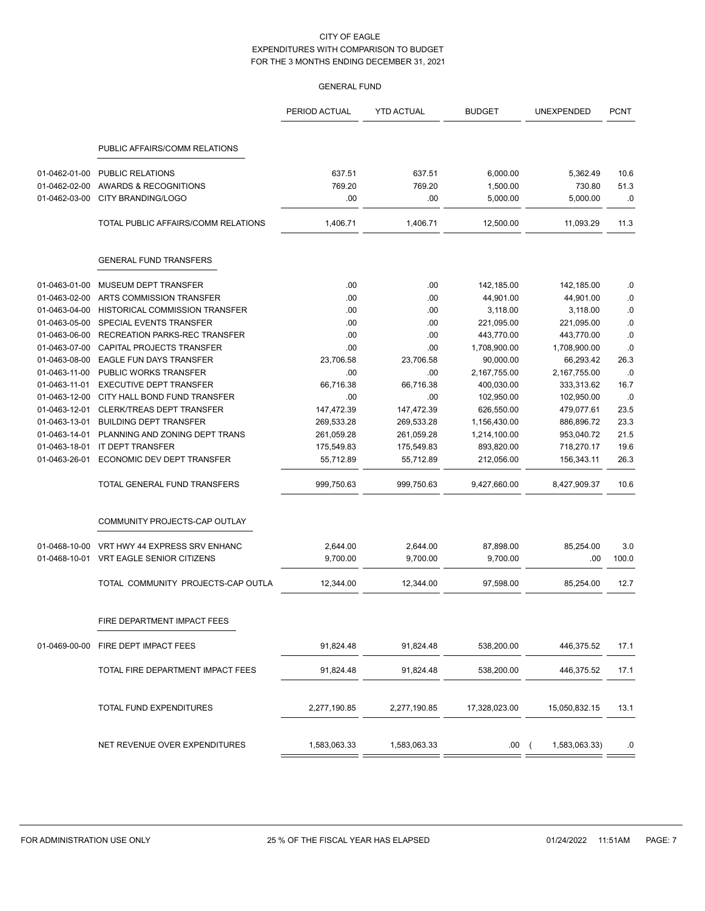CITY OF EAGLE
EXPENDITURES WITH COMPARISON TO BUDGET
FOR THE 3 MONTHS ENDING DECEMBER 31, 2021

GENERAL FUND

| | | PERIOD ACTUAL | YTD ACTUAL | BUDGET | UNEXPENDED | PCNT |
|---|---|---|---|---|---|---|
| | **PUBLIC AFFAIRS/COMM RELATIONS** | | | | | |
| 01-0462-01-00 | PUBLIC RELATIONS | 637.51 | 637.51 | 6,000.00 | 5,362.49 | 10.6 |
| 01-0462-02-00 | AWARDS & RECOGNITIONS | 769.20 | 769.20 | 1,500.00 | 730.80 | 51.3 |
| 01-0462-03-00 | CITY BRANDING/LOGO | .00 | .00 | 5,000.00 | 5,000.00 | .0 |
| | TOTAL PUBLIC AFFAIRS/COMM RELATIONS | 1,406.71 | 1,406.71 | 12,500.00 | 11,093.29 | 11.3 |
| | **GENERAL FUND TRANSFERS** | | | | | |
| 01-0463-01-00 | MUSEUM DEPT TRANSFER | .00 | .00 | 142,185.00 | 142,185.00 | .0 |
| 01-0463-02-00 | ARTS COMMISSION TRANSFER | .00 | .00 | 44,901.00 | 44,901.00 | .0 |
| 01-0463-04-00 | HISTORICAL COMMISSION TRANSFER | .00 | .00 | 3,118.00 | 3,118.00 | .0 |
| 01-0463-05-00 | SPECIAL EVENTS TRANSFER | .00 | .00 | 221,095.00 | 221,095.00 | .0 |
| 01-0463-06-00 | RECREATION PARKS-REC TRANSFER | .00 | .00 | 443,770.00 | 443,770.00 | .0 |
| 01-0463-07-00 | CAPITAL PROJECTS TRANSFER | .00 | .00 | 1,708,900.00 | 1,708,900.00 | .0 |
| 01-0463-08-00 | EAGLE FUN DAYS TRANSFER | 23,706.58 | 23,706.58 | 90,000.00 | 66,293.42 | 26.3 |
| 01-0463-11-00 | PUBLIC WORKS TRANSFER | .00 | .00 | 2,167,755.00 | 2,167,755.00 | .0 |
| 01-0463-11-01 | EXECUTIVE DEPT TRANSFER | 66,716.38 | 66,716.38 | 400,030.00 | 333,313.62 | 16.7 |
| 01-0463-12-00 | CITY HALL BOND FUND TRANSFER | .00 | .00 | 102,950.00 | 102,950.00 | .0 |
| 01-0463-12-01 | CLERK/TREAS DEPT TRANSFER | 147,472.39 | 147,472.39 | 626,550.00 | 479,077.61 | 23.5 |
| 01-0463-13-01 | BUILDING DEPT TRANSFER | 269,533.28 | 269,533.28 | 1,156,430.00 | 886,896.72 | 23.3 |
| 01-0463-14-01 | PLANNING AND ZONING DEPT TRANS | 261,059.28 | 261,059.28 | 1,214,100.00 | 953,040.72 | 21.5 |
| 01-0463-18-01 | IT DEPT TRANSFER | 175,549.83 | 175,549.83 | 893,820.00 | 718,270.17 | 19.6 |
| 01-0463-26-01 | ECONOMIC DEV DEPT TRANSFER | 55,712.89 | 55,712.89 | 212,056.00 | 156,343.11 | 26.3 |
| | TOTAL GENERAL FUND TRANSFERS | 999,750.63 | 999,750.63 | 9,427,660.00 | 8,427,909.37 | 10.6 |
| | **COMMUNITY PROJECTS-CAP OUTLAY** | | | | | |
| 01-0468-10-00 | VRT HWY 44 EXPRESS SRV ENHANC | 2,644.00 | 2,644.00 | 87,898.00 | 85,254.00 | 3.0 |
| 01-0468-10-01 | VRT EAGLE SENIOR CITIZENS | 9,700.00 | 9,700.00 | 9,700.00 | .00 | 100.0 |
| | TOTAL COMMUNITY PROJECTS-CAP OUTLA | 12,344.00 | 12,344.00 | 97,598.00 | 85,254.00 | 12.7 |
| | **FIRE DEPARTMENT IMPACT FEES** | | | | | |
| 01-0469-00-00 | FIRE DEPT IMPACT FEES | 91,824.48 | 91,824.48 | 538,200.00 | 446,375.52 | 17.1 |
| | TOTAL FIRE DEPARTMENT IMPACT FEES | 91,824.48 | 91,824.48 | 538,200.00 | 446,375.52 | 17.1 |
| | TOTAL FUND EXPENDITURES | 2,277,190.85 | 2,277,190.85 | 17,328,023.00 | 15,050,832.15 | 13.1 |
| | NET REVENUE OVER EXPENDITURES | 1,583,063.33 | 1,583,063.33 | .00 | ( 1,583,063.33) | .0 |

FOR ADMINISTRATION USE ONLY — 25 % OF THE FISCAL YEAR HAS ELAPSED — 01/24/2022 11:51AM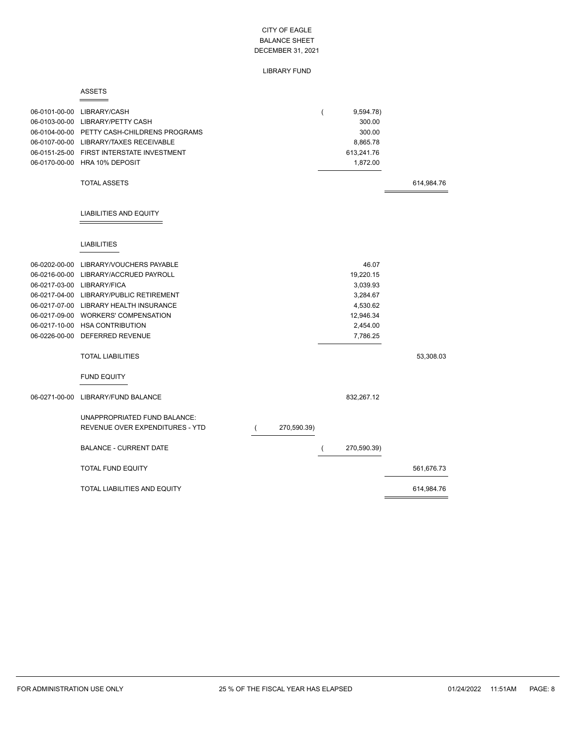# CITY OF EAGLE
## BALANCE SHEET
## DECEMBER 31, 2021

### LIBRARY FUND

#### ASSETS

| Account | Description | | | |
|---|---|---|---|---|
| 06-0101-00-00 | LIBRARY/CASH | | ( 9,594.78) | |
| 06-0103-00-00 | LIBRARY/PETTY CASH | | 300.00 | |
| 06-0104-00-00 | PETTY CASH-CHILDRENS PROGRAMS | | 300.00 | |
| 06-0107-00-00 | LIBRARY/TAXES RECEIVABLE | | 8,865.78 | |
| 06-0151-25-00 | FIRST INTERSTATE INVESTMENT | | 613,241.76 | |
| 06-0170-00-00 | HRA 10% DEPOSIT | | 1,872.00 | |
| | TOTAL ASSETS | | | 614,984.76 |

#### LIABILITIES AND EQUITY

##### LIABILITIES

| Account | Description | | | |
|---|---|---|---|---|
| 06-0202-00-00 | LIBRARY/VOUCHERS PAYABLE | | 46.07 | |
| 06-0216-00-00 | LIBRARY/ACCRUED PAYROLL | | 19,220.15 | |
| 06-0217-03-00 | LIBRARY/FICA | | 3,039.93 | |
| 06-0217-04-00 | LIBRARY/PUBLIC RETIREMENT | | 3,284.67 | |
| 06-0217-07-00 | LIBRARY HEALTH INSURANCE | | 4,530.62 | |
| 06-0217-09-00 | WORKERS' COMPENSATION | | 12,946.34 | |
| 06-0217-10-00 | HSA CONTRIBUTION | | 2,454.00 | |
| 06-0226-00-00 | DEFERRED REVENUE | | 7,786.25 | |
| | TOTAL LIABILITIES | | | 53,308.03 |

##### FUND EQUITY

| Account | Description | | | |
|---|---|---|---|---|
| 06-0271-00-00 | LIBRARY/FUND BALANCE | | 832,267.12 | |
| | UNAPPROPRIATED FUND BALANCE: | | | |
| | REVENUE OVER EXPENDITURES - YTD | ( 270,590.39) | | |
| | BALANCE - CURRENT DATE | | ( 270,590.39) | |
| | TOTAL FUND EQUITY | | | 561,676.73 |
| | TOTAL LIABILITIES AND EQUITY | | | 614,984.76 |

FOR ADMINISTRATION USE ONLY — 25 % OF THE FISCAL YEAR HAS ELAPSED — 01/24/2022 11:51AM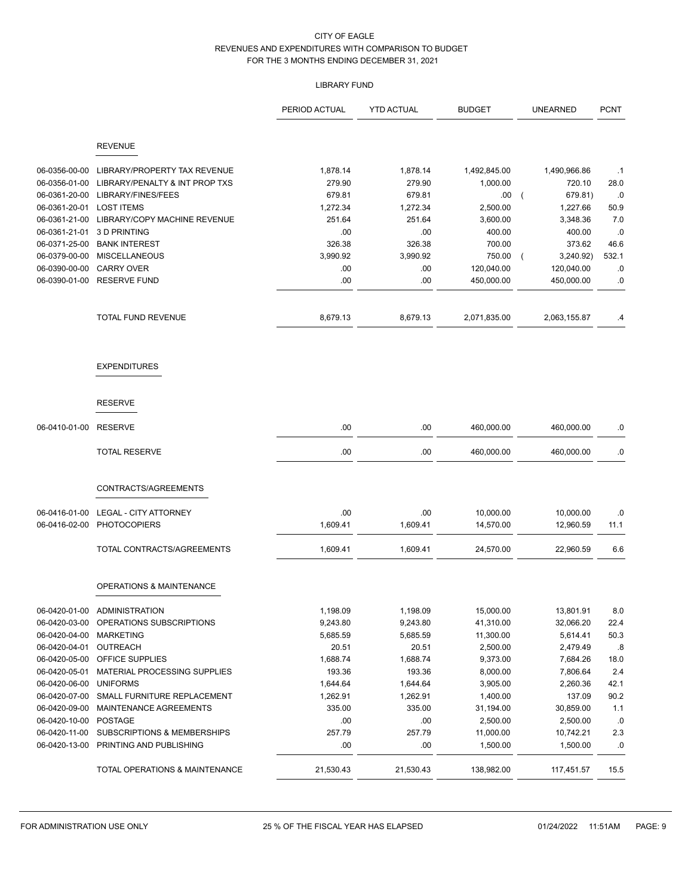CITY OF EAGLE
REVENUES AND EXPENDITURES WITH COMPARISON TO BUDGET
FOR THE 3 MONTHS ENDING DECEMBER 31, 2021

LIBRARY FUND

| | | PERIOD ACTUAL | YTD ACTUAL | BUDGET | UNEARNED | PCNT |
|---|---|---|---|---|---|---|
| | **REVENUE** | | | | | |
| 06-0356-00-00 | LIBRARY/PROPERTY TAX REVENUE | 1,878.14 | 1,878.14 | 1,492,845.00 | 1,490,966.86 | .1 |
| 06-0356-01-00 | LIBRARY/PENALTY & INT PROP TXS | 279.90 | 279.90 | 1,000.00 | 720.10 | 28.0 |
| 06-0361-20-00 | LIBRARY/FINES/FEES | 679.81 | 679.81 | .00 | ( 679.81) | .0 |
| 06-0361-20-01 | LOST ITEMS | 1,272.34 | 1,272.34 | 2,500.00 | 1,227.66 | 50.9 |
| 06-0361-21-00 | LIBRARY/COPY MACHINE REVENUE | 251.64 | 251.64 | 3,600.00 | 3,348.36 | 7.0 |
| 06-0361-21-01 | 3 D PRINTING | .00 | .00 | 400.00 | 400.00 | .0 |
| 06-0371-25-00 | BANK INTEREST | 326.38 | 326.38 | 700.00 | 373.62 | 46.6 |
| 06-0379-00-00 | MISCELLANEOUS | 3,990.92 | 3,990.92 | 750.00 | ( 3,240.92) | 532.1 |
| 06-0390-00-00 | CARRY OVER | .00 | .00 | 120,040.00 | 120,040.00 | .0 |
| 06-0390-01-00 | RESERVE FUND | .00 | .00 | 450,000.00 | 450,000.00 | .0 |
| | TOTAL FUND REVENUE | 8,679.13 | 8,679.13 | 2,071,835.00 | 2,063,155.87 | .4 |
| | **EXPENDITURES** | | | | | |
| | **RESERVE** | | | | | |
| 06-0410-01-00 | RESERVE | .00 | .00 | 460,000.00 | 460,000.00 | .0 |
| | TOTAL RESERVE | .00 | .00 | 460,000.00 | 460,000.00 | .0 |
| | **CONTRACTS/AGREEMENTS** | | | | | |
| 06-0416-01-00 | LEGAL - CITY ATTORNEY | .00 | .00 | 10,000.00 | 10,000.00 | .0 |
| 06-0416-02-00 | PHOTOCOPIERS | 1,609.41 | 1,609.41 | 14,570.00 | 12,960.59 | 11.1 |
| | TOTAL CONTRACTS/AGREEMENTS | 1,609.41 | 1,609.41 | 24,570.00 | 22,960.59 | 6.6 |
| | **OPERATIONS & MAINTENANCE** | | | | | |
| 06-0420-01-00 | ADMINISTRATION | 1,198.09 | 1,198.09 | 15,000.00 | 13,801.91 | 8.0 |
| 06-0420-03-00 | OPERATIONS SUBSCRIPTIONS | 9,243.80 | 9,243.80 | 41,310.00 | 32,066.20 | 22.4 |
| 06-0420-04-00 | MARKETING | 5,685.59 | 5,685.59 | 11,300.00 | 5,614.41 | 50.3 |
| 06-0420-04-01 | OUTREACH | 20.51 | 20.51 | 2,500.00 | 2,479.49 | .8 |
| 06-0420-05-00 | OFFICE SUPPLIES | 1,688.74 | 1,688.74 | 9,373.00 | 7,684.26 | 18.0 |
| 06-0420-05-01 | MATERIAL PROCESSING SUPPLIES | 193.36 | 193.36 | 8,000.00 | 7,806.64 | 2.4 |
| 06-0420-06-00 | UNIFORMS | 1,644.64 | 1,644.64 | 3,905.00 | 2,260.36 | 42.1 |
| 06-0420-07-00 | SMALL FURNITURE REPLACEMENT | 1,262.91 | 1,262.91 | 1,400.00 | 137.09 | 90.2 |
| 06-0420-09-00 | MAINTENANCE AGREEMENTS | 335.00 | 335.00 | 31,194.00 | 30,859.00 | 1.1 |
| 06-0420-10-00 | POSTAGE | .00 | .00 | 2,500.00 | 2,500.00 | .0 |
| 06-0420-11-00 | SUBSCRIPTIONS & MEMBERSHIPS | 257.79 | 257.79 | 11,000.00 | 10,742.21 | 2.3 |
| 06-0420-13-00 | PRINTING AND PUBLISHING | .00 | .00 | 1,500.00 | 1,500.00 | .0 |
| | TOTAL OPERATIONS & MAINTENANCE | 21,530.43 | 21,530.43 | 138,982.00 | 117,451.57 | 15.5 |

FOR ADMINISTRATION USE ONLY    25 % OF THE FISCAL YEAR HAS ELAPSED    01/24/2022 11:51AM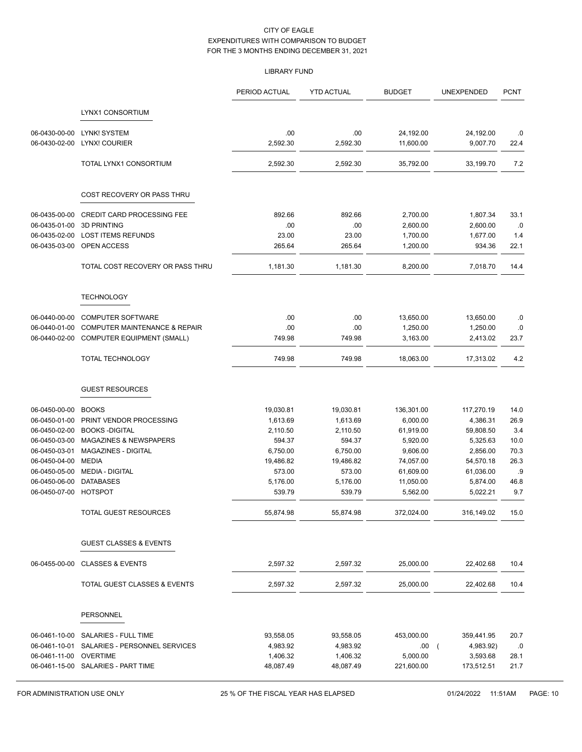CITY OF EAGLE
EXPENDITURES WITH COMPARISON TO BUDGET
FOR THE 3 MONTHS ENDING DECEMBER 31, 2021

LIBRARY FUND

| | | PERIOD ACTUAL | YTD ACTUAL | BUDGET | UNEXPENDED | PCNT |
|---|---|---|---|---|---|---|
| | **LYNX1 CONSORTIUM** | | | | | |
| 06-0430-00-00 | LYNK! SYSTEM | .00 | .00 | 24,192.00 | 24,192.00 | .0 |
| 06-0430-02-00 | LYNX! COURIER | 2,592.30 | 2,592.30 | 11,600.00 | 9,007.70 | 22.4 |
| | TOTAL LYNX1 CONSORTIUM | 2,592.30 | 2,592.30 | 35,792.00 | 33,199.70 | 7.2 |
| | **COST RECOVERY OR PASS THRU** | | | | | |
| 06-0435-00-00 | CREDIT CARD PROCESSING FEE | 892.66 | 892.66 | 2,700.00 | 1,807.34 | 33.1 |
| 06-0435-01-00 | 3D PRINTING | .00 | .00 | 2,600.00 | 2,600.00 | .0 |
| 06-0435-02-00 | LOST ITEMS REFUNDS | 23.00 | 23.00 | 1,700.00 | 1,677.00 | 1.4 |
| 06-0435-03-00 | OPEN ACCESS | 265.64 | 265.64 | 1,200.00 | 934.36 | 22.1 |
| | TOTAL COST RECOVERY OR PASS THRU | 1,181.30 | 1,181.30 | 8,200.00 | 7,018.70 | 14.4 |
| | **TECHNOLOGY** | | | | | |
| 06-0440-00-00 | COMPUTER SOFTWARE | .00 | .00 | 13,650.00 | 13,650.00 | .0 |
| 06-0440-01-00 | COMPUTER MAINTENANCE & REPAIR | .00 | .00 | 1,250.00 | 1,250.00 | .0 |
| 06-0440-02-00 | COMPUTER EQUIPMENT (SMALL) | 749.98 | 749.98 | 3,163.00 | 2,413.02 | 23.7 |
| | TOTAL TECHNOLOGY | 749.98 | 749.98 | 18,063.00 | 17,313.02 | 4.2 |
| | **GUEST RESOURCES** | | | | | |
| 06-0450-00-00 | BOOKS | 19,030.81 | 19,030.81 | 136,301.00 | 117,270.19 | 14.0 |
| 06-0450-01-00 | PRINT VENDOR PROCESSING | 1,613.69 | 1,613.69 | 6,000.00 | 4,386.31 | 26.9 |
| 06-0450-02-00 | BOOKS -DIGITAL | 2,110.50 | 2,110.50 | 61,919.00 | 59,808.50 | 3.4 |
| 06-0450-03-00 | MAGAZINES & NEWSPAPERS | 594.37 | 594.37 | 5,920.00 | 5,325.63 | 10.0 |
| 06-0450-03-01 | MAGAZINES - DIGITAL | 6,750.00 | 6,750.00 | 9,606.00 | 2,856.00 | 70.3 |
| 06-0450-04-00 | MEDIA | 19,486.82 | 19,486.82 | 74,057.00 | 54,570.18 | 26.3 |
| 06-0450-05-00 | MEDIA - DIGITAL | 573.00 | 573.00 | 61,609.00 | 61,036.00 | .9 |
| 06-0450-06-00 | DATABASES | 5,176.00 | 5,176.00 | 11,050.00 | 5,874.00 | 46.8 |
| 06-0450-07-00 | HOTSPOT | 539.79 | 539.79 | 5,562.00 | 5,022.21 | 9.7 |
| | TOTAL GUEST RESOURCES | 55,874.98 | 55,874.98 | 372,024.00 | 316,149.02 | 15.0 |
| | **GUEST CLASSES & EVENTS** | | | | | |
| 06-0455-00-00 | CLASSES & EVENTS | 2,597.32 | 2,597.32 | 25,000.00 | 22,402.68 | 10.4 |
| | TOTAL GUEST CLASSES & EVENTS | 2,597.32 | 2,597.32 | 25,000.00 | 22,402.68 | 10.4 |
| | **PERSONNEL** | | | | | |
| 06-0461-10-00 | SALARIES - FULL TIME | 93,558.05 | 93,558.05 | 453,000.00 | 359,441.95 | 20.7 |
| 06-0461-10-01 | SALARIES - PERSONNEL SERVICES | 4,983.92 | 4,983.92 | .00 | ( 4,983.92) | .0 |
| 06-0461-11-00 | OVERTIME | 1,406.32 | 1,406.32 | 5,000.00 | 3,593.68 | 28.1 |
| 06-0461-15-00 | SALARIES - PART TIME | 48,087.49 | 48,087.49 | 221,600.00 | 173,512.51 | 21.7 |

FOR ADMINISTRATION USE ONLY — 25 % OF THE FISCAL YEAR HAS ELAPSED — 01/24/2022 11:51AM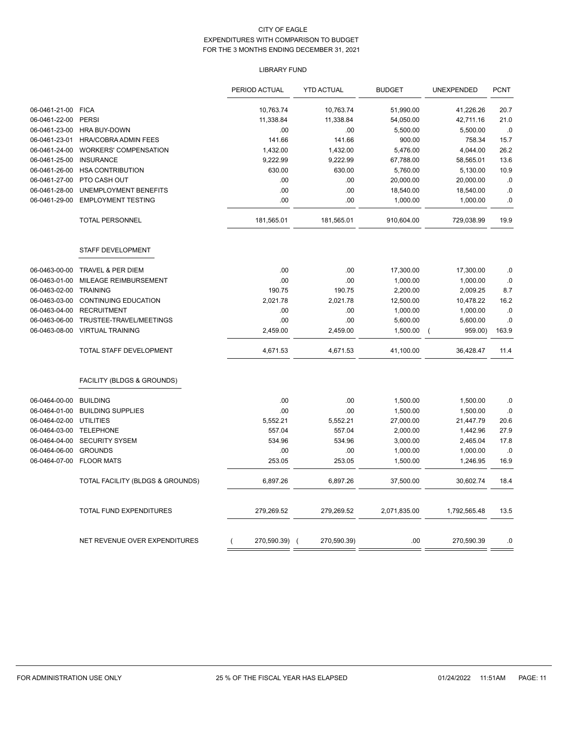CITY OF EAGLE
EXPENDITURES WITH COMPARISON TO BUDGET
FOR THE 3 MONTHS ENDING DECEMBER 31, 2021

LIBRARY FUND

| | | PERIOD ACTUAL | YTD ACTUAL | BUDGET | UNEXPENDED | PCNT |
|---|---|---|---|---|---|---|
| 06-0461-21-00 | FICA | 10,763.74 | 10,763.74 | 51,990.00 | 41,226.26 | 20.7 |
| 06-0461-22-00 | PERSI | 11,338.84 | 11,338.84 | 54,050.00 | 42,711.16 | 21.0 |
| 06-0461-23-00 | HRA BUY-DOWN | .00 | .00 | 5,500.00 | 5,500.00 | .0 |
| 06-0461-23-01 | HRA/COBRA ADMIN FEES | 141.66 | 141.66 | 900.00 | 758.34 | 15.7 |
| 06-0461-24-00 | WORKERS' COMPENSATION | 1,432.00 | 1,432.00 | 5,476.00 | 4,044.00 | 26.2 |
| 06-0461-25-00 | INSURANCE | 9,222.99 | 9,222.99 | 67,788.00 | 58,565.01 | 13.6 |
| 06-0461-26-00 | HSA CONTRIBUTION | 630.00 | 630.00 | 5,760.00 | 5,130.00 | 10.9 |
| 06-0461-27-00 | PTO CASH OUT | .00 | .00 | 20,000.00 | 20,000.00 | .0 |
| 06-0461-28-00 | UNEMPLOYMENT BENEFITS | .00 | .00 | 18,540.00 | 18,540.00 | .0 |
| 06-0461-29-00 | EMPLOYMENT TESTING | .00 | .00 | 1,000.00 | 1,000.00 | .0 |
| | TOTAL PERSONNEL | 181,565.01 | 181,565.01 | 910,604.00 | 729,038.99 | 19.9 |
| | **STAFF DEVELOPMENT** | | | | | |
| 06-0463-00-00 | TRAVEL & PER DIEM | .00 | .00 | 17,300.00 | 17,300.00 | .0 |
| 06-0463-01-00 | MILEAGE REIMBURSEMENT | .00 | .00 | 1,000.00 | 1,000.00 | .0 |
| 06-0463-02-00 | TRAINING | 190.75 | 190.75 | 2,200.00 | 2,009.25 | 8.7 |
| 06-0463-03-00 | CONTINUING EDUCATION | 2,021.78 | 2,021.78 | 12,500.00 | 10,478.22 | 16.2 |
| 06-0463-04-00 | RECRUITMENT | .00 | .00 | 1,000.00 | 1,000.00 | .0 |
| 06-0463-06-00 | TRUSTEE-TRAVEL/MEETINGS | .00 | .00 | 5,600.00 | 5,600.00 | .0 |
| 06-0463-08-00 | VIRTUAL TRAINING | 2,459.00 | 2,459.00 | 1,500.00 | ( 959.00) | 163.9 |
| | TOTAL STAFF DEVELOPMENT | 4,671.53 | 4,671.53 | 41,100.00 | 36,428.47 | 11.4 |
| | **FACILITY (BLDGS & GROUNDS)** | | | | | |
| 06-0464-00-00 | BUILDING | .00 | .00 | 1,500.00 | 1,500.00 | .0 |
| 06-0464-01-00 | BUILDING SUPPLIES | .00 | .00 | 1,500.00 | 1,500.00 | .0 |
| 06-0464-02-00 | UTILITIES | 5,552.21 | 5,552.21 | 27,000.00 | 21,447.79 | 20.6 |
| 06-0464-03-00 | TELEPHONE | 557.04 | 557.04 | 2,000.00 | 1,442.96 | 27.9 |
| 06-0464-04-00 | SECURITY SYSEM | 534.96 | 534.96 | 3,000.00 | 2,465.04 | 17.8 |
| 06-0464-06-00 | GROUNDS | .00 | .00 | 1,000.00 | 1,000.00 | .0 |
| 06-0464-07-00 | FLOOR MATS | 253.05 | 253.05 | 1,500.00 | 1,246.95 | 16.9 |
| | TOTAL FACILITY (BLDGS & GROUNDS) | 6,897.26 | 6,897.26 | 37,500.00 | 30,602.74 | 18.4 |
| | TOTAL FUND EXPENDITURES | 279,269.52 | 279,269.52 | 2,071,835.00 | 1,792,565.48 | 13.5 |
| | NET REVENUE OVER EXPENDITURES | ( 270,590.39) | ( 270,590.39) | .00 | 270,590.39 | .0 |

FOR ADMINISTRATION USE ONLY 25 % OF THE FISCAL YEAR HAS ELAPSED 01/24/2022 11:51AM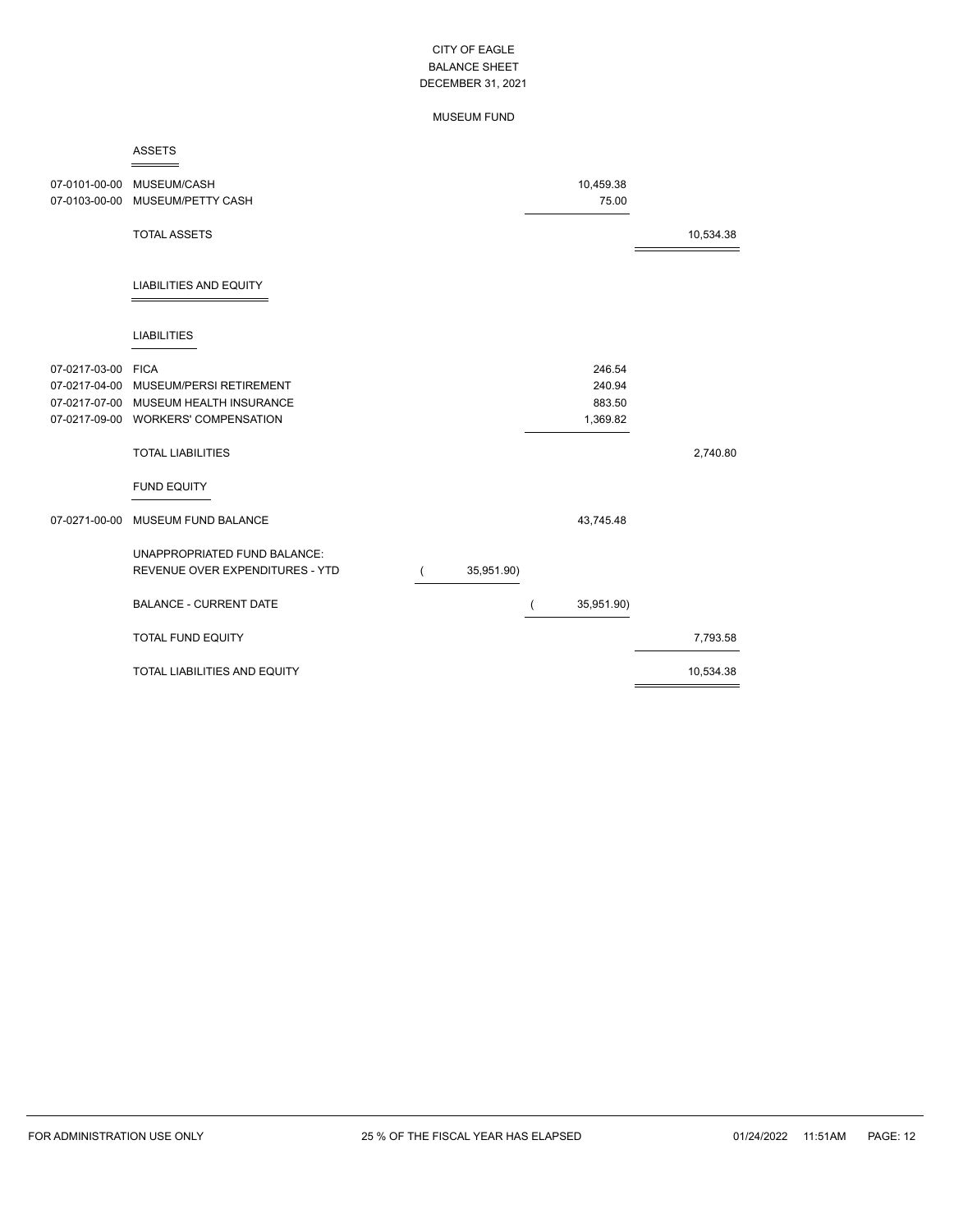# CITY OF EAGLE
## BALANCE SHEET
### DECEMBER 31, 2021

### MUSEUM FUND

| Account | Description | | | |
|---|---|---|---|---|
| | **ASSETS** | | | |
| 07-0101-00-00 | MUSEUM/CASH | | 10,459.38 | |
| 07-0103-00-00 | MUSEUM/PETTY CASH | | 75.00 | |
| | TOTAL ASSETS | | | 10,534.38 |
| | **LIABILITIES AND EQUITY** | | | |
| | **LIABILITIES** | | | |
| 07-0217-03-00 | FICA | | 246.54 | |
| 07-0217-04-00 | MUSEUM/PERSI RETIREMENT | | 240.94 | |
| 07-0217-07-00 | MUSEUM HEALTH INSURANCE | | 883.50 | |
| 07-0217-09-00 | WORKERS' COMPENSATION | | 1,369.82 | |
| | TOTAL LIABILITIES | | | 2,740.80 |
| | **FUND EQUITY** | | | |
| 07-0271-00-00 | MUSEUM FUND BALANCE | | 43,745.48 | |
| | UNAPPROPRIATED FUND BALANCE: | | | |
| | REVENUE OVER EXPENDITURES - YTD | ( 35,951.90) | | |
| | BALANCE - CURRENT DATE | | ( 35,951.90) | |
| | TOTAL FUND EQUITY | | | 7,793.58 |
| | TOTAL LIABILITIES AND EQUITY | | | 10,534.38 |

FOR ADMINISTRATION USE ONLY — 25 % OF THE FISCAL YEAR HAS ELAPSED — 01/24/2022 11:51AM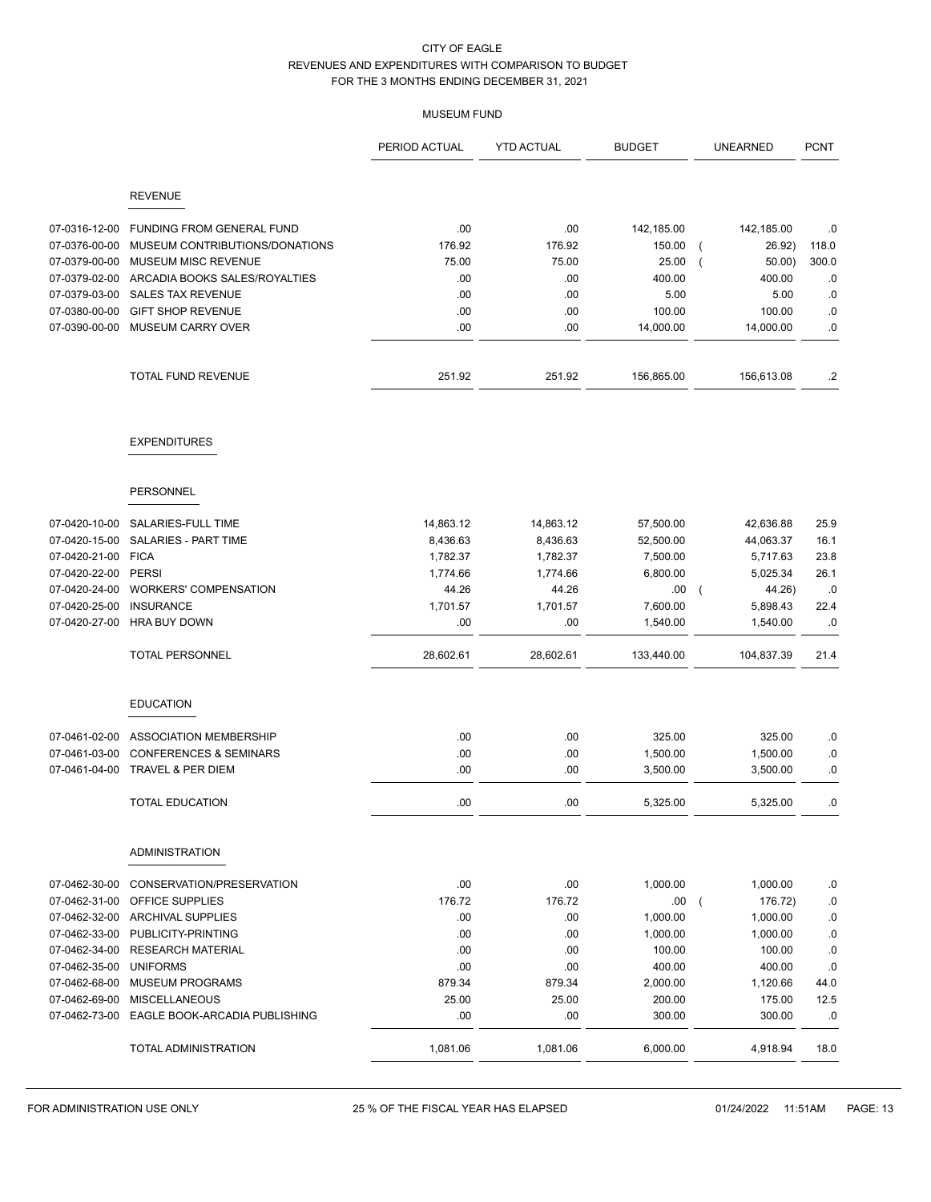CITY OF EAGLE
REVENUES AND EXPENDITURES WITH COMPARISON TO BUDGET
FOR THE 3 MONTHS ENDING DECEMBER 31, 2021

MUSEUM FUND

| | | PERIOD ACTUAL | YTD ACTUAL | BUDGET | UNEARNED | PCNT |
|---|---|---|---|---|---|---|
| | **REVENUE** | | | | | |
| 07-0316-12-00 | FUNDING FROM GENERAL FUND | .00 | .00 | 142,185.00 | 142,185.00 | .0 |
| 07-0376-00-00 | MUSEUM CONTRIBUTIONS/DONATIONS | 176.92 | 176.92 | 150.00 | ( 26.92) | 118.0 |
| 07-0379-00-00 | MUSEUM MISC REVENUE | 75.00 | 75.00 | 25.00 | ( 50.00) | 300.0 |
| 07-0379-02-00 | ARCADIA BOOKS SALES/ROYALTIES | .00 | .00 | 400.00 | 400.00 | .0 |
| 07-0379-03-00 | SALES TAX REVENUE | .00 | .00 | 5.00 | 5.00 | .0 |
| 07-0380-00-00 | GIFT SHOP REVENUE | .00 | .00 | 100.00 | 100.00 | .0 |
| 07-0390-00-00 | MUSEUM CARRY OVER | .00 | .00 | 14,000.00 | 14,000.00 | .0 |
| | TOTAL FUND REVENUE | 251.92 | 251.92 | 156,865.00 | 156,613.08 | .2 |
| | **EXPENDITURES** | | | | | |
| | **PERSONNEL** | | | | | |
| 07-0420-10-00 | SALARIES-FULL TIME | 14,863.12 | 14,863.12 | 57,500.00 | 42,636.88 | 25.9 |
| 07-0420-15-00 | SALARIES - PART TIME | 8,436.63 | 8,436.63 | 52,500.00 | 44,063.37 | 16.1 |
| 07-0420-21-00 | FICA | 1,782.37 | 1,782.37 | 7,500.00 | 5,717.63 | 23.8 |
| 07-0420-22-00 | PERSI | 1,774.66 | 1,774.66 | 6,800.00 | 5,025.34 | 26.1 |
| 07-0420-24-00 | WORKERS' COMPENSATION | 44.26 | 44.26 | .00 | ( 44.26) | .0 |
| 07-0420-25-00 | INSURANCE | 1,701.57 | 1,701.57 | 7,600.00 | 5,898.43 | 22.4 |
| 07-0420-27-00 | HRA BUY DOWN | .00 | .00 | 1,540.00 | 1,540.00 | .0 |
| | TOTAL PERSONNEL | 28,602.61 | 28,602.61 | 133,440.00 | 104,837.39 | 21.4 |
| | **EDUCATION** | | | | | |
| 07-0461-02-00 | ASSOCIATION MEMBERSHIP | .00 | .00 | 325.00 | 325.00 | .0 |
| 07-0461-03-00 | CONFERENCES & SEMINARS | .00 | .00 | 1,500.00 | 1,500.00 | .0 |
| 07-0461-04-00 | TRAVEL & PER DIEM | .00 | .00 | 3,500.00 | 3,500.00 | .0 |
| | TOTAL EDUCATION | .00 | .00 | 5,325.00 | 5,325.00 | .0 |
| | **ADMINISTRATION** | | | | | |
| 07-0462-30-00 | CONSERVATION/PRESERVATION | .00 | .00 | 1,000.00 | 1,000.00 | .0 |
| 07-0462-31-00 | OFFICE SUPPLIES | 176.72 | 176.72 | .00 | ( 176.72) | .0 |
| 07-0462-32-00 | ARCHIVAL SUPPLIES | .00 | .00 | 1,000.00 | 1,000.00 | .0 |
| 07-0462-33-00 | PUBLICITY-PRINTING | .00 | .00 | 1,000.00 | 1,000.00 | .0 |
| 07-0462-34-00 | RESEARCH MATERIAL | .00 | .00 | 100.00 | 100.00 | .0 |
| 07-0462-35-00 | UNIFORMS | .00 | .00 | 400.00 | 400.00 | .0 |
| 07-0462-68-00 | MUSEUM PROGRAMS | 879.34 | 879.34 | 2,000.00 | 1,120.66 | 44.0 |
| 07-0462-69-00 | MISCELLANEOUS | 25.00 | 25.00 | 200.00 | 175.00 | 12.5 |
| 07-0462-73-00 | EAGLE BOOK-ARCADIA PUBLISHING | .00 | .00 | 300.00 | 300.00 | .0 |
| | TOTAL ADMINISTRATION | 1,081.06 | 1,081.06 | 6,000.00 | 4,918.94 | 18.0 |

FOR ADMINISTRATION USE ONLY — 25 % OF THE FISCAL YEAR HAS ELAPSED — 01/24/2022 11:51AM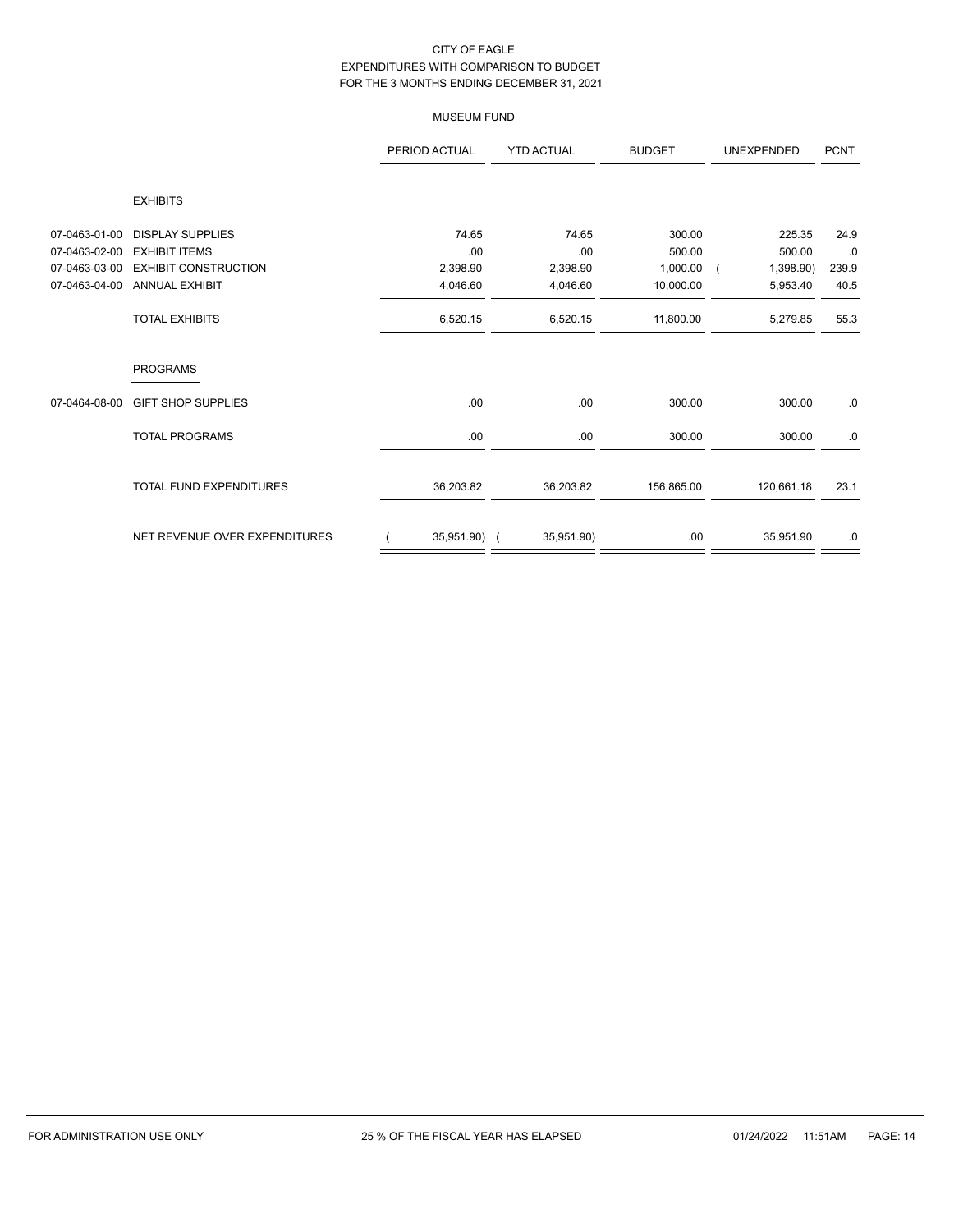CITY OF EAGLE
EXPENDITURES WITH COMPARISON TO BUDGET
FOR THE 3 MONTHS ENDING DECEMBER 31, 2021

MUSEUM FUND

| | | PERIOD ACTUAL | YTD ACTUAL | BUDGET | UNEXPENDED | PCNT |
|---|---|---|---|---|---|---|
| | **EXHIBITS** | | | | | |
| 07-0463-01-00 | DISPLAY SUPPLIES | 74.65 | 74.65 | 300.00 | 225.35 | 24.9 |
| 07-0463-02-00 | EXHIBIT ITEMS | .00 | .00 | 500.00 | 500.00 | .0 |
| 07-0463-03-00 | EXHIBIT CONSTRUCTION | 2,398.90 | 2,398.90 | 1,000.00 | ( 1,398.90) | 239.9 |
| 07-0463-04-00 | ANNUAL EXHIBIT | 4,046.60 | 4,046.60 | 10,000.00 | 5,953.40 | 40.5 |
| | TOTAL EXHIBITS | 6,520.15 | 6,520.15 | 11,800.00 | 5,279.85 | 55.3 |
| | **PROGRAMS** | | | | | |
| 07-0464-08-00 | GIFT SHOP SUPPLIES | .00 | .00 | 300.00 | 300.00 | .0 |
| | TOTAL PROGRAMS | .00 | .00 | 300.00 | 300.00 | .0 |
| | TOTAL FUND EXPENDITURES | 36,203.82 | 36,203.82 | 156,865.00 | 120,661.18 | 23.1 |
| | NET REVENUE OVER EXPENDITURES | ( 35,951.90) | ( 35,951.90) | .00 | 35,951.90 | .0 |

FOR ADMINISTRATION USE ONLY 25 % OF THE FISCAL YEAR HAS ELAPSED 01/24/2022 11:51AM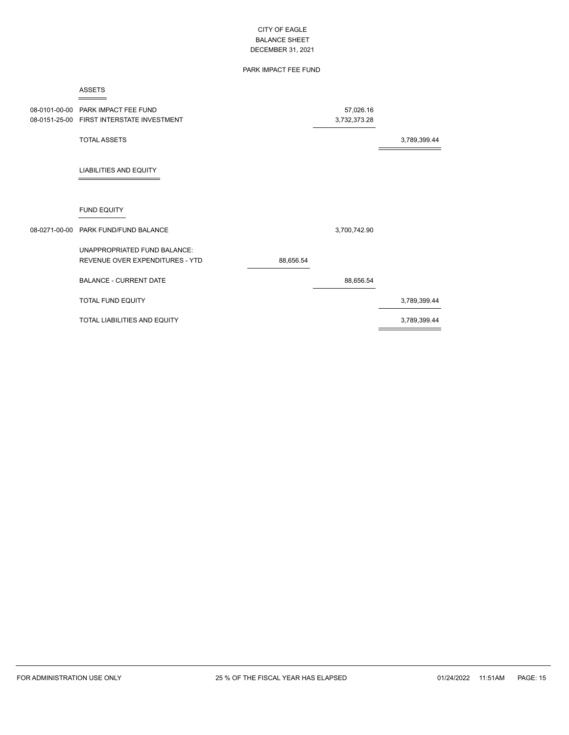CITY OF EAGLE
BALANCE SHEET
DECEMBER 31, 2021

PARK IMPACT FEE FUND

## ASSETS

| Account | Description | | | |
|---|---|---|---|---|
| 08-0101-00-00 | PARK IMPACT FEE FUND | | 57,026.16 | |
| 08-0151-25-00 | FIRST INTERSTATE INVESTMENT | | 3,732,373.28 | |
| | TOTAL ASSETS | | | 3,789,399.44 |

## LIABILITIES AND EQUITY

### FUND EQUITY

| Account | Description | | | |
|---|---|---|---|---|
| 08-0271-00-00 | PARK FUND/FUND BALANCE | | 3,700,742.90 | |
| | UNAPPROPRIATED FUND BALANCE: | | | |
| | REVENUE OVER EXPENDITURES - YTD | 88,656.54 | | |
| | BALANCE - CURRENT DATE | | 88,656.54 | |
| | TOTAL FUND EQUITY | | | 3,789,399.44 |
| | TOTAL LIABILITIES AND EQUITY | | | 3,789,399.44 |

FOR ADMINISTRATION USE ONLY 25 % OF THE FISCAL YEAR HAS ELAPSED 01/24/2022 11:51AM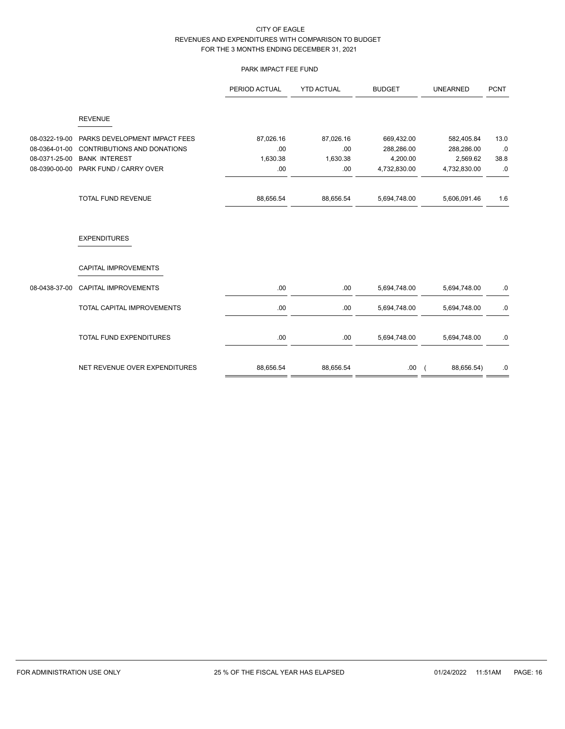CITY OF EAGLE
REVENUES AND EXPENDITURES WITH COMPARISON TO BUDGET
FOR THE 3 MONTHS ENDING DECEMBER 31, 2021

PARK IMPACT FEE FUND

| | | PERIOD ACTUAL | YTD ACTUAL | BUDGET | UNEARNED | PCNT |
|---|---|---|---|---|---|---|
| | **REVENUE** | | | | | |
| 08-0322-19-00 | PARKS DEVELOPMENT IMPACT FEES | 87,026.16 | 87,026.16 | 669,432.00 | 582,405.84 | 13.0 |
| 08-0364-01-00 | CONTRIBUTIONS AND DONATIONS | .00 | .00 | 288,286.00 | 288,286.00 | .0 |
| 08-0371-25-00 | BANK INTEREST | 1,630.38 | 1,630.38 | 4,200.00 | 2,569.62 | 38.8 |
| 08-0390-00-00 | PARK FUND / CARRY OVER | .00 | .00 | 4,732,830.00 | 4,732,830.00 | .0 |
| | TOTAL FUND REVENUE | 88,656.54 | 88,656.54 | 5,694,748.00 | 5,606,091.46 | 1.6 |
| | **EXPENDITURES** | | | | | |
| | **CAPITAL IMPROVEMENTS** | | | | | |
| 08-0438-37-00 | CAPITAL IMPROVEMENTS | .00 | .00 | 5,694,748.00 | 5,694,748.00 | .0 |
| | TOTAL CAPITAL IMPROVEMENTS | .00 | .00 | 5,694,748.00 | 5,694,748.00 | .0 |
| | TOTAL FUND EXPENDITURES | .00 | .00 | 5,694,748.00 | 5,694,748.00 | .0 |
| | NET REVENUE OVER EXPENDITURES | 88,656.54 | 88,656.54 | .00 | ( 88,656.54) | .0 |

FOR ADMINISTRATION USE ONLY 25 % OF THE FISCAL YEAR HAS ELAPSED 01/24/2022 11:51AM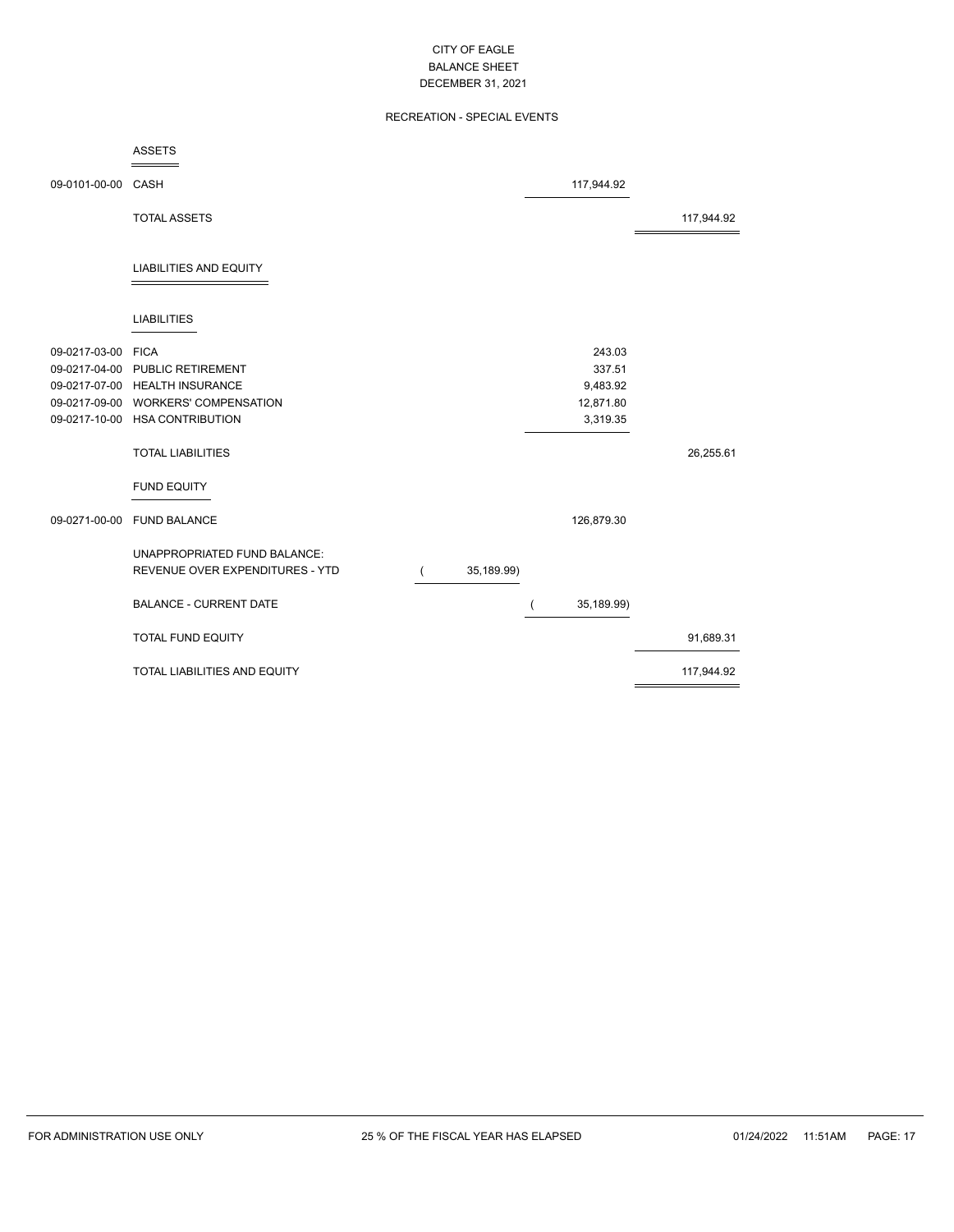# CITY OF EAGLE
## BALANCE SHEET
### DECEMBER 31, 2021

### RECREATION - SPECIAL EVENTS

**ASSETS**

| Account | Description | | | |
|---|---|---|---|---|
| 09-0101-00-00 | CASH | | 117,944.92 | |
| | TOTAL ASSETS | | | 117,944.92 |

**LIABILITIES AND EQUITY**

**LIABILITIES**

| Account | Description | | | |
|---|---|---|---|---|
| 09-0217-03-00 | FICA | | 243.03 | |
| 09-0217-04-00 | PUBLIC RETIREMENT | | 337.51 | |
| 09-0217-07-00 | HEALTH INSURANCE | | 9,483.92 | |
| 09-0217-09-00 | WORKERS' COMPENSATION | | 12,871.80 | |
| 09-0217-10-00 | HSA CONTRIBUTION | | 3,319.35 | |
| | TOTAL LIABILITIES | | | 26,255.61 |

**FUND EQUITY**

| Account | Description | | | |
|---|---|---|---|---|
| 09-0271-00-00 | FUND BALANCE | | 126,879.30 | |
| | UNAPPROPRIATED FUND BALANCE: | | | |
| | REVENUE OVER EXPENDITURES - YTD | ( 35,189.99) | | |
| | BALANCE - CURRENT DATE | | ( 35,189.99) | |
| | TOTAL FUND EQUITY | | | 91,689.31 |
| | TOTAL LIABILITIES AND EQUITY | | | 117,944.92 |

FOR ADMINISTRATION USE ONLY 25 % OF THE FISCAL YEAR HAS ELAPSED 01/24/2022 11:51AM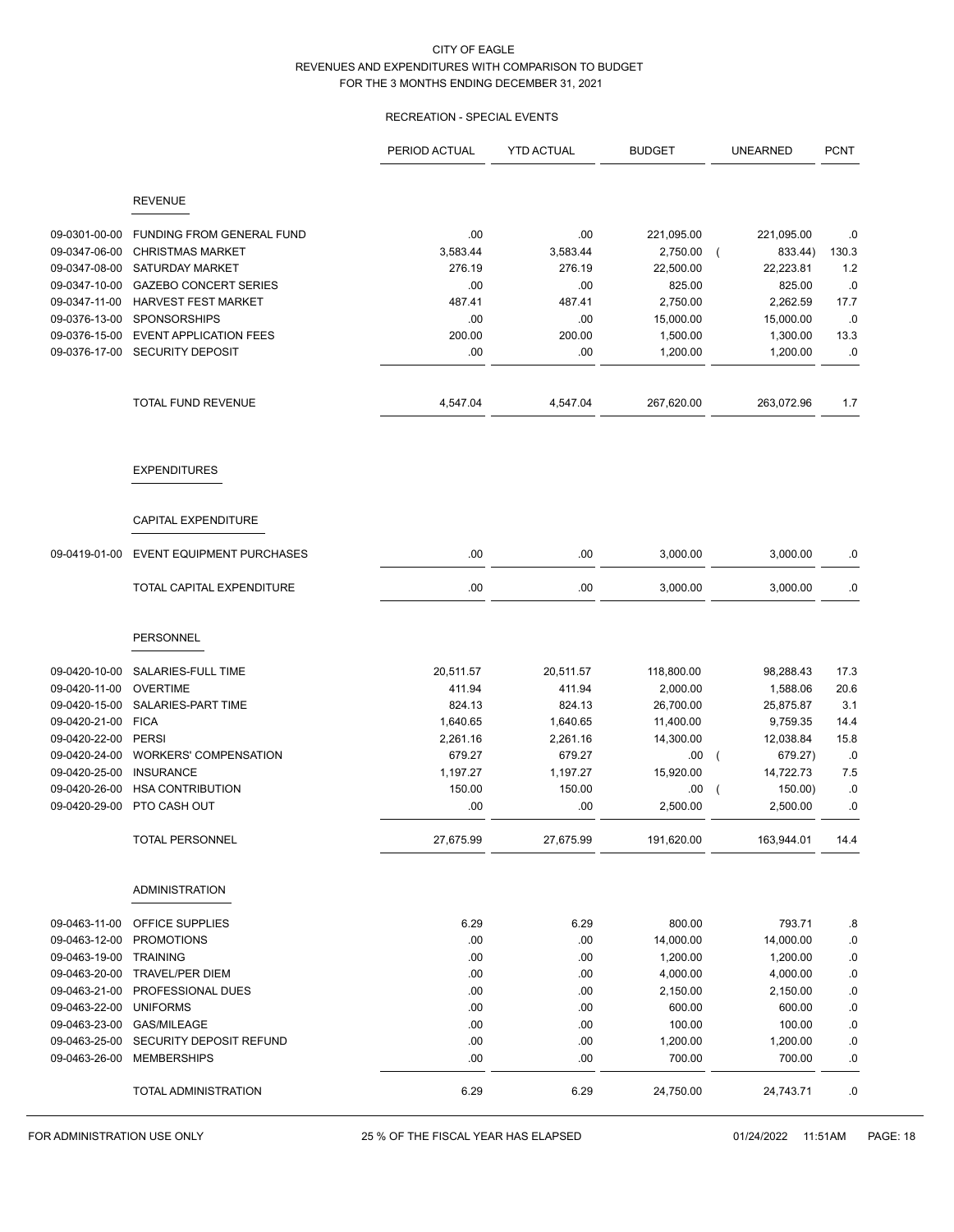CITY OF EAGLE
REVENUES AND EXPENDITURES WITH COMPARISON TO BUDGET
FOR THE 3 MONTHS ENDING DECEMBER 31, 2021

RECREATION - SPECIAL EVENTS

| | | PERIOD ACTUAL | YTD ACTUAL | BUDGET | UNEARNED | PCNT |
|---|---|---|---|---|---|---|
| | **REVENUE** | | | | | |
| 09-0301-00-00 | FUNDING FROM GENERAL FUND | .00 | .00 | 221,095.00 | 221,095.00 | .0 |
| 09-0347-06-00 | CHRISTMAS MARKET | 3,583.44 | 3,583.44 | 2,750.00 | ( 833.44) | 130.3 |
| 09-0347-08-00 | SATURDAY MARKET | 276.19 | 276.19 | 22,500.00 | 22,223.81 | 1.2 |
| 09-0347-10-00 | GAZEBO CONCERT SERIES | .00 | .00 | 825.00 | 825.00 | .0 |
| 09-0347-11-00 | HARVEST FEST MARKET | 487.41 | 487.41 | 2,750.00 | 2,262.59 | 17.7 |
| 09-0376-13-00 | SPONSORSHIPS | .00 | .00 | 15,000.00 | 15,000.00 | .0 |
| 09-0376-15-00 | EVENT APPLICATION FEES | 200.00 | 200.00 | 1,500.00 | 1,300.00 | 13.3 |
| 09-0376-17-00 | SECURITY DEPOSIT | .00 | .00 | 1,200.00 | 1,200.00 | .0 |
| | TOTAL FUND REVENUE | 4,547.04 | 4,547.04 | 267,620.00 | 263,072.96 | 1.7 |
| | **EXPENDITURES** | | | | | |
| | **CAPITAL EXPENDITURE** | | | | | |
| 09-0419-01-00 | EVENT EQUIPMENT PURCHASES | .00 | .00 | 3,000.00 | 3,000.00 | .0 |
| | TOTAL CAPITAL EXPENDITURE | .00 | .00 | 3,000.00 | 3,000.00 | .0 |
| | **PERSONNEL** | | | | | |
| 09-0420-10-00 | SALARIES-FULL TIME | 20,511.57 | 20,511.57 | 118,800.00 | 98,288.43 | 17.3 |
| 09-0420-11-00 | OVERTIME | 411.94 | 411.94 | 2,000.00 | 1,588.06 | 20.6 |
| 09-0420-15-00 | SALARIES-PART TIME | 824.13 | 824.13 | 26,700.00 | 25,875.87 | 3.1 |
| 09-0420-21-00 | FICA | 1,640.65 | 1,640.65 | 11,400.00 | 9,759.35 | 14.4 |
| 09-0420-22-00 | PERSI | 2,261.16 | 2,261.16 | 14,300.00 | 12,038.84 | 15.8 |
| 09-0420-24-00 | WORKERS' COMPENSATION | 679.27 | 679.27 | .00 | ( 679.27) | .0 |
| 09-0420-25-00 | INSURANCE | 1,197.27 | 1,197.27 | 15,920.00 | 14,722.73 | 7.5 |
| 09-0420-26-00 | HSA CONTRIBUTION | 150.00 | 150.00 | .00 | ( 150.00) | .0 |
| 09-0420-29-00 | PTO CASH OUT | .00 | .00 | 2,500.00 | 2,500.00 | .0 |
| | TOTAL PERSONNEL | 27,675.99 | 27,675.99 | 191,620.00 | 163,944.01 | 14.4 |
| | **ADMINISTRATION** | | | | | |
| 09-0463-11-00 | OFFICE SUPPLIES | 6.29 | 6.29 | 800.00 | 793.71 | .8 |
| 09-0463-12-00 | PROMOTIONS | .00 | .00 | 14,000.00 | 14,000.00 | .0 |
| 09-0463-19-00 | TRAINING | .00 | .00 | 1,200.00 | 1,200.00 | .0 |
| 09-0463-20-00 | TRAVEL/PER DIEM | .00 | .00 | 4,000.00 | 4,000.00 | .0 |
| 09-0463-21-00 | PROFESSIONAL DUES | .00 | .00 | 2,150.00 | 2,150.00 | .0 |
| 09-0463-22-00 | UNIFORMS | .00 | .00 | 600.00 | 600.00 | .0 |
| 09-0463-23-00 | GAS/MILEAGE | .00 | .00 | 100.00 | 100.00 | .0 |
| 09-0463-25-00 | SECURITY DEPOSIT REFUND | .00 | .00 | 1,200.00 | 1,200.00 | .0 |
| 09-0463-26-00 | MEMBERSHIPS | .00 | .00 | 700.00 | 700.00 | .0 |
| | TOTAL ADMINISTRATION | 6.29 | 6.29 | 24,750.00 | 24,743.71 | .0 |

FOR ADMINISTRATION USE ONLY 25 % OF THE FISCAL YEAR HAS ELAPSED 01/24/2022 11:51AM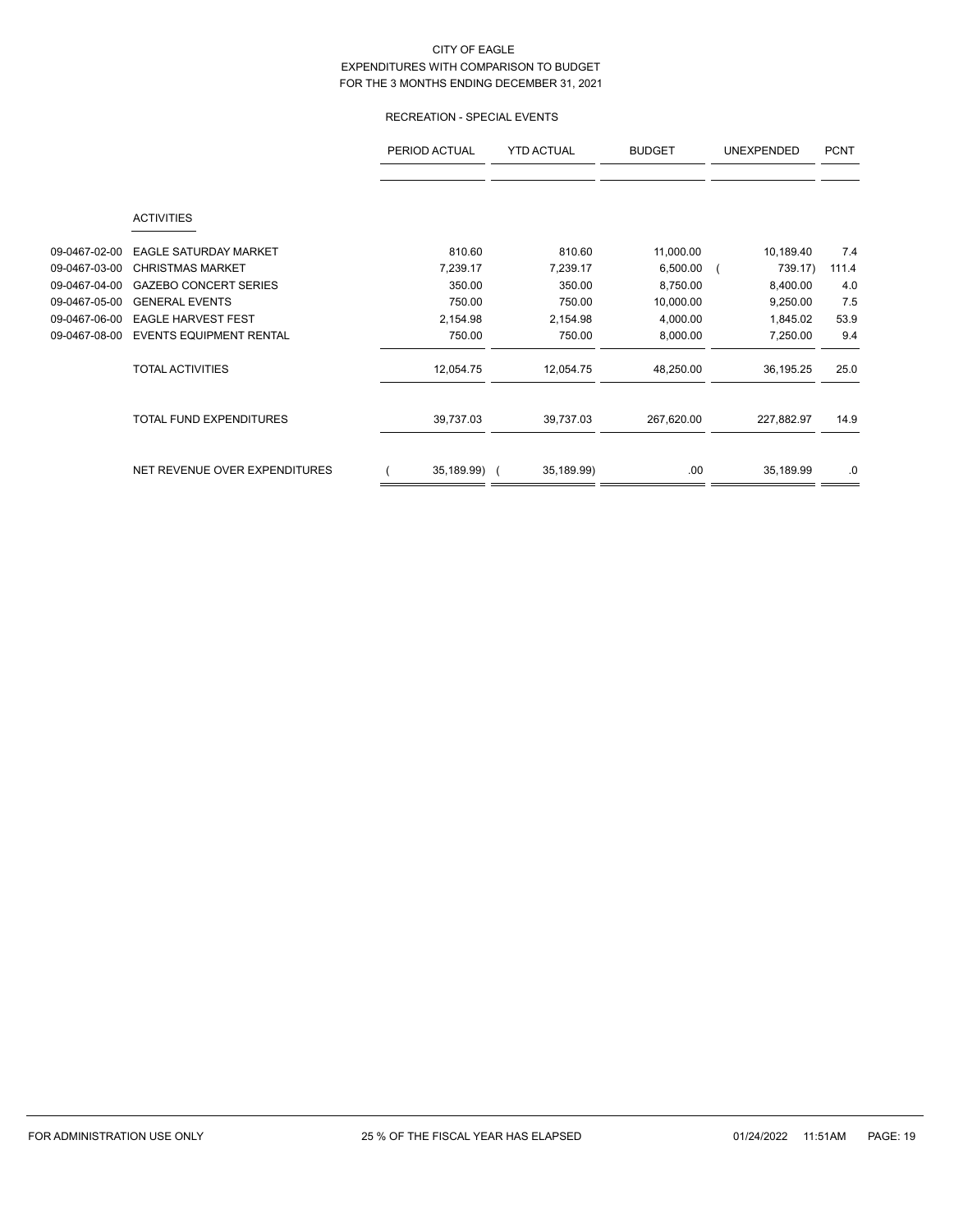CITY OF EAGLE
EXPENDITURES WITH COMPARISON TO BUDGET
FOR THE 3 MONTHS ENDING DECEMBER 31, 2021

RECREATION - SPECIAL EVENTS

| | | PERIOD ACTUAL | YTD ACTUAL | BUDGET | UNEXPENDED | PCNT |
|---|---|---|---|---|---|---|
| | **ACTIVITIES** | | | | | |
| 09-0467-02-00 | EAGLE SATURDAY MARKET | 810.60 | 810.60 | 11,000.00 | 10,189.40 | 7.4 |
| 09-0467-03-00 | CHRISTMAS MARKET | 7,239.17 | 7,239.17 | 6,500.00 | ( 739.17) | 111.4 |
| 09-0467-04-00 | GAZEBO CONCERT SERIES | 350.00 | 350.00 | 8,750.00 | 8,400.00 | 4.0 |
| 09-0467-05-00 | GENERAL EVENTS | 750.00 | 750.00 | 10,000.00 | 9,250.00 | 7.5 |
| 09-0467-06-00 | EAGLE HARVEST FEST | 2,154.98 | 2,154.98 | 4,000.00 | 1,845.02 | 53.9 |
| 09-0467-08-00 | EVENTS EQUIPMENT RENTAL | 750.00 | 750.00 | 8,000.00 | 7,250.00 | 9.4 |
| | TOTAL ACTIVITIES | 12,054.75 | 12,054.75 | 48,250.00 | 36,195.25 | 25.0 |
| | TOTAL FUND EXPENDITURES | 39,737.03 | 39,737.03 | 267,620.00 | 227,882.97 | 14.9 |
| | NET REVENUE OVER EXPENDITURES | ( 35,189.99) | ( 35,189.99) | .00 | 35,189.99 | .0 |

FOR ADMINISTRATION USE ONLY 25 % OF THE FISCAL YEAR HAS ELAPSED 01/24/2022 11:51AM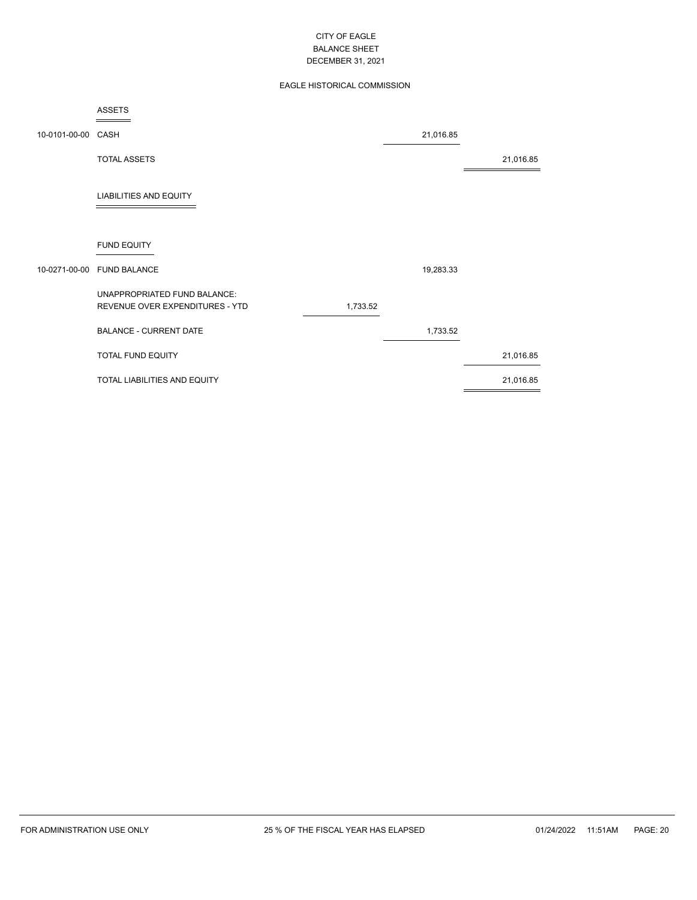CITY OF EAGLE
BALANCE SHEET
DECEMBER 31, 2021

EAGLE HISTORICAL COMMISSION

| Account | Description | | | |
|---|---|---|---|---|
| | **ASSETS** | | | |
| 10-0101-00-00 | CASH | | 21,016.85 | |
| | TOTAL ASSETS | | | 21,016.85 |
| | **LIABILITIES AND EQUITY** | | | |
| | **FUND EQUITY** | | | |
| 10-0271-00-00 | FUND BALANCE | | 19,283.33 | |
| | UNAPPROPRIATED FUND BALANCE: | | | |
| | REVENUE OVER EXPENDITURES - YTD | 1,733.52 | | |
| | BALANCE - CURRENT DATE | | 1,733.52 | |
| | TOTAL FUND EQUITY | | | 21,016.85 |
| | TOTAL LIABILITIES AND EQUITY | | | 21,016.85 |

FOR ADMINISTRATION USE ONLY 25 % OF THE FISCAL YEAR HAS ELAPSED 01/24/2022 11:51AM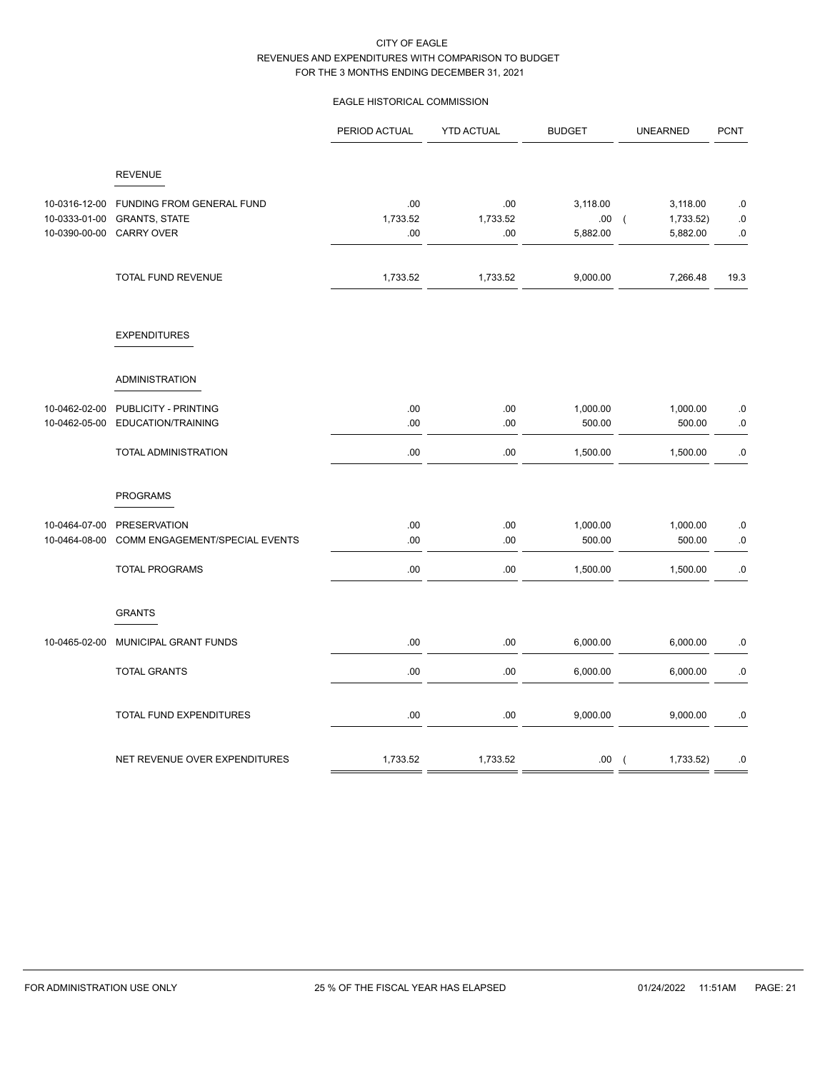CITY OF EAGLE
REVENUES AND EXPENDITURES WITH COMPARISON TO BUDGET
FOR THE 3 MONTHS ENDING DECEMBER 31, 2021

EAGLE HISTORICAL COMMISSION

| | | PERIOD ACTUAL | YTD ACTUAL | BUDGET | UNEARNED | PCNT |
|---|---|---|---|---|---|---|
| | **REVENUE** | | | | | |
| 10-0316-12-00 | FUNDING FROM GENERAL FUND | .00 | .00 | 3,118.00 | 3,118.00 | .0 |
| 10-0333-01-00 | GRANTS, STATE | 1,733.52 | 1,733.52 | .00 | ( 1,733.52) | .0 |
| 10-0390-00-00 | CARRY OVER | .00 | .00 | 5,882.00 | 5,882.00 | .0 |
| | TOTAL FUND REVENUE | 1,733.52 | 1,733.52 | 9,000.00 | 7,266.48 | 19.3 |
| | **EXPENDITURES** | | | | | |
| | **ADMINISTRATION** | | | | | |
| 10-0462-02-00 | PUBLICITY - PRINTING | .00 | .00 | 1,000.00 | 1,000.00 | .0 |
| 10-0462-05-00 | EDUCATION/TRAINING | .00 | .00 | 500.00 | 500.00 | .0 |
| | TOTAL ADMINISTRATION | .00 | .00 | 1,500.00 | 1,500.00 | .0 |
| | **PROGRAMS** | | | | | |
| 10-0464-07-00 | PRESERVATION | .00 | .00 | 1,000.00 | 1,000.00 | .0 |
| 10-0464-08-00 | COMM ENGAGEMENT/SPECIAL EVENTS | .00 | .00 | 500.00 | 500.00 | .0 |
| | TOTAL PROGRAMS | .00 | .00 | 1,500.00 | 1,500.00 | .0 |
| | **GRANTS** | | | | | |
| 10-0465-02-00 | MUNICIPAL GRANT FUNDS | .00 | .00 | 6,000.00 | 6,000.00 | .0 |
| | TOTAL GRANTS | .00 | .00 | 6,000.00 | 6,000.00 | .0 |
| | TOTAL FUND EXPENDITURES | .00 | .00 | 9,000.00 | 9,000.00 | .0 |
| | NET REVENUE OVER EXPENDITURES | 1,733.52 | 1,733.52 | .00 | ( 1,733.52) | .0 |

FOR ADMINISTRATION USE ONLY — 25 % OF THE FISCAL YEAR HAS ELAPSED — 01/24/2022 11:51AM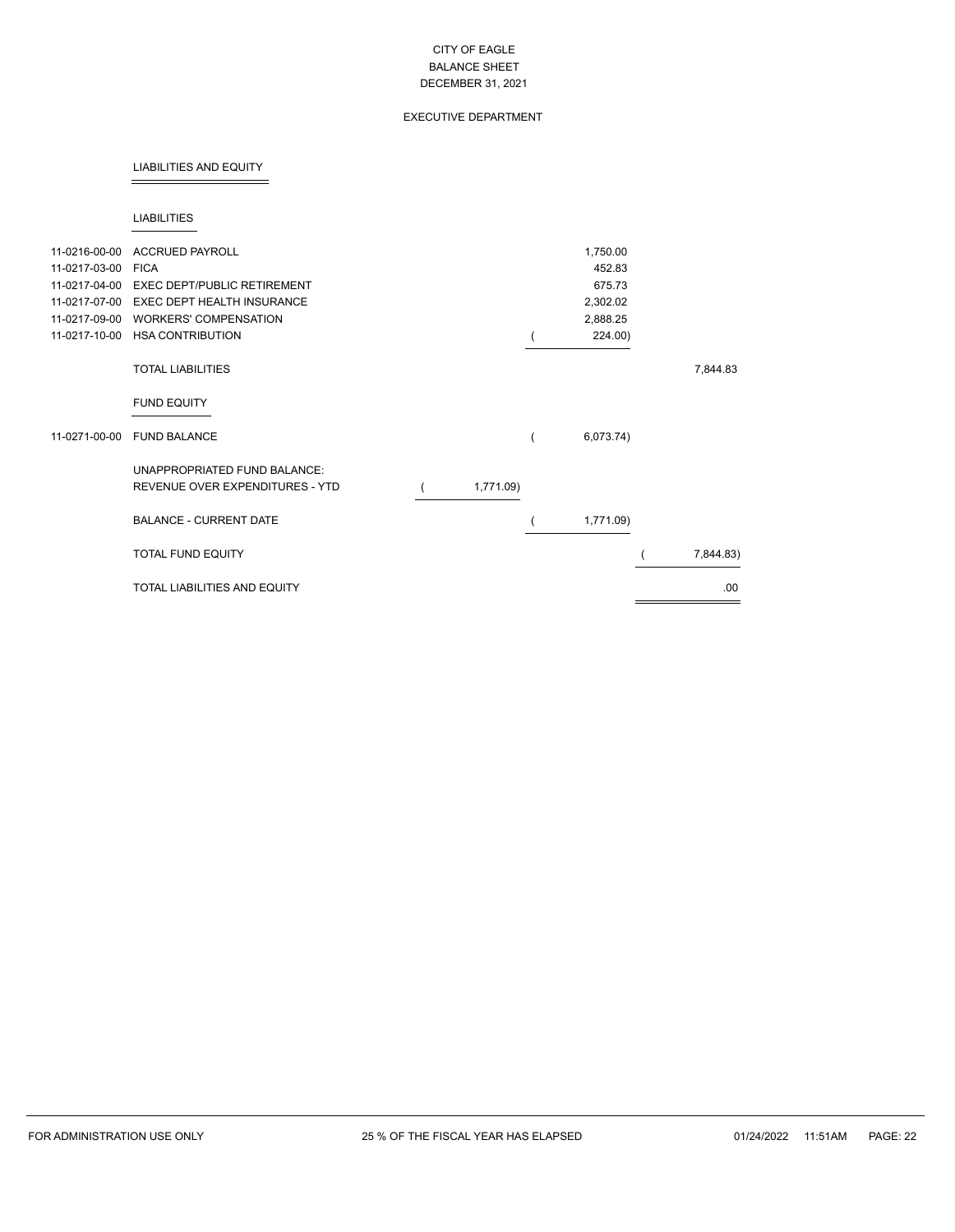CITY OF EAGLE
BALANCE SHEET
DECEMBER 31, 2021

EXECUTIVE DEPARTMENT

## LIABILITIES AND EQUITY

### LIABILITIES

| Account | Description | | | |
|---|---|---|---|---|
| 11-0216-00-00 | ACCRUED PAYROLL | | 1,750.00 | |
| 11-0217-03-00 | FICA | | 452.83 | |
| 11-0217-04-00 | EXEC DEPT/PUBLIC RETIREMENT | | 675.73 | |
| 11-0217-07-00 | EXEC DEPT HEALTH INSURANCE | | 2,302.02 | |
| 11-0217-09-00 | WORKERS' COMPENSATION | | 2,888.25 | |
| 11-0217-10-00 | HSA CONTRIBUTION | | ( 224.00) | |
| | TOTAL LIABILITIES | | | 7,844.83 |
| | **FUND EQUITY** | | | |
| 11-0271-00-00 | FUND BALANCE | | ( 6,073.74) | |
| | UNAPPROPRIATED FUND BALANCE: | | | |
| | REVENUE OVER EXPENDITURES - YTD | ( 1,771.09) | | |
| | BALANCE - CURRENT DATE | | ( 1,771.09) | |
| | TOTAL FUND EQUITY | | | ( 7,844.83) |
| | TOTAL LIABILITIES AND EQUITY | | | .00 |

FOR ADMINISTRATION USE ONLY 25 % OF THE FISCAL YEAR HAS ELAPSED 01/24/2022 11:51AM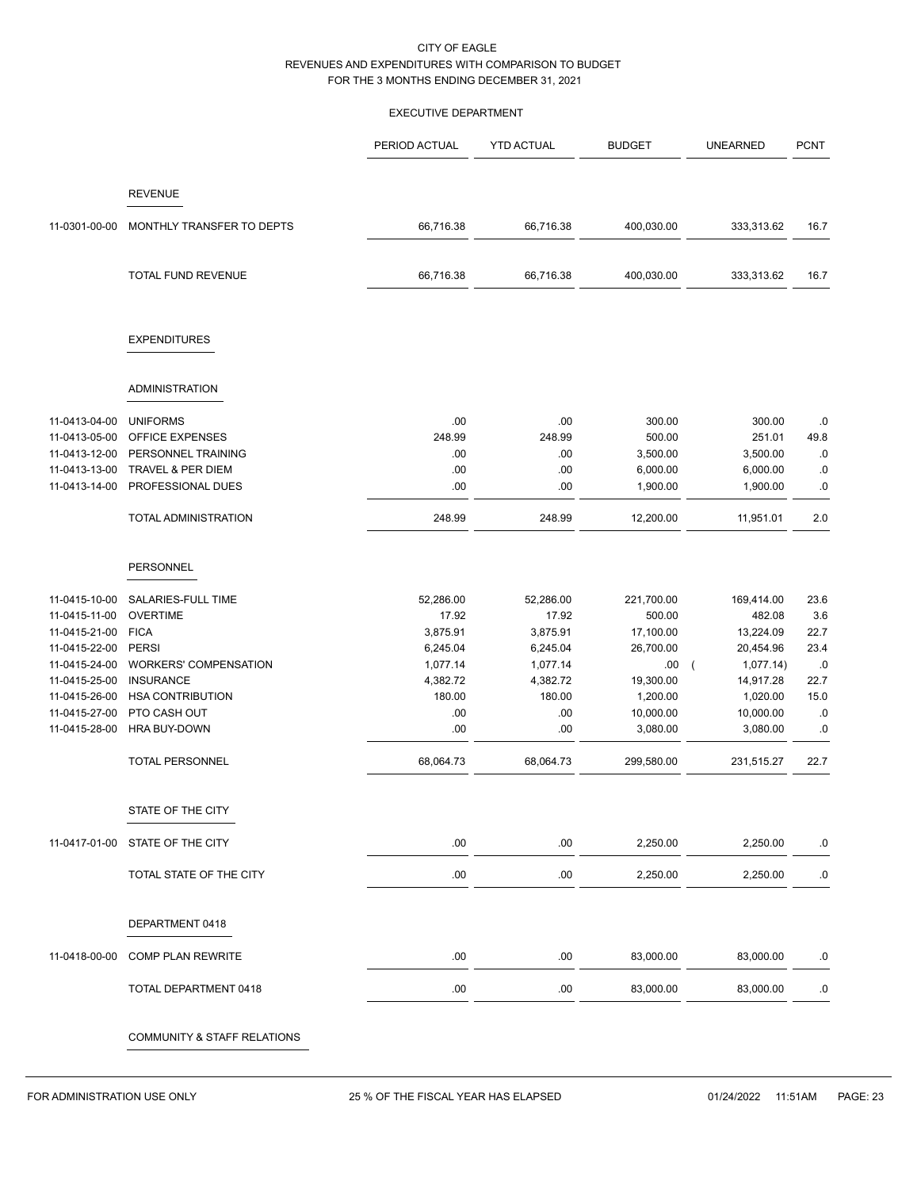CITY OF EAGLE
REVENUES AND EXPENDITURES WITH COMPARISON TO BUDGET
FOR THE 3 MONTHS ENDING DECEMBER 31, 2021

EXECUTIVE DEPARTMENT

| | | PERIOD ACTUAL | YTD ACTUAL | BUDGET | UNEARNED | PCNT |
|---|---|---|---|---|---|---|
| | **REVENUE** | | | | | |
| 11-0301-00-00 | MONTHLY TRANSFER TO DEPTS | 66,716.38 | 66,716.38 | 400,030.00 | 333,313.62 | 16.7 |
| | TOTAL FUND REVENUE | 66,716.38 | 66,716.38 | 400,030.00 | 333,313.62 | 16.7 |
| | **EXPENDITURES** | | | | | |
| | **ADMINISTRATION** | | | | | |
| 11-0413-04-00 | UNIFORMS | .00 | .00 | 300.00 | 300.00 | .0 |
| 11-0413-05-00 | OFFICE EXPENSES | 248.99 | 248.99 | 500.00 | 251.01 | 49.8 |
| 11-0413-12-00 | PERSONNEL TRAINING | .00 | .00 | 3,500.00 | 3,500.00 | .0 |
| 11-0413-13-00 | TRAVEL & PER DIEM | .00 | .00 | 6,000.00 | 6,000.00 | .0 |
| 11-0413-14-00 | PROFESSIONAL DUES | .00 | .00 | 1,900.00 | 1,900.00 | .0 |
| | TOTAL ADMINISTRATION | 248.99 | 248.99 | 12,200.00 | 11,951.01 | 2.0 |
| | **PERSONNEL** | | | | | |
| 11-0415-10-00 | SALARIES-FULL TIME | 52,286.00 | 52,286.00 | 221,700.00 | 169,414.00 | 23.6 |
| 11-0415-11-00 | OVERTIME | 17.92 | 17.92 | 500.00 | 482.08 | 3.6 |
| 11-0415-21-00 | FICA | 3,875.91 | 3,875.91 | 17,100.00 | 13,224.09 | 22.7 |
| 11-0415-22-00 | PERSI | 6,245.04 | 6,245.04 | 26,700.00 | 20,454.96 | 23.4 |
| 11-0415-24-00 | WORKERS' COMPENSATION | 1,077.14 | 1,077.14 | .00 | ( 1,077.14) | .0 |
| 11-0415-25-00 | INSURANCE | 4,382.72 | 4,382.72 | 19,300.00 | 14,917.28 | 22.7 |
| 11-0415-26-00 | HSA CONTRIBUTION | 180.00 | 180.00 | 1,200.00 | 1,020.00 | 15.0 |
| 11-0415-27-00 | PTO CASH OUT | .00 | .00 | 10,000.00 | 10,000.00 | .0 |
| 11-0415-28-00 | HRA BUY-DOWN | .00 | .00 | 3,080.00 | 3,080.00 | .0 |
| | TOTAL PERSONNEL | 68,064.73 | 68,064.73 | 299,580.00 | 231,515.27 | 22.7 |
| | **STATE OF THE CITY** | | | | | |
| 11-0417-01-00 | STATE OF THE CITY | .00 | .00 | 2,250.00 | 2,250.00 | .0 |
| | TOTAL STATE OF THE CITY | .00 | .00 | 2,250.00 | 2,250.00 | .0 |
| | **DEPARTMENT 0418** | | | | | |
| 11-0418-00-00 | COMP PLAN REWRITE | .00 | .00 | 83,000.00 | 83,000.00 | .0 |
| | TOTAL DEPARTMENT 0418 | .00 | .00 | 83,000.00 | 83,000.00 | .0 |
| | **COMMUNITY & STAFF RELATIONS** | | | | | |

FOR ADMINISTRATION USE ONLY 25 % OF THE FISCAL YEAR HAS ELAPSED 01/24/2022 11:51AM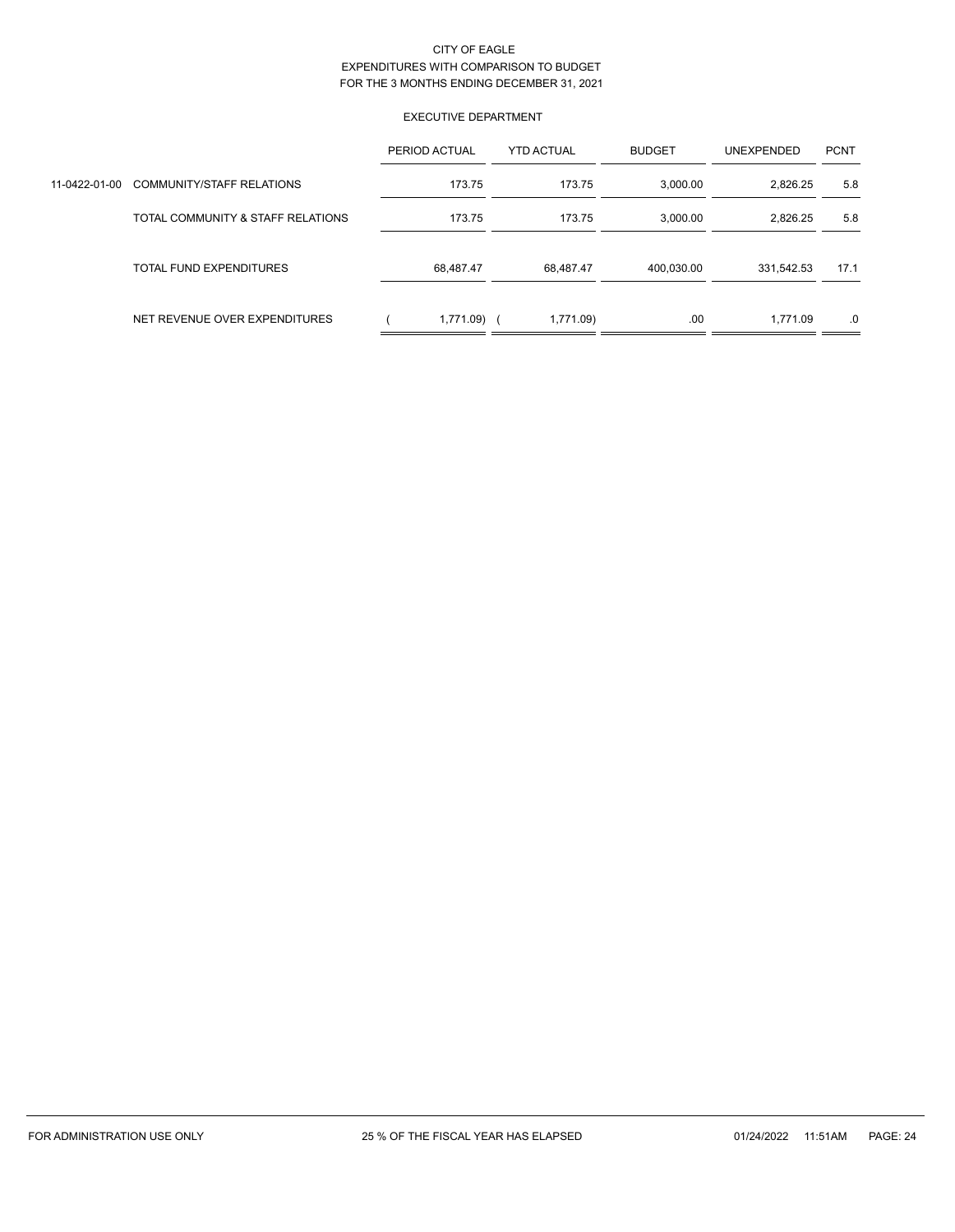CITY OF EAGLE
EXPENDITURES WITH COMPARISON TO BUDGET
FOR THE 3 MONTHS ENDING DECEMBER 31, 2021

EXECUTIVE DEPARTMENT

| | | PERIOD ACTUAL | YTD ACTUAL | BUDGET | UNEXPENDED | PCNT |
|---|---|---|---|---|---|---|
| 11-0422-01-00 | COMMUNITY/STAFF RELATIONS | 173.75 | 173.75 | 3,000.00 | 2,826.25 | 5.8 |
| | TOTAL COMMUNITY & STAFF RELATIONS | 173.75 | 173.75 | 3,000.00 | 2,826.25 | 5.8 |
| | TOTAL FUND EXPENDITURES | 68,487.47 | 68,487.47 | 400,030.00 | 331,542.53 | 17.1 |
| | NET REVENUE OVER EXPENDITURES | ( 1,771.09) | ( 1,771.09) | .00 | 1,771.09 | .0 |

FOR ADMINISTRATION USE ONLY 25 % OF THE FISCAL YEAR HAS ELAPSED 01/24/2022 11:51AM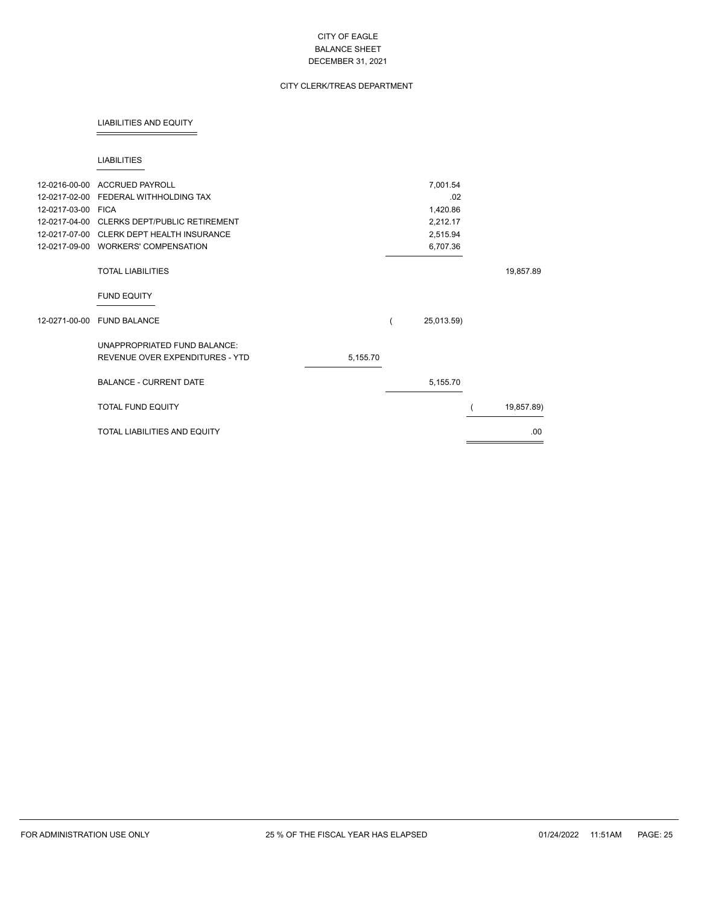CITY OF EAGLE
BALANCE SHEET
DECEMBER 31, 2021

CITY CLERK/TREAS DEPARTMENT

## LIABILITIES AND EQUITY

### LIABILITIES

| Account | Description | | | |
|---|---|---|---|---|
| 12-0216-00-00 | ACCRUED PAYROLL | | 7,001.54 | |
| 12-0217-02-00 | FEDERAL WITHHOLDING TAX | | .02 | |
| 12-0217-03-00 | FICA | | 1,420.86 | |
| 12-0217-04-00 | CLERKS DEPT/PUBLIC RETIREMENT | | 2,212.17 | |
| 12-0217-07-00 | CLERK DEPT HEALTH INSURANCE | | 2,515.94 | |
| 12-0217-09-00 | WORKERS' COMPENSATION | | 6,707.36 | |
| | TOTAL LIABILITIES | | | 19,857.89 |
| | **FUND EQUITY** | | | |
| 12-0271-00-00 | FUND BALANCE | | ( 25,013.59) | |
| | UNAPPROPRIATED FUND BALANCE: | | | |
| | REVENUE OVER EXPENDITURES - YTD | 5,155.70 | | |
| | BALANCE - CURRENT DATE | | 5,155.70 | |
| | TOTAL FUND EQUITY | | | ( 19,857.89) |
| | TOTAL LIABILITIES AND EQUITY | | | .00 |

FOR ADMINISTRATION USE ONLY — 25 % OF THE FISCAL YEAR HAS ELAPSED — 01/24/2022 11:51AM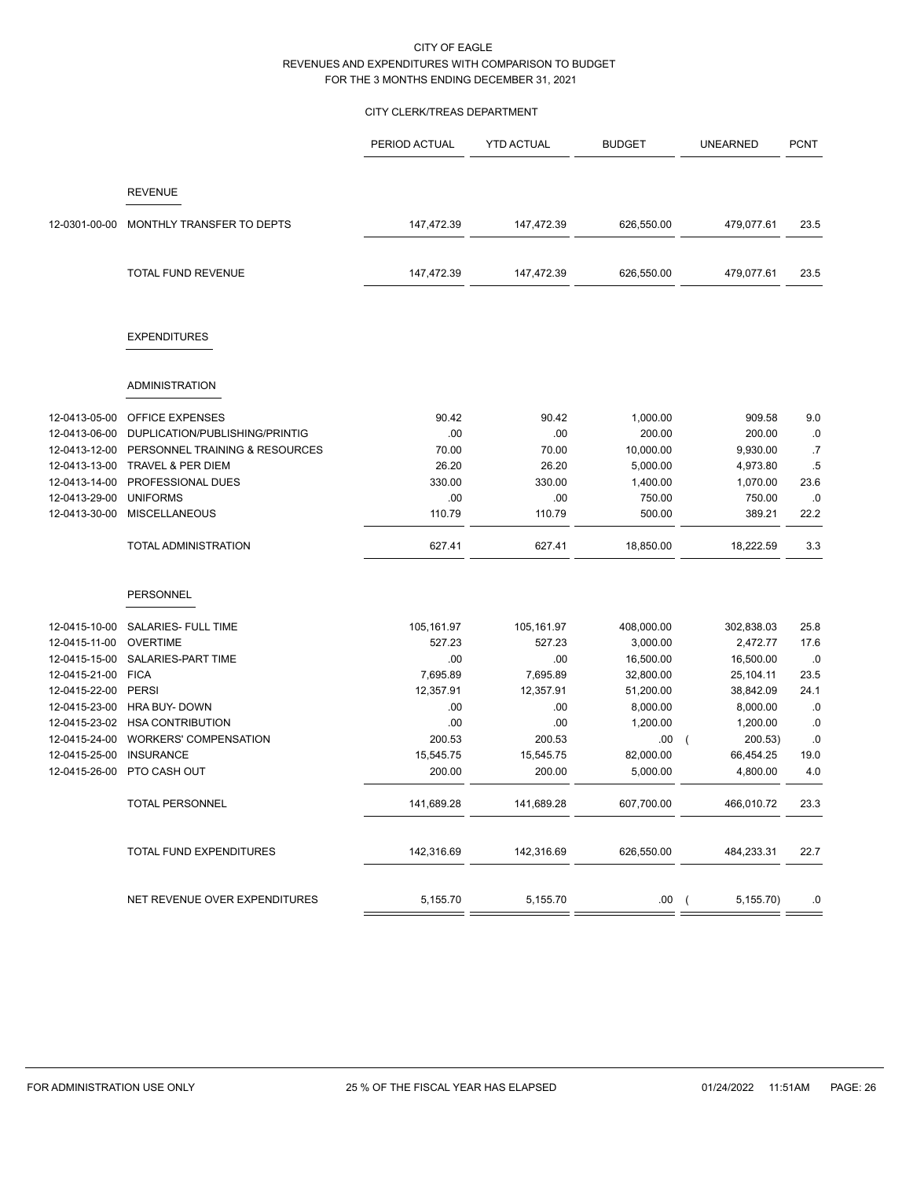CITY OF EAGLE
REVENUES AND EXPENDITURES WITH COMPARISON TO BUDGET
FOR THE 3 MONTHS ENDING DECEMBER 31, 2021

CITY CLERK/TREAS DEPARTMENT

| | | PERIOD ACTUAL | YTD ACTUAL | BUDGET | UNEARNED | PCNT |
|---|---|---|---|---|---|---|
| | REVENUE | | | | | |
| 12-0301-00-00 | MONTHLY TRANSFER TO DEPTS | 147,472.39 | 147,472.39 | 626,550.00 | 479,077.61 | 23.5 |
| | TOTAL FUND REVENUE | 147,472.39 | 147,472.39 | 626,550.00 | 479,077.61 | 23.5 |
| | EXPENDITURES | | | | | |
| | ADMINISTRATION | | | | | |
| 12-0413-05-00 | OFFICE EXPENSES | 90.42 | 90.42 | 1,000.00 | 909.58 | 9.0 |
| 12-0413-06-00 | DUPLICATION/PUBLISHING/PRINTIG | .00 | .00 | 200.00 | 200.00 | .0 |
| 12-0413-12-00 | PERSONNEL TRAINING & RESOURCES | 70.00 | 70.00 | 10,000.00 | 9,930.00 | .7 |
| 12-0413-13-00 | TRAVEL & PER DIEM | 26.20 | 26.20 | 5,000.00 | 4,973.80 | .5 |
| 12-0413-14-00 | PROFESSIONAL DUES | 330.00 | 330.00 | 1,400.00 | 1,070.00 | 23.6 |
| 12-0413-29-00 | UNIFORMS | .00 | .00 | 750.00 | 750.00 | .0 |
| 12-0413-30-00 | MISCELLANEOUS | 110.79 | 110.79 | 500.00 | 389.21 | 22.2 |
| | TOTAL ADMINISTRATION | 627.41 | 627.41 | 18,850.00 | 18,222.59 | 3.3 |
| | PERSONNEL | | | | | |
| 12-0415-10-00 | SALARIES- FULL TIME | 105,161.97 | 105,161.97 | 408,000.00 | 302,838.03 | 25.8 |
| 12-0415-11-00 | OVERTIME | 527.23 | 527.23 | 3,000.00 | 2,472.77 | 17.6 |
| 12-0415-15-00 | SALARIES-PART TIME | .00 | .00 | 16,500.00 | 16,500.00 | .0 |
| 12-0415-21-00 | FICA | 7,695.89 | 7,695.89 | 32,800.00 | 25,104.11 | 23.5 |
| 12-0415-22-00 | PERSI | 12,357.91 | 12,357.91 | 51,200.00 | 38,842.09 | 24.1 |
| 12-0415-23-00 | HRA BUY- DOWN | .00 | .00 | 8,000.00 | 8,000.00 | .0 |
| 12-0415-23-02 | HSA CONTRIBUTION | .00 | .00 | 1,200.00 | 1,200.00 | .0 |
| 12-0415-24-00 | WORKERS' COMPENSATION | 200.53 | 200.53 | .00 | ( 200.53) | .0 |
| 12-0415-25-00 | INSURANCE | 15,545.75 | 15,545.75 | 82,000.00 | 66,454.25 | 19.0 |
| 12-0415-26-00 | PTO CASH OUT | 200.00 | 200.00 | 5,000.00 | 4,800.00 | 4.0 |
| | TOTAL PERSONNEL | 141,689.28 | 141,689.28 | 607,700.00 | 466,010.72 | 23.3 |
| | TOTAL FUND EXPENDITURES | 142,316.69 | 142,316.69 | 626,550.00 | 484,233.31 | 22.7 |
| | NET REVENUE OVER EXPENDITURES | 5,155.70 | 5,155.70 | .00 | ( 5,155.70) | .0 |

FOR ADMINISTRATION USE ONLY 25 % OF THE FISCAL YEAR HAS ELAPSED 01/24/2022 11:51AM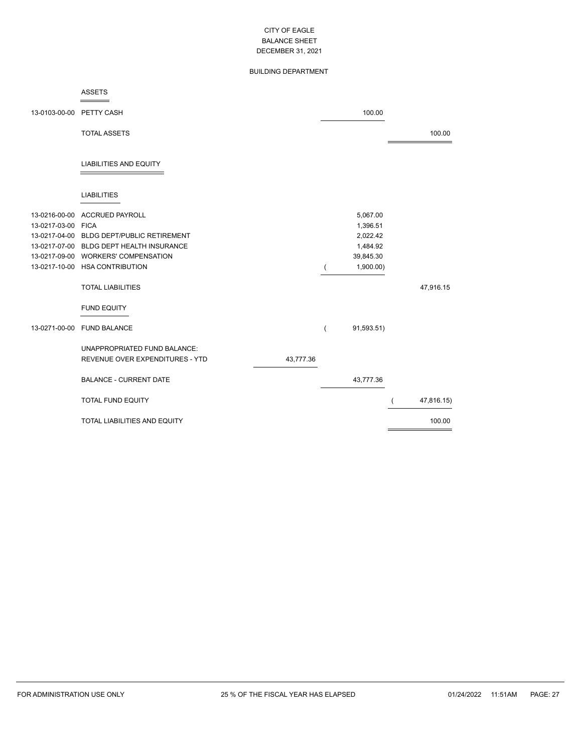CITY OF EAGLE
BALANCE SHEET
DECEMBER 31, 2021

BUILDING DEPARTMENT

## ASSETS

| Account | Description | | | |
|---|---|---|---|---|
| 13-0103-00-00 | PETTY CASH | | 100.00 | |
| | TOTAL ASSETS | | | 100.00 |

## LIABILITIES AND EQUITY

### LIABILITIES

| Account | Description | | | |
|---|---|---|---|---|
| 13-0216-00-00 | ACCRUED PAYROLL | | 5,067.00 | |
| 13-0217-03-00 | FICA | | 1,396.51 | |
| 13-0217-04-00 | BLDG DEPT/PUBLIC RETIREMENT | | 2,022.42 | |
| 13-0217-07-00 | BLDG DEPT HEALTH INSURANCE | | 1,484.92 | |
| 13-0217-09-00 | WORKERS' COMPENSATION | | 39,845.30 | |
| 13-0217-10-00 | HSA CONTRIBUTION | | ( 1,900.00) | |
| | TOTAL LIABILITIES | | | 47,916.15 |

### FUND EQUITY

| Account | Description | | | |
|---|---|---|---|---|
| 13-0271-00-00 | FUND BALANCE | | ( 91,593.51) | |
| | UNAPPROPRIATED FUND BALANCE: | | | |
| | REVENUE OVER EXPENDITURES - YTD | 43,777.36 | | |
| | BALANCE - CURRENT DATE | | 43,777.36 | |
| | TOTAL FUND EQUITY | | | ( 47,816.15) |
| | TOTAL LIABILITIES AND EQUITY | | | 100.00 |

FOR ADMINISTRATION USE ONLY 25 % OF THE FISCAL YEAR HAS ELAPSED 01/24/2022 11:51AM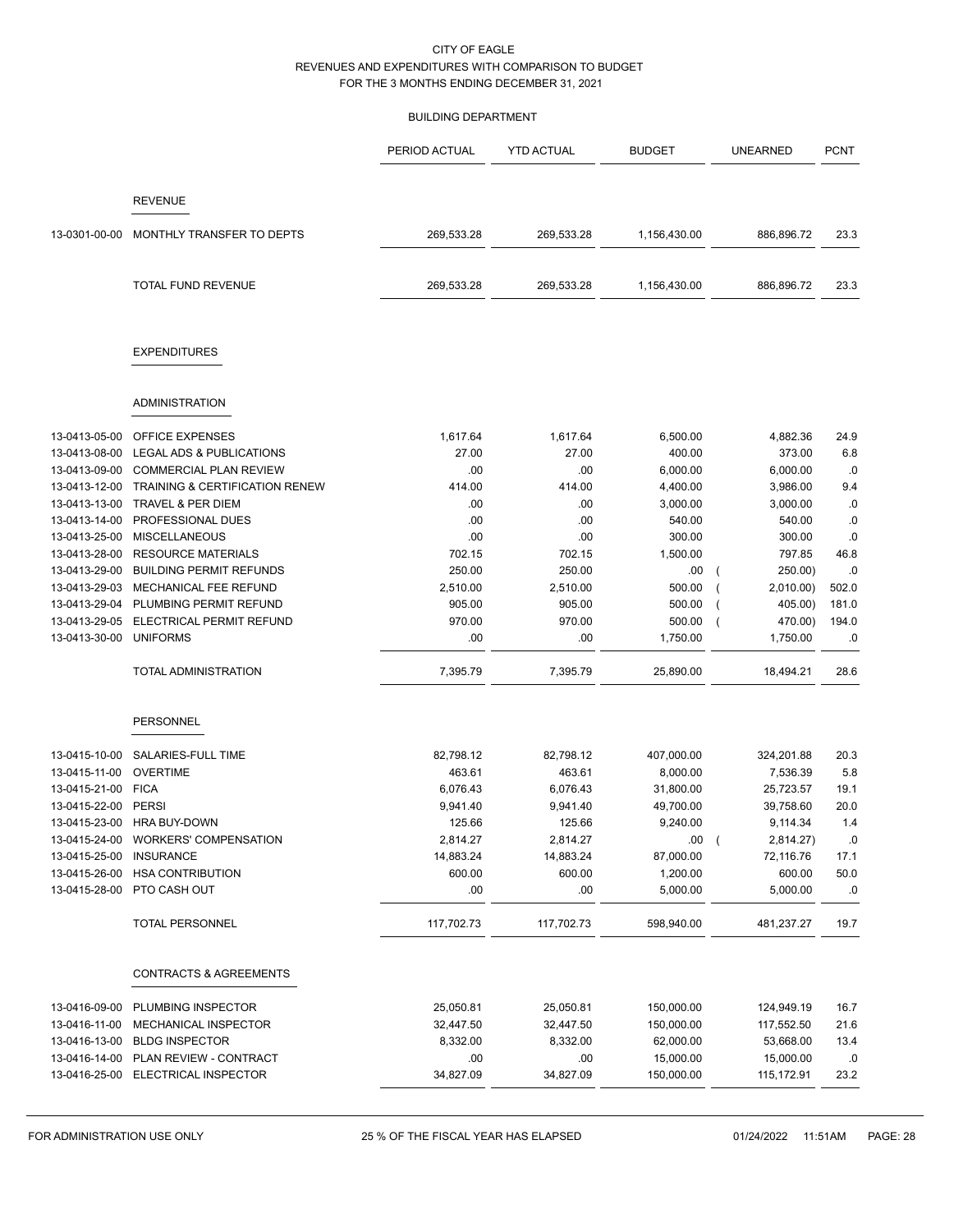CITY OF EAGLE
REVENUES AND EXPENDITURES WITH COMPARISON TO BUDGET
FOR THE 3 MONTHS ENDING DECEMBER 31, 2021

BUILDING DEPARTMENT

| | | PERIOD ACTUAL | YTD ACTUAL | BUDGET | UNEARNED | PCNT |
|---|---|---|---|---|---|---|
| | **REVENUE** | | | | | |
| 13-0301-00-00 | MONTHLY TRANSFER TO DEPTS | 269,533.28 | 269,533.28 | 1,156,430.00 | 886,896.72 | 23.3 |
| | TOTAL FUND REVENUE | 269,533.28 | 269,533.28 | 1,156,430.00 | 886,896.72 | 23.3 |
| | **EXPENDITURES** | | | | | |
| | **ADMINISTRATION** | | | | | |
| 13-0413-05-00 | OFFICE EXPENSES | 1,617.64 | 1,617.64 | 6,500.00 | 4,882.36 | 24.9 |
| 13-0413-08-00 | LEGAL ADS & PUBLICATIONS | 27.00 | 27.00 | 400.00 | 373.00 | 6.8 |
| 13-0413-09-00 | COMMERCIAL PLAN REVIEW | .00 | .00 | 6,000.00 | 6,000.00 | .0 |
| 13-0413-12-00 | TRAINING & CERTIFICATION RENEW | 414.00 | 414.00 | 4,400.00 | 3,986.00 | 9.4 |
| 13-0413-13-00 | TRAVEL & PER DIEM | .00 | .00 | 3,000.00 | 3,000.00 | .0 |
| 13-0413-14-00 | PROFESSIONAL DUES | .00 | .00 | 540.00 | 540.00 | .0 |
| 13-0413-25-00 | MISCELLANEOUS | .00 | .00 | 300.00 | 300.00 | .0 |
| 13-0413-28-00 | RESOURCE MATERIALS | 702.15 | 702.15 | 1,500.00 | 797.85 | 46.8 |
| 13-0413-29-00 | BUILDING PERMIT REFUNDS | 250.00 | 250.00 | .00 | ( 250.00) | .0 |
| 13-0413-29-03 | MECHANICAL FEE REFUND | 2,510.00 | 2,510.00 | 500.00 | ( 2,010.00) | 502.0 |
| 13-0413-29-04 | PLUMBING PERMIT REFUND | 905.00 | 905.00 | 500.00 | ( 405.00) | 181.0 |
| 13-0413-29-05 | ELECTRICAL PERMIT REFUND | 970.00 | 970.00 | 500.00 | ( 470.00) | 194.0 |
| 13-0413-30-00 | UNIFORMS | .00 | .00 | 1,750.00 | 1,750.00 | .0 |
| | TOTAL ADMINISTRATION | 7,395.79 | 7,395.79 | 25,890.00 | 18,494.21 | 28.6 |
| | **PERSONNEL** | | | | | |
| 13-0415-10-00 | SALARIES-FULL TIME | 82,798.12 | 82,798.12 | 407,000.00 | 324,201.88 | 20.3 |
| 13-0415-11-00 | OVERTIME | 463.61 | 463.61 | 8,000.00 | 7,536.39 | 5.8 |
| 13-0415-21-00 | FICA | 6,076.43 | 6,076.43 | 31,800.00 | 25,723.57 | 19.1 |
| 13-0415-22-00 | PERSI | 9,941.40 | 9,941.40 | 49,700.00 | 39,758.60 | 20.0 |
| 13-0415-23-00 | HRA BUY-DOWN | 125.66 | 125.66 | 9,240.00 | 9,114.34 | 1.4 |
| 13-0415-24-00 | WORKERS' COMPENSATION | 2,814.27 | 2,814.27 | .00 | ( 2,814.27) | .0 |
| 13-0415-25-00 | INSURANCE | 14,883.24 | 14,883.24 | 87,000.00 | 72,116.76 | 17.1 |
| 13-0415-26-00 | HSA CONTRIBUTION | 600.00 | 600.00 | 1,200.00 | 600.00 | 50.0 |
| 13-0415-28-00 | PTO CASH OUT | .00 | .00 | 5,000.00 | 5,000.00 | .0 |
| | TOTAL PERSONNEL | 117,702.73 | 117,702.73 | 598,940.00 | 481,237.27 | 19.7 |
| | **CONTRACTS & AGREEMENTS** | | | | | |
| 13-0416-09-00 | PLUMBING INSPECTOR | 25,050.81 | 25,050.81 | 150,000.00 | 124,949.19 | 16.7 |
| 13-0416-11-00 | MECHANICAL INSPECTOR | 32,447.50 | 32,447.50 | 150,000.00 | 117,552.50 | 21.6 |
| 13-0416-13-00 | BLDG INSPECTOR | 8,332.00 | 8,332.00 | 62,000.00 | 53,668.00 | 13.4 |
| 13-0416-14-00 | PLAN REVIEW - CONTRACT | .00 | .00 | 15,000.00 | 15,000.00 | .0 |
| 13-0416-25-00 | ELECTRICAL INSPECTOR | 34,827.09 | 34,827.09 | 150,000.00 | 115,172.91 | 23.2 |

FOR ADMINISTRATION USE ONLY — 25 % OF THE FISCAL YEAR HAS ELAPSED — 01/24/2022 11:51AM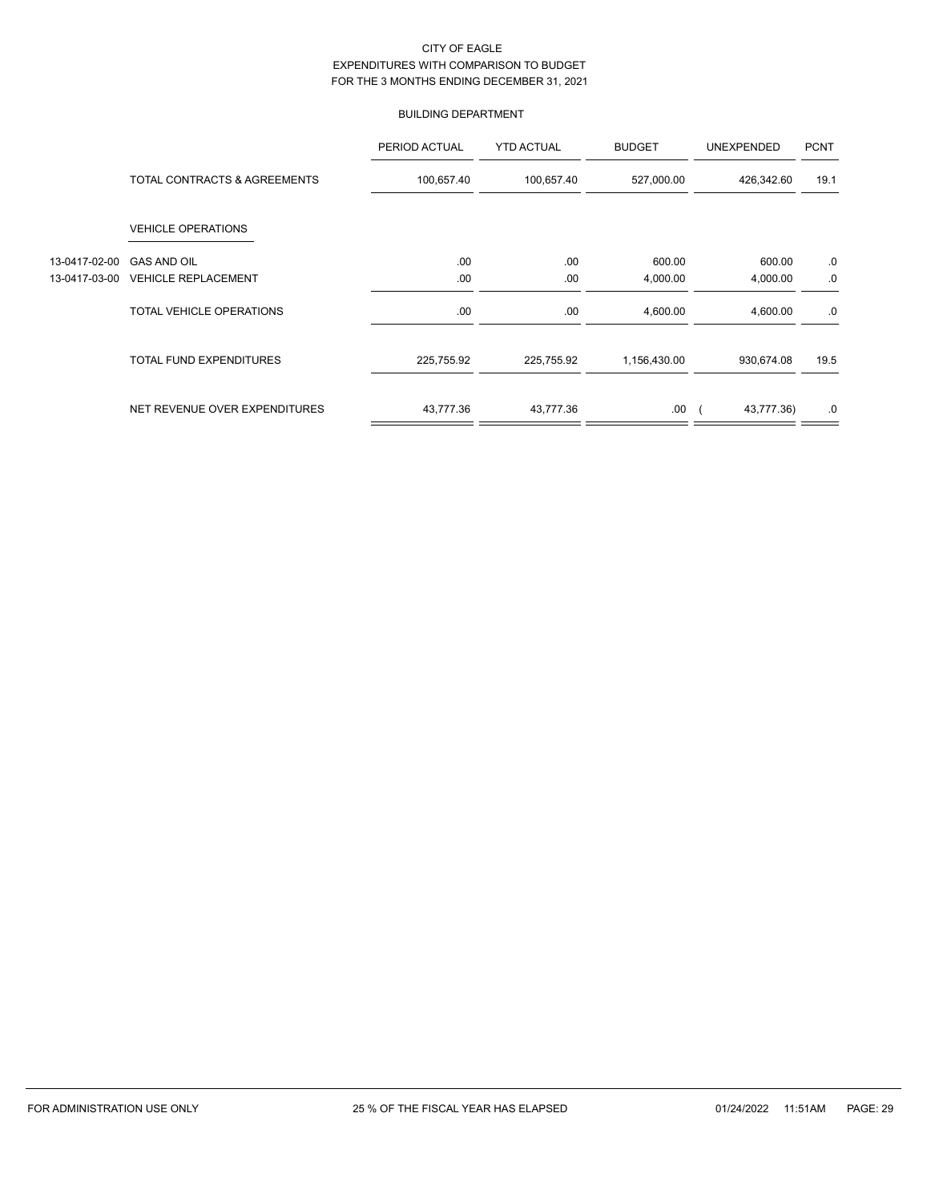CITY OF EAGLE
EXPENDITURES WITH COMPARISON TO BUDGET
FOR THE 3 MONTHS ENDING DECEMBER 31, 2021

BUILDING DEPARTMENT

| | | PERIOD ACTUAL | YTD ACTUAL | BUDGET | UNEXPENDED | PCNT |
|---|---|---|---|---|---|---|
| | TOTAL CONTRACTS & AGREEMENTS | 100,657.40 | 100,657.40 | 527,000.00 | 426,342.60 | 19.1 |
| | VEHICLE OPERATIONS | | | | | |
| 13-0417-02-00 | GAS AND OIL | .00 | .00 | 600.00 | 600.00 | .0 |
| 13-0417-03-00 | VEHICLE REPLACEMENT | .00 | .00 | 4,000.00 | 4,000.00 | .0 |
| | TOTAL VEHICLE OPERATIONS | .00 | .00 | 4,600.00 | 4,600.00 | .0 |
| | TOTAL FUND EXPENDITURES | 225,755.92 | 225,755.92 | 1,156,430.00 | 930,674.08 | 19.5 |
| | NET REVENUE OVER EXPENDITURES | 43,777.36 | 43,777.36 | .00 | ( 43,777.36) | .0 |

FOR ADMINISTRATION USE ONLY　　25 % OF THE FISCAL YEAR HAS ELAPSED　　01/24/2022 11:51AM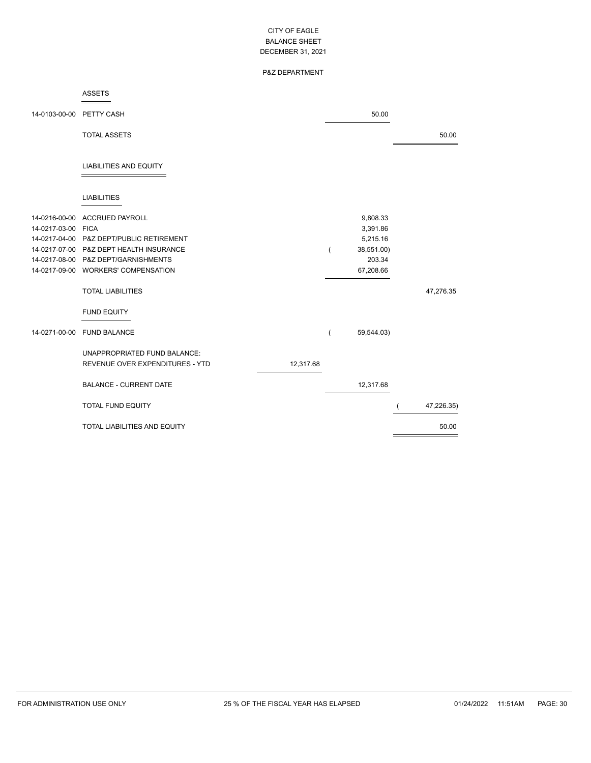CITY OF EAGLE
BALANCE SHEET
DECEMBER 31, 2021

P&Z DEPARTMENT

## ASSETS

| Account | Description | | | |
|---|---|---|---|---|
| 14-0103-00-00 | PETTY CASH | | 50.00 | |
| | TOTAL ASSETS | | | 50.00 |

## LIABILITIES AND EQUITY

### LIABILITIES

| Account | Description | | | |
|---|---|---|---|---|
| 14-0216-00-00 | ACCRUED PAYROLL | | 9,808.33 | |
| 14-0217-03-00 | FICA | | 3,391.86 | |
| 14-0217-04-00 | P&Z DEPT/PUBLIC RETIREMENT | | 5,215.16 | |
| 14-0217-07-00 | P&Z DEPT HEALTH INSURANCE | | ( 38,551.00) | |
| 14-0217-08-00 | P&Z DEPT/GARNISHMENTS | | 203.34 | |
| 14-0217-09-00 | WORKERS' COMPENSATION | | 67,208.66 | |
| | TOTAL LIABILITIES | | | 47,276.35 |

### FUND EQUITY

| Account | Description | | | |
|---|---|---|---|---|
| 14-0271-00-00 | FUND BALANCE | | ( 59,544.03) | |
| | UNAPPROPRIATED FUND BALANCE: | | | |
| | REVENUE OVER EXPENDITURES - YTD | 12,317.68 | | |
| | BALANCE - CURRENT DATE | | 12,317.68 | |
| | TOTAL FUND EQUITY | | | ( 47,226.35) |
| | TOTAL LIABILITIES AND EQUITY | | | 50.00 |

FOR ADMINISTRATION USE ONLY 25 % OF THE FISCAL YEAR HAS ELAPSED 01/24/2022 11:51AM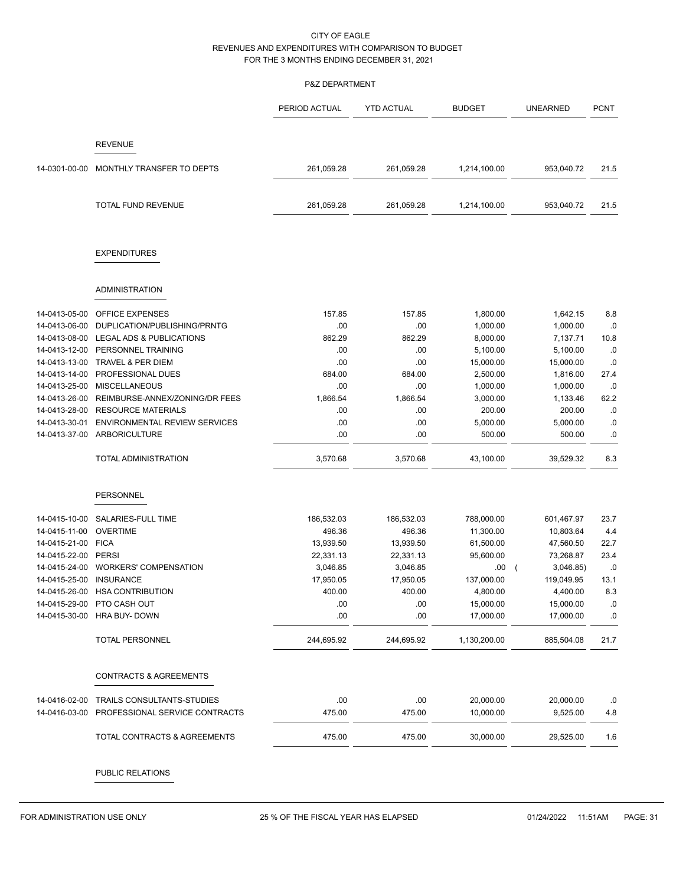CITY OF EAGLE
REVENUES AND EXPENDITURES WITH COMPARISON TO BUDGET
FOR THE 3 MONTHS ENDING DECEMBER 31, 2021

P&Z DEPARTMENT

| | | PERIOD ACTUAL | YTD ACTUAL | BUDGET | UNEARNED | PCNT |
|---|---|---|---|---|---|---|
| | **REVENUE** | | | | | |
| 14-0301-00-00 | MONTHLY TRANSFER TO DEPTS | 261,059.28 | 261,059.28 | 1,214,100.00 | 953,040.72 | 21.5 |
| | TOTAL FUND REVENUE | 261,059.28 | 261,059.28 | 1,214,100.00 | 953,040.72 | 21.5 |
| | **EXPENDITURES** | | | | | |
| | **ADMINISTRATION** | | | | | |
| 14-0413-05-00 | OFFICE EXPENSES | 157.85 | 157.85 | 1,800.00 | 1,642.15 | 8.8 |
| 14-0413-06-00 | DUPLICATION/PUBLISHING/PRNTG | .00 | .00 | 1,000.00 | 1,000.00 | .0 |
| 14-0413-08-00 | LEGAL ADS & PUBLICATIONS | 862.29 | 862.29 | 8,000.00 | 7,137.71 | 10.8 |
| 14-0413-12-00 | PERSONNEL TRAINING | .00 | .00 | 5,100.00 | 5,100.00 | .0 |
| 14-0413-13-00 | TRAVEL & PER DIEM | .00 | .00 | 15,000.00 | 15,000.00 | .0 |
| 14-0413-14-00 | PROFESSIONAL DUES | 684.00 | 684.00 | 2,500.00 | 1,816.00 | 27.4 |
| 14-0413-25-00 | MISCELLANEOUS | .00 | .00 | 1,000.00 | 1,000.00 | .0 |
| 14-0413-26-00 | REIMBURSE-ANNEX/ZONING/DR FEES | 1,866.54 | 1,866.54 | 3,000.00 | 1,133.46 | 62.2 |
| 14-0413-28-00 | RESOURCE MATERIALS | .00 | .00 | 200.00 | 200.00 | .0 |
| 14-0413-30-01 | ENVIRONMENTAL REVIEW SERVICES | .00 | .00 | 5,000.00 | 5,000.00 | .0 |
| 14-0413-37-00 | ARBORICULTURE | .00 | .00 | 500.00 | 500.00 | .0 |
| | TOTAL ADMINISTRATION | 3,570.68 | 3,570.68 | 43,100.00 | 39,529.32 | 8.3 |
| | **PERSONNEL** | | | | | |
| 14-0415-10-00 | SALARIES-FULL TIME | 186,532.03 | 186,532.03 | 788,000.00 | 601,467.97 | 23.7 |
| 14-0415-11-00 | OVERTIME | 496.36 | 496.36 | 11,300.00 | 10,803.64 | 4.4 |
| 14-0415-21-00 | FICA | 13,939.50 | 13,939.50 | 61,500.00 | 47,560.50 | 22.7 |
| 14-0415-22-00 | PERSI | 22,331.13 | 22,331.13 | 95,600.00 | 73,268.87 | 23.4 |
| 14-0415-24-00 | WORKERS' COMPENSATION | 3,046.85 | 3,046.85 | .00 | ( 3,046.85) | .0 |
| 14-0415-25-00 | INSURANCE | 17,950.05 | 17,950.05 | 137,000.00 | 119,049.95 | 13.1 |
| 14-0415-26-00 | HSA CONTRIBUTION | 400.00 | 400.00 | 4,800.00 | 4,400.00 | 8.3 |
| 14-0415-29-00 | PTO CASH OUT | .00 | .00 | 15,000.00 | 15,000.00 | .0 |
| 14-0415-30-00 | HRA BUY- DOWN | .00 | .00 | 17,000.00 | 17,000.00 | .0 |
| | TOTAL PERSONNEL | 244,695.92 | 244,695.92 | 1,130,200.00 | 885,504.08 | 21.7 |
| | **CONTRACTS & AGREEMENTS** | | | | | |
| 14-0416-02-00 | TRAILS CONSULTANTS-STUDIES | .00 | .00 | 20,000.00 | 20,000.00 | .0 |
| 14-0416-03-00 | PROFESSIONAL SERVICE CONTRACTS | 475.00 | 475.00 | 10,000.00 | 9,525.00 | 4.8 |
| | TOTAL CONTRACTS & AGREEMENTS | 475.00 | 475.00 | 30,000.00 | 29,525.00 | 1.6 |
| | **PUBLIC RELATIONS** | | | | | |

FOR ADMINISTRATION USE ONLY — 25 % OF THE FISCAL YEAR HAS ELAPSED — 01/24/2022 11:51AM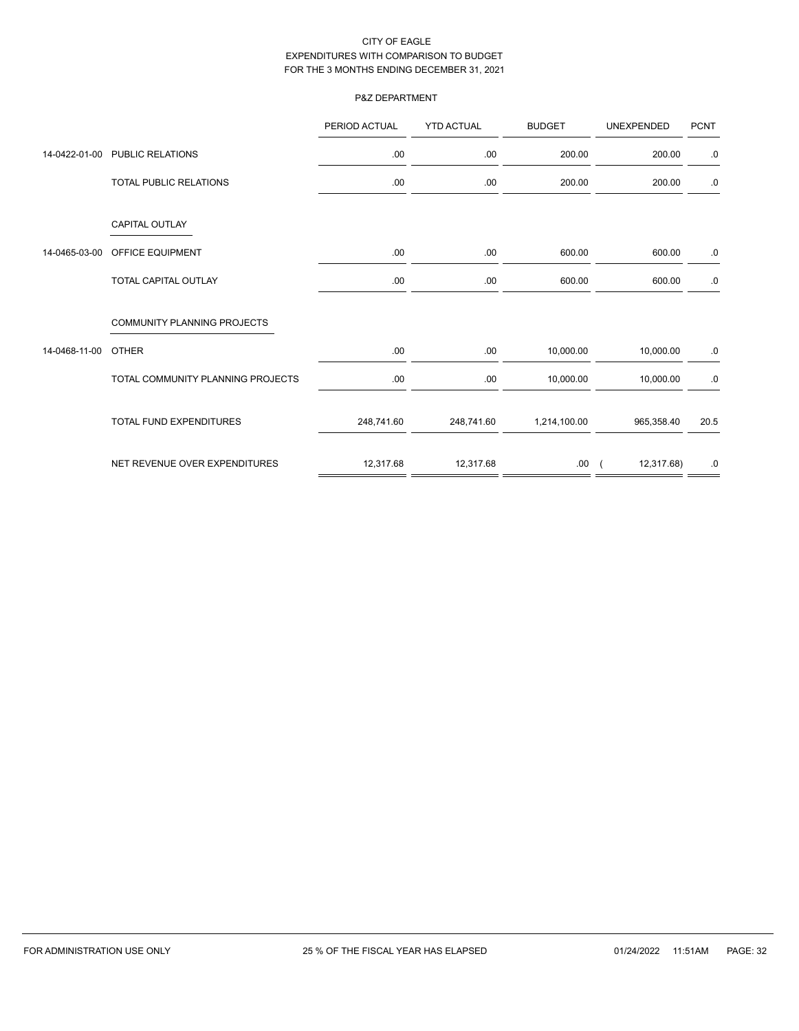CITY OF EAGLE
EXPENDITURES WITH COMPARISON TO BUDGET
FOR THE 3 MONTHS ENDING DECEMBER 31, 2021

P&Z DEPARTMENT

| | | PERIOD ACTUAL | YTD ACTUAL | BUDGET | UNEXPENDED | PCNT |
|---|---|---|---|---|---|---|
| 14-0422-01-00 | PUBLIC RELATIONS | .00 | .00 | 200.00 | 200.00 | .0 |
| | TOTAL PUBLIC RELATIONS | .00 | .00 | 200.00 | 200.00 | .0 |
| | CAPITAL OUTLAY | | | | | |
| 14-0465-03-00 | OFFICE EQUIPMENT | .00 | .00 | 600.00 | 600.00 | .0 |
| | TOTAL CAPITAL OUTLAY | .00 | .00 | 600.00 | 600.00 | .0 |
| | COMMUNITY PLANNING PROJECTS | | | | | |
| 14-0468-11-00 | OTHER | .00 | .00 | 10,000.00 | 10,000.00 | .0 |
| | TOTAL COMMUNITY PLANNING PROJECTS | .00 | .00 | 10,000.00 | 10,000.00 | .0 |
| | TOTAL FUND EXPENDITURES | 248,741.60 | 248,741.60 | 1,214,100.00 | 965,358.40 | 20.5 |
| | NET REVENUE OVER EXPENDITURES | 12,317.68 | 12,317.68 | .00 | ( 12,317.68) | .0 |

FOR ADMINISTRATION USE ONLY — 25 % OF THE FISCAL YEAR HAS ELAPSED — 01/24/2022 11:51AM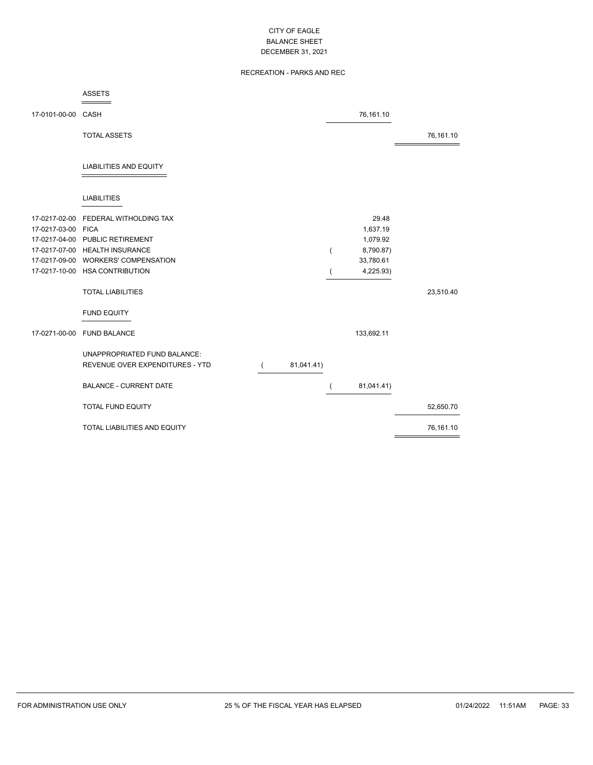# CITY OF EAGLE
## BALANCE SHEET
## DECEMBER 31, 2021

### RECREATION - PARKS AND REC

| Account | Description | | | |
|---|---|---|---|---|
| | **ASSETS** | | | |
| 17-0101-00-00 | CASH | | 76,161.10 | |
| | TOTAL ASSETS | | | 76,161.10 |
| | **LIABILITIES AND EQUITY** | | | |
| | **LIABILITIES** | | | |
| 17-0217-02-00 | FEDERAL WITHOLDING TAX | | 29.48 | |
| 17-0217-03-00 | FICA | | 1,637.19 | |
| 17-0217-04-00 | PUBLIC RETIREMENT | | 1,079.92 | |
| 17-0217-07-00 | HEALTH INSURANCE | | ( 8,790.87) | |
| 17-0217-09-00 | WORKERS' COMPENSATION | | 33,780.61 | |
| 17-0217-10-00 | HSA CONTRIBUTION | | ( 4,225.93) | |
| | TOTAL LIABILITIES | | | 23,510.40 |
| | **FUND EQUITY** | | | |
| 17-0271-00-00 | FUND BALANCE | | 133,692.11 | |
| | UNAPPROPRIATED FUND BALANCE: | | | |
| | REVENUE OVER EXPENDITURES - YTD | ( 81,041.41) | | |
| | BALANCE - CURRENT DATE | | ( 81,041.41) | |
| | TOTAL FUND EQUITY | | | 52,650.70 |
| | TOTAL LIABILITIES AND EQUITY | | | 76,161.10 |

FOR ADMINISTRATION USE ONLY — 25 % OF THE FISCAL YEAR HAS ELAPSED — 01/24/2022 11:51AM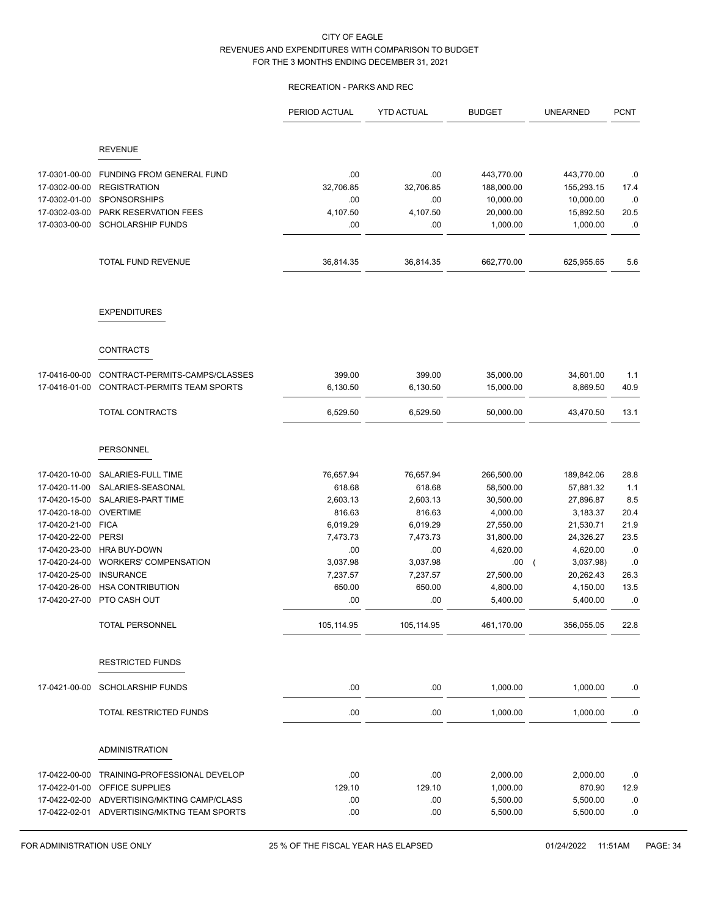CITY OF EAGLE
REVENUES AND EXPENDITURES WITH COMPARISON TO BUDGET
FOR THE 3 MONTHS ENDING DECEMBER 31, 2021

RECREATION - PARKS AND REC

| | | PERIOD ACTUAL | YTD ACTUAL | BUDGET | UNEARNED | PCNT |
|---|---|---|---|---|---|---|
| | **REVENUE** | | | | | |
| 17-0301-00-00 | FUNDING FROM GENERAL FUND | .00 | .00 | 443,770.00 | 443,770.00 | .0 |
| 17-0302-00-00 | REGISTRATION | 32,706.85 | 32,706.85 | 188,000.00 | 155,293.15 | 17.4 |
| 17-0302-01-00 | SPONSORSHIPS | .00 | .00 | 10,000.00 | 10,000.00 | .0 |
| 17-0302-03-00 | PARK RESERVATION FEES | 4,107.50 | 4,107.50 | 20,000.00 | 15,892.50 | 20.5 |
| 17-0303-00-00 | SCHOLARSHIP FUNDS | .00 | .00 | 1,000.00 | 1,000.00 | .0 |
| | TOTAL FUND REVENUE | 36,814.35 | 36,814.35 | 662,770.00 | 625,955.65 | 5.6 |
| | **EXPENDITURES** | | | | | |
| | **CONTRACTS** | | | | | |
| 17-0416-00-00 | CONTRACT-PERMITS-CAMPS/CLASSES | 399.00 | 399.00 | 35,000.00 | 34,601.00 | 1.1 |
| 17-0416-01-00 | CONTRACT-PERMITS TEAM SPORTS | 6,130.50 | 6,130.50 | 15,000.00 | 8,869.50 | 40.9 |
| | TOTAL CONTRACTS | 6,529.50 | 6,529.50 | 50,000.00 | 43,470.50 | 13.1 |
| | **PERSONNEL** | | | | | |
| 17-0420-10-00 | SALARIES-FULL TIME | 76,657.94 | 76,657.94 | 266,500.00 | 189,842.06 | 28.8 |
| 17-0420-11-00 | SALARIES-SEASONAL | 618.68 | 618.68 | 58,500.00 | 57,881.32 | 1.1 |
| 17-0420-15-00 | SALARIES-PART TIME | 2,603.13 | 2,603.13 | 30,500.00 | 27,896.87 | 8.5 |
| 17-0420-18-00 | OVERTIME | 816.63 | 816.63 | 4,000.00 | 3,183.37 | 20.4 |
| 17-0420-21-00 | FICA | 6,019.29 | 6,019.29 | 27,550.00 | 21,530.71 | 21.9 |
| 17-0420-22-00 | PERSI | 7,473.73 | 7,473.73 | 31,800.00 | 24,326.27 | 23.5 |
| 17-0420-23-00 | HRA BUY-DOWN | .00 | .00 | 4,620.00 | 4,620.00 | .0 |
| 17-0420-24-00 | WORKERS' COMPENSATION | 3,037.98 | 3,037.98 | .00 | ( 3,037.98) | .0 |
| 17-0420-25-00 | INSURANCE | 7,237.57 | 7,237.57 | 27,500.00 | 20,262.43 | 26.3 |
| 17-0420-26-00 | HSA CONTRIBUTION | 650.00 | 650.00 | 4,800.00 | 4,150.00 | 13.5 |
| 17-0420-27-00 | PTO CASH OUT | .00 | .00 | 5,400.00 | 5,400.00 | .0 |
| | TOTAL PERSONNEL | 105,114.95 | 105,114.95 | 461,170.00 | 356,055.05 | 22.8 |
| | **RESTRICTED FUNDS** | | | | | |
| 17-0421-00-00 | SCHOLARSHIP FUNDS | .00 | .00 | 1,000.00 | 1,000.00 | .0 |
| | TOTAL RESTRICTED FUNDS | .00 | .00 | 1,000.00 | 1,000.00 | .0 |
| | **ADMINISTRATION** | | | | | |
| 17-0422-00-00 | TRAINING-PROFESSIONAL DEVELOP | .00 | .00 | 2,000.00 | 2,000.00 | .0 |
| 17-0422-01-00 | OFFICE SUPPLIES | 129.10 | 129.10 | 1,000.00 | 870.90 | 12.9 |
| 17-0422-02-00 | ADVERTISING/MKTING CAMP/CLASS | .00 | .00 | 5,500.00 | 5,500.00 | .0 |
| 17-0422-02-01 | ADVERTISING/MKTNG TEAM SPORTS | .00 | .00 | 5,500.00 | 5,500.00 | .0 |

FOR ADMINISTRATION USE ONLY 25 % OF THE FISCAL YEAR HAS ELAPSED 01/24/2022 11:51AM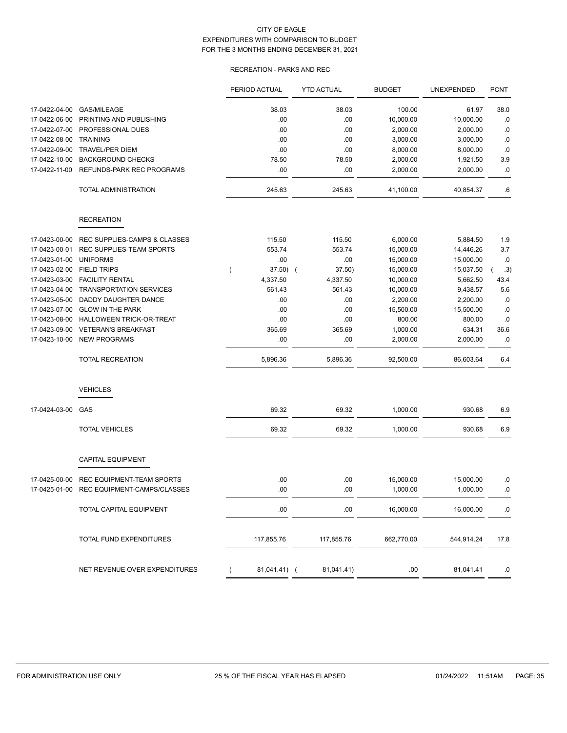CITY OF EAGLE
EXPENDITURES WITH COMPARISON TO BUDGET
FOR THE 3 MONTHS ENDING DECEMBER 31, 2021

RECREATION - PARKS AND REC

| | | PERIOD ACTUAL | YTD ACTUAL | BUDGET | UNEXPENDED | PCNT |
|---|---|---|---|---|---|---|
| 17-0422-04-00 | GAS/MILEAGE | 38.03 | 38.03 | 100.00 | 61.97 | 38.0 |
| 17-0422-06-00 | PRINTING AND PUBLISHING | .00 | .00 | 10,000.00 | 10,000.00 | .0 |
| 17-0422-07-00 | PROFESSIONAL DUES | .00 | .00 | 2,000.00 | 2,000.00 | .0 |
| 17-0422-08-00 | TRAINING | .00 | .00 | 3,000.00 | 3,000.00 | .0 |
| 17-0422-09-00 | TRAVEL/PER DIEM | .00 | .00 | 8,000.00 | 8,000.00 | .0 |
| 17-0422-10-00 | BACKGROUND CHECKS | 78.50 | 78.50 | 2,000.00 | 1,921.50 | 3.9 |
| 17-0422-11-00 | REFUNDS-PARK REC PROGRAMS | .00 | .00 | 2,000.00 | 2,000.00 | .0 |
| | TOTAL ADMINISTRATION | 245.63 | 245.63 | 41,100.00 | 40,854.37 | .6 |
| | **RECREATION** | | | | | |
| 17-0423-00-00 | REC SUPPLIES-CAMPS & CLASSES | 115.50 | 115.50 | 6,000.00 | 5,884.50 | 1.9 |
| 17-0423-00-01 | REC SUPPLIES-TEAM SPORTS | 553.74 | 553.74 | 15,000.00 | 14,446.26 | 3.7 |
| 17-0423-01-00 | UNIFORMS | .00 | .00 | 15,000.00 | 15,000.00 | .0 |
| 17-0423-02-00 | FIELD TRIPS | ( 37.50) | ( 37.50) | 15,000.00 | 15,037.50 | ( .3) |
| 17-0423-03-00 | FACILITY RENTAL | 4,337.50 | 4,337.50 | 10,000.00 | 5,662.50 | 43.4 |
| 17-0423-04-00 | TRANSPORTATION SERVICES | 561.43 | 561.43 | 10,000.00 | 9,438.57 | 5.6 |
| 17-0423-05-00 | DADDY DAUGHTER DANCE | .00 | .00 | 2,200.00 | 2,200.00 | .0 |
| 17-0423-07-00 | GLOW IN THE PARK | .00 | .00 | 15,500.00 | 15,500.00 | .0 |
| 17-0423-08-00 | HALLOWEEN TRICK-OR-TREAT | .00 | .00 | 800.00 | 800.00 | .0 |
| 17-0423-09-00 | VETERAN'S BREAKFAST | 365.69 | 365.69 | 1,000.00 | 634.31 | 36.6 |
| 17-0423-10-00 | NEW PROGRAMS | .00 | .00 | 2,000.00 | 2,000.00 | .0 |
| | TOTAL RECREATION | 5,896.36 | 5,896.36 | 92,500.00 | 86,603.64 | 6.4 |
| | **VEHICLES** | | | | | |
| 17-0424-03-00 | GAS | 69.32 | 69.32 | 1,000.00 | 930.68 | 6.9 |
| | TOTAL VEHICLES | 69.32 | 69.32 | 1,000.00 | 930.68 | 6.9 |
| | **CAPITAL EQUIPMENT** | | | | | |
| 17-0425-00-00 | REC EQUIPMENT-TEAM SPORTS | .00 | .00 | 15,000.00 | 15,000.00 | .0 |
| 17-0425-01-00 | REC EQUIPMENT-CAMPS/CLASSES | .00 | .00 | 1,000.00 | 1,000.00 | .0 |
| | TOTAL CAPITAL EQUIPMENT | .00 | .00 | 16,000.00 | 16,000.00 | .0 |
| | TOTAL FUND EXPENDITURES | 117,855.76 | 117,855.76 | 662,770.00 | 544,914.24 | 17.8 |
| | NET REVENUE OVER EXPENDITURES | ( 81,041.41) | ( 81,041.41) | .00 | 81,041.41 | .0 |

FOR ADMINISTRATION USE ONLY 25 % OF THE FISCAL YEAR HAS ELAPSED 01/24/2022 11:51AM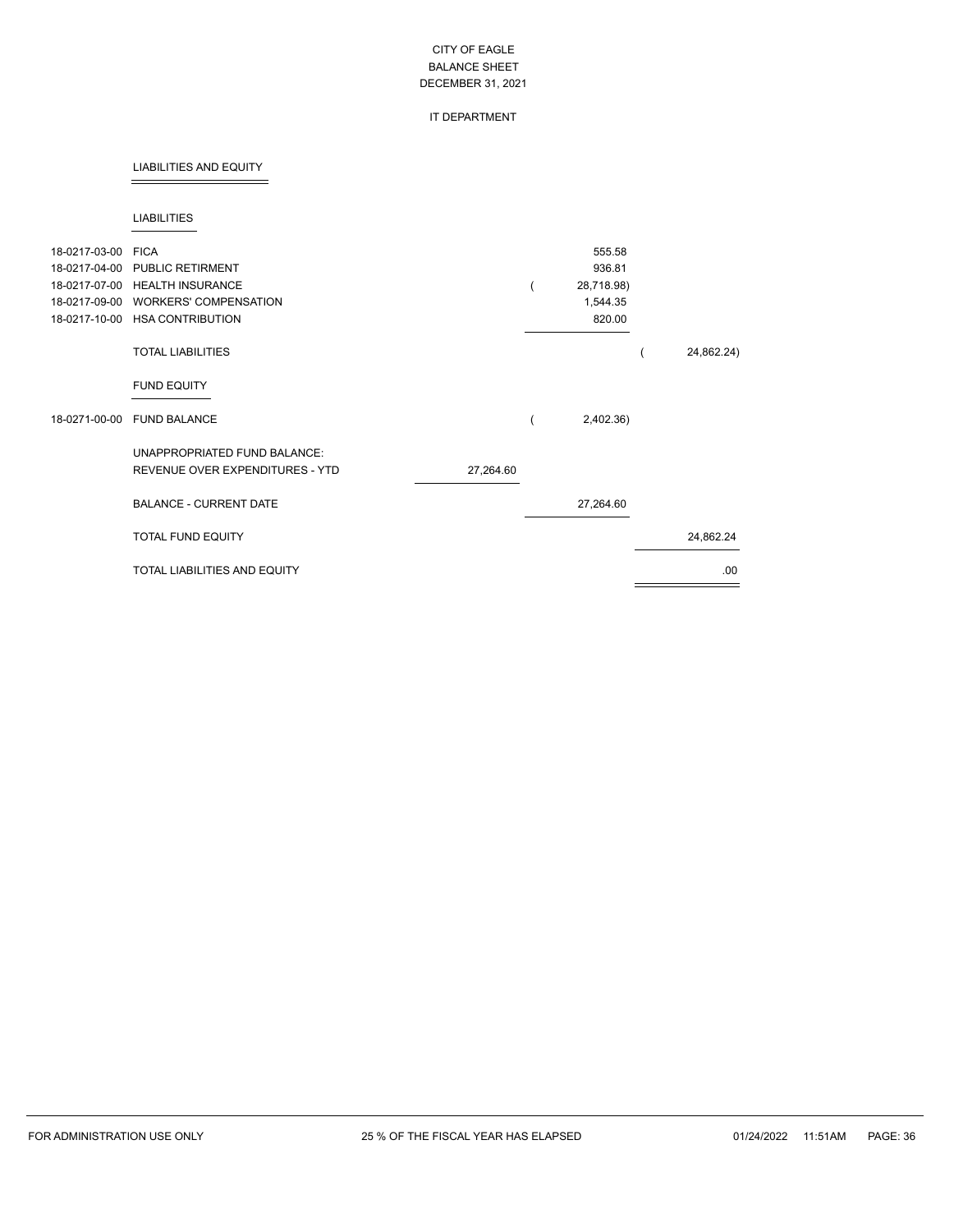CITY OF EAGLE
BALANCE SHEET
DECEMBER 31, 2021

IT DEPARTMENT

LIABILITIES AND EQUITY

LIABILITIES

| Account | Description | | | |
|---|---|---|---|---|
| 18-0217-03-00 | FICA | | 555.58 | |
| 18-0217-04-00 | PUBLIC RETIRMENT | | 936.81 | |
| 18-0217-07-00 | HEALTH INSURANCE | | ( 28,718.98) | |
| 18-0217-09-00 | WORKERS' COMPENSATION | | 1,544.35 | |
| 18-0217-10-00 | HSA CONTRIBUTION | | 820.00 | |
| | TOTAL LIABILITIES | | | ( 24,862.24) |
| | **FUND EQUITY** | | | |
| 18-0271-00-00 | FUND BALANCE | | ( 2,402.36) | |
| | UNAPPROPRIATED FUND BALANCE: | | | |
| | REVENUE OVER EXPENDITURES - YTD | 27,264.60 | | |
| | BALANCE - CURRENT DATE | | 27,264.60 | |
| | TOTAL FUND EQUITY | | | 24,862.24 |
| | TOTAL LIABILITIES AND EQUITY | | | .00 |

FOR ADMINISTRATION USE ONLY — 25 % OF THE FISCAL YEAR HAS ELAPSED — 01/24/2022 11:51AM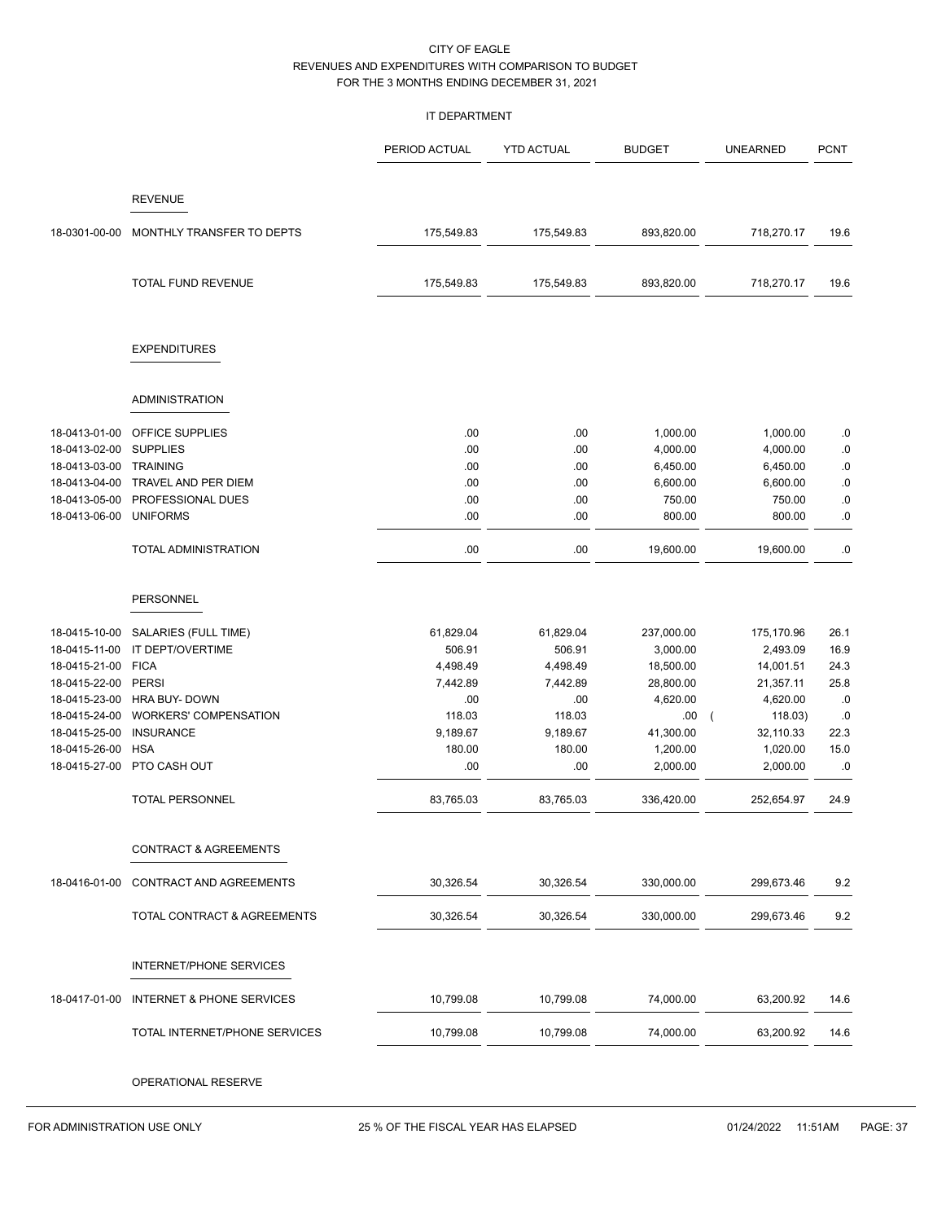CITY OF EAGLE
REVENUES AND EXPENDITURES WITH COMPARISON TO BUDGET
FOR THE 3 MONTHS ENDING DECEMBER 31, 2021

IT DEPARTMENT

| | | PERIOD ACTUAL | YTD ACTUAL | BUDGET | UNEARNED | PCNT |
|---|---|---|---|---|---|---|
| | **REVENUE** | | | | | |
| 18-0301-00-00 | MONTHLY TRANSFER TO DEPTS | 175,549.83 | 175,549.83 | 893,820.00 | 718,270.17 | 19.6 |
| | TOTAL FUND REVENUE | 175,549.83 | 175,549.83 | 893,820.00 | 718,270.17 | 19.6 |
| | **EXPENDITURES** | | | | | |
| | **ADMINISTRATION** | | | | | |
| 18-0413-01-00 | OFFICE SUPPLIES | .00 | .00 | 1,000.00 | 1,000.00 | .0 |
| 18-0413-02-00 | SUPPLIES | .00 | .00 | 4,000.00 | 4,000.00 | .0 |
| 18-0413-03-00 | TRAINING | .00 | .00 | 6,450.00 | 6,450.00 | .0 |
| 18-0413-04-00 | TRAVEL AND PER DIEM | .00 | .00 | 6,600.00 | 6,600.00 | .0 |
| 18-0413-05-00 | PROFESSIONAL DUES | .00 | .00 | 750.00 | 750.00 | .0 |
| 18-0413-06-00 | UNIFORMS | .00 | .00 | 800.00 | 800.00 | .0 |
| | TOTAL ADMINISTRATION | .00 | .00 | 19,600.00 | 19,600.00 | .0 |
| | **PERSONNEL** | | | | | |
| 18-0415-10-00 | SALARIES (FULL TIME) | 61,829.04 | 61,829.04 | 237,000.00 | 175,170.96 | 26.1 |
| 18-0415-11-00 | IT DEPT/OVERTIME | 506.91 | 506.91 | 3,000.00 | 2,493.09 | 16.9 |
| 18-0415-21-00 | FICA | 4,498.49 | 4,498.49 | 18,500.00 | 14,001.51 | 24.3 |
| 18-0415-22-00 | PERSI | 7,442.89 | 7,442.89 | 28,800.00 | 21,357.11 | 25.8 |
| 18-0415-23-00 | HRA BUY- DOWN | .00 | .00 | 4,620.00 | 4,620.00 | .0 |
| 18-0415-24-00 | WORKERS' COMPENSATION | 118.03 | 118.03 | .00 | ( 118.03) | .0 |
| 18-0415-25-00 | INSURANCE | 9,189.67 | 9,189.67 | 41,300.00 | 32,110.33 | 22.3 |
| 18-0415-26-00 | HSA | 180.00 | 180.00 | 1,200.00 | 1,020.00 | 15.0 |
| 18-0415-27-00 | PTO CASH OUT | .00 | .00 | 2,000.00 | 2,000.00 | .0 |
| | TOTAL PERSONNEL | 83,765.03 | 83,765.03 | 336,420.00 | 252,654.97 | 24.9 |
| | **CONTRACT & AGREEMENTS** | | | | | |
| 18-0416-01-00 | CONTRACT AND AGREEMENTS | 30,326.54 | 30,326.54 | 330,000.00 | 299,673.46 | 9.2 |
| | TOTAL CONTRACT & AGREEMENTS | 30,326.54 | 30,326.54 | 330,000.00 | 299,673.46 | 9.2 |
| | **INTERNET/PHONE SERVICES** | | | | | |
| 18-0417-01-00 | INTERNET & PHONE SERVICES | 10,799.08 | 10,799.08 | 74,000.00 | 63,200.92 | 14.6 |
| | TOTAL INTERNET/PHONE SERVICES | 10,799.08 | 10,799.08 | 74,000.00 | 63,200.92 | 14.6 |
| | **OPERATIONAL RESERVE** | | | | | |

FOR ADMINISTRATION USE ONLY — 25 % OF THE FISCAL YEAR HAS ELAPSED — 01/24/2022 11:51AM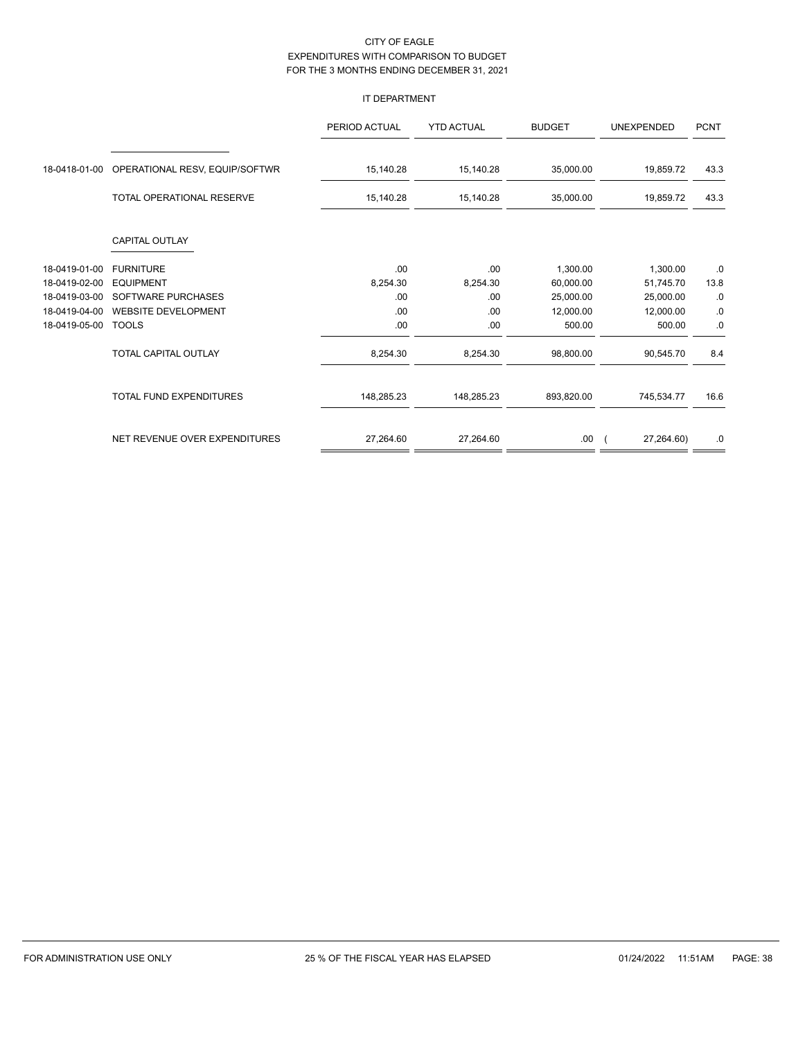CITY OF EAGLE
EXPENDITURES WITH COMPARISON TO BUDGET
FOR THE 3 MONTHS ENDING DECEMBER 31, 2021

IT DEPARTMENT

| | | PERIOD ACTUAL | YTD ACTUAL | BUDGET | UNEXPENDED | PCNT |
|---|---|---|---|---|---|---|
| 18-0418-01-00 | OPERATIONAL RESV, EQUIP/SOFTWR | 15,140.28 | 15,140.28 | 35,000.00 | 19,859.72 | 43.3 |
| | TOTAL OPERATIONAL RESERVE | 15,140.28 | 15,140.28 | 35,000.00 | 19,859.72 | 43.3 |
| | CAPITAL OUTLAY | | | | | |
| 18-0419-01-00 | FURNITURE | .00 | .00 | 1,300.00 | 1,300.00 | .0 |
| 18-0419-02-00 | EQUIPMENT | 8,254.30 | 8,254.30 | 60,000.00 | 51,745.70 | 13.8 |
| 18-0419-03-00 | SOFTWARE PURCHASES | .00 | .00 | 25,000.00 | 25,000.00 | .0 |
| 18-0419-04-00 | WEBSITE DEVELOPMENT | .00 | .00 | 12,000.00 | 12,000.00 | .0 |
| 18-0419-05-00 | TOOLS | .00 | .00 | 500.00 | 500.00 | .0 |
| | TOTAL CAPITAL OUTLAY | 8,254.30 | 8,254.30 | 98,800.00 | 90,545.70 | 8.4 |
| | TOTAL FUND EXPENDITURES | 148,285.23 | 148,285.23 | 893,820.00 | 745,534.77 | 16.6 |
| | NET REVENUE OVER EXPENDITURES | 27,264.60 | 27,264.60 | .00 | ( 27,264.60) | .0 |

FOR ADMINISTRATION USE ONLY 25 % OF THE FISCAL YEAR HAS ELAPSED 01/24/2022 11:51AM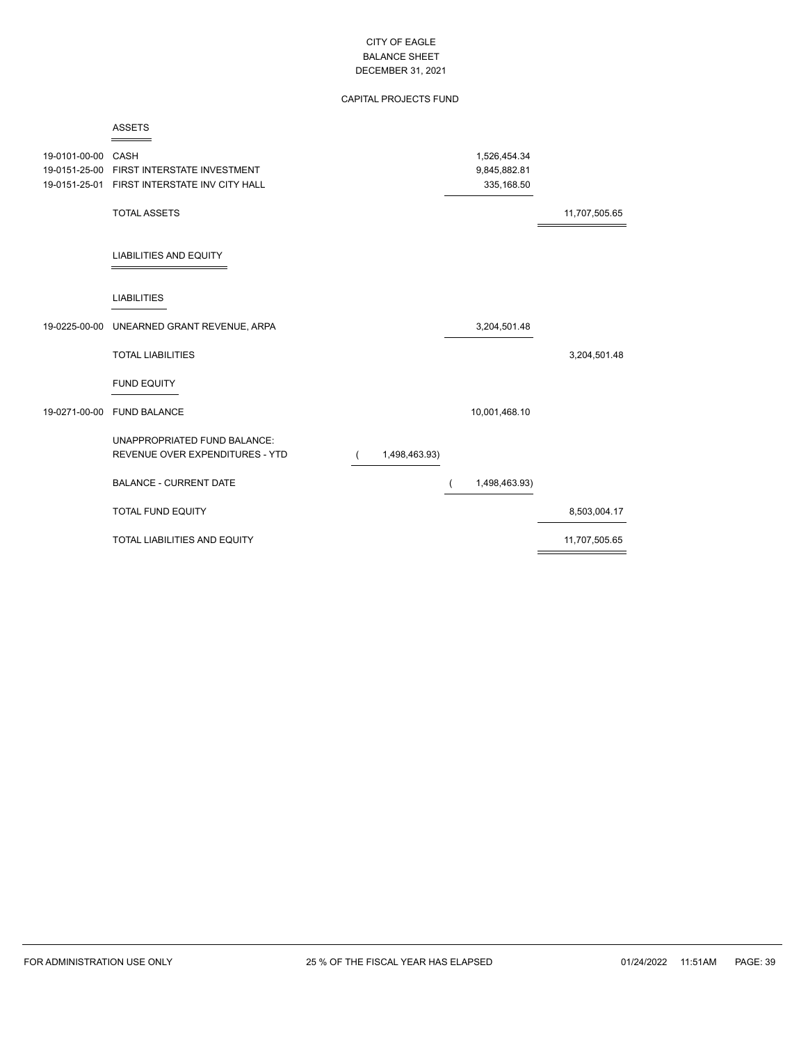CITY OF EAGLE
BALANCE SHEET
DECEMBER 31, 2021

CAPITAL PROJECTS FUND

## ASSETS

| Account | Description | | | |
|---|---|---|---|---|
| 19-0101-00-00 | CASH | | 1,526,454.34 | |
| 19-0151-25-00 | FIRST INTERSTATE INVESTMENT | | 9,845,882.81 | |
| 19-0151-25-01 | FIRST INTERSTATE INV CITY HALL | | 335,168.50 | |
| | TOTAL ASSETS | | | 11,707,505.65 |

## LIABILITIES AND EQUITY

### LIABILITIES

| Account | Description | | | |
|---|---|---|---|---|
| 19-0225-00-00 | UNEARNED GRANT REVENUE, ARPA | | 3,204,501.48 | |
| | TOTAL LIABILITIES | | | 3,204,501.48 |

### FUND EQUITY

| Account | Description | | | |
|---|---|---|---|---|
| 19-0271-00-00 | FUND BALANCE | | 10,001,468.10 | |
| | UNAPPROPRIATED FUND BALANCE: | | | |
| | REVENUE OVER EXPENDITURES - YTD | ( 1,498,463.93) | | |
| | BALANCE - CURRENT DATE | | ( 1,498,463.93) | |
| | TOTAL FUND EQUITY | | | 8,503,004.17 |
| | TOTAL LIABILITIES AND EQUITY | | | 11,707,505.65 |

FOR ADMINISTRATION USE ONLY    25 % OF THE FISCAL YEAR HAS ELAPSED    01/24/2022 11:51AM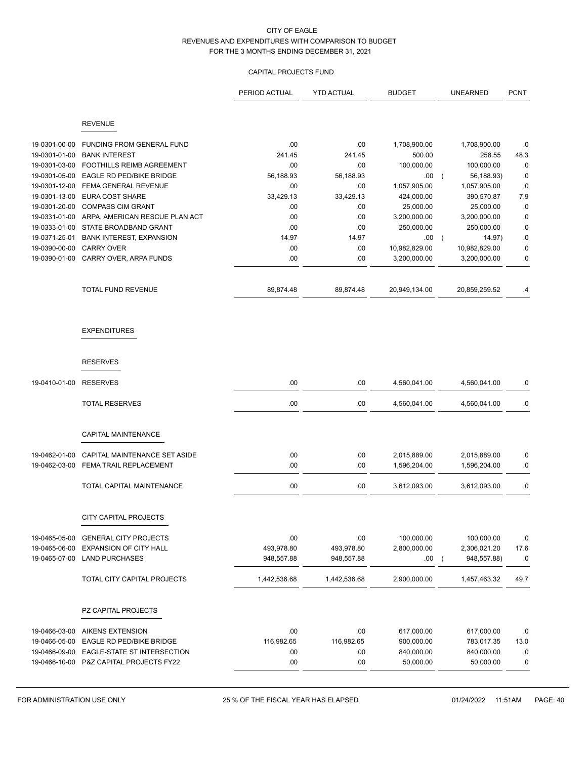CITY OF EAGLE
REVENUES AND EXPENDITURES WITH COMPARISON TO BUDGET
FOR THE 3 MONTHS ENDING DECEMBER 31, 2021

CAPITAL PROJECTS FUND

| | | PERIOD ACTUAL | YTD ACTUAL | BUDGET | UNEARNED | PCNT |
|---|---|---|---|---|---|---|
| | **REVENUE** | | | | | |
| 19-0301-00-00 | FUNDING FROM GENERAL FUND | .00 | .00 | 1,708,900.00 | 1,708,900.00 | .0 |
| 19-0301-01-00 | BANK INTEREST | 241.45 | 241.45 | 500.00 | 258.55 | 48.3 |
| 19-0301-03-00 | FOOTHILLS REIMB AGREEMENT | .00 | .00 | 100,000.00 | 100,000.00 | .0 |
| 19-0301-05-00 | EAGLE RD PED/BIKE BRIDGE | 56,188.93 | 56,188.93 | .00 | ( 56,188.93) | .0 |
| 19-0301-12-00 | FEMA GENERAL REVENUE | .00 | .00 | 1,057,905.00 | 1,057,905.00 | .0 |
| 19-0301-13-00 | EURA COST SHARE | 33,429.13 | 33,429.13 | 424,000.00 | 390,570.87 | 7.9 |
| 19-0301-20-00 | COMPASS CIM GRANT | .00 | .00 | 25,000.00 | 25,000.00 | .0 |
| 19-0331-01-00 | ARPA, AMERICAN RESCUE PLAN ACT | .00 | .00 | 3,200,000.00 | 3,200,000.00 | .0 |
| 19-0333-01-00 | STATE BROADBAND GRANT | .00 | .00 | 250,000.00 | 250,000.00 | .0 |
| 19-0371-25-01 | BANK INTEREST, EXPANSION | 14.97 | 14.97 | .00 | ( 14.97) | .0 |
| 19-0390-00-00 | CARRY OVER | .00 | .00 | 10,982,829.00 | 10,982,829.00 | .0 |
| 19-0390-01-00 | CARRY OVER, ARPA FUNDS | .00 | .00 | 3,200,000.00 | 3,200,000.00 | .0 |
| | TOTAL FUND REVENUE | 89,874.48 | 89,874.48 | 20,949,134.00 | 20,859,259.52 | .4 |
| | **EXPENDITURES** | | | | | |
| | **RESERVES** | | | | | |
| 19-0410-01-00 | RESERVES | .00 | .00 | 4,560,041.00 | 4,560,041.00 | .0 |
| | TOTAL RESERVES | .00 | .00 | 4,560,041.00 | 4,560,041.00 | .0 |
| | **CAPITAL MAINTENANCE** | | | | | |
| 19-0462-01-00 | CAPITAL MAINTENANCE SET ASIDE | .00 | .00 | 2,015,889.00 | 2,015,889.00 | .0 |
| 19-0462-03-00 | FEMA TRAIL REPLACEMENT | .00 | .00 | 1,596,204.00 | 1,596,204.00 | .0 |
| | TOTAL CAPITAL MAINTENANCE | .00 | .00 | 3,612,093.00 | 3,612,093.00 | .0 |
| | **CITY CAPITAL PROJECTS** | | | | | |
| 19-0465-05-00 | GENERAL CITY PROJECTS | .00 | .00 | 100,000.00 | 100,000.00 | .0 |
| 19-0465-06-00 | EXPANSION OF CITY HALL | 493,978.80 | 493,978.80 | 2,800,000.00 | 2,306,021.20 | 17.6 |
| 19-0465-07-00 | LAND PURCHASES | 948,557.88 | 948,557.88 | .00 | ( 948,557.88) | .0 |
| | TOTAL CITY CAPITAL PROJECTS | 1,442,536.68 | 1,442,536.68 | 2,900,000.00 | 1,457,463.32 | 49.7 |
| | **PZ CAPITAL PROJECTS** | | | | | |
| 19-0466-03-00 | AIKENS EXTENSION | .00 | .00 | 617,000.00 | 617,000.00 | .0 |
| 19-0466-05-00 | EAGLE RD PED/BIKE BRIDGE | 116,982.65 | 116,982.65 | 900,000.00 | 783,017.35 | 13.0 |
| 19-0466-09-00 | EAGLE-STATE ST INTERSECTION | .00 | .00 | 840,000.00 | 840,000.00 | .0 |
| 19-0466-10-00 | P&Z CAPITAL PROJECTS FY22 | .00 | .00 | 50,000.00 | 50,000.00 | .0 |

FOR ADMINISTRATION USE ONLY    25 % OF THE FISCAL YEAR HAS ELAPSED    01/24/2022 11:51AM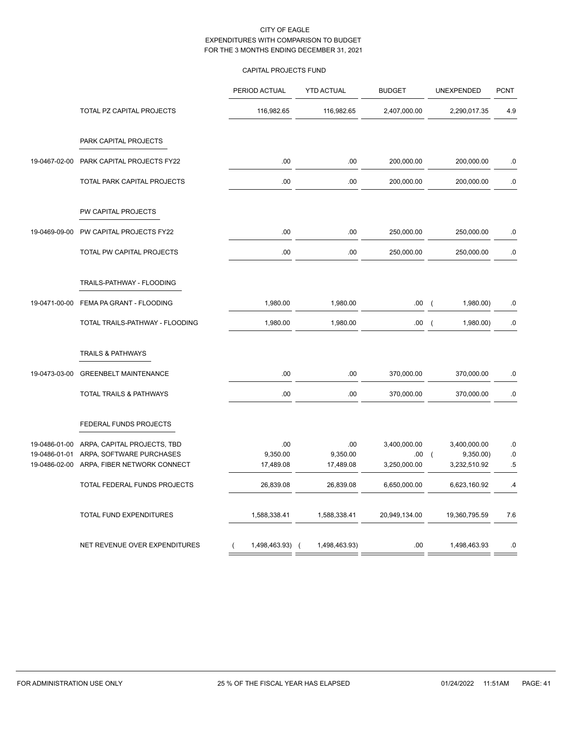CITY OF EAGLE
EXPENDITURES WITH COMPARISON TO BUDGET
FOR THE 3 MONTHS ENDING DECEMBER 31, 2021

CAPITAL PROJECTS FUND

| | | PERIOD ACTUAL | YTD ACTUAL | BUDGET | UNEXPENDED | PCNT |
|---|---|---|---|---|---|---|
| | TOTAL PZ CAPITAL PROJECTS | 116,982.65 | 116,982.65 | 2,407,000.00 | 2,290,017.35 | 4.9 |
| | PARK CAPITAL PROJECTS | | | | | |
| 19-0467-02-00 | PARK CAPITAL PROJECTS FY22 | .00 | .00 | 200,000.00 | 200,000.00 | .0 |
| | TOTAL PARK CAPITAL PROJECTS | .00 | .00 | 200,000.00 | 200,000.00 | .0 |
| | PW CAPITAL PROJECTS | | | | | |
| 19-0469-09-00 | PW CAPITAL PROJECTS FY22 | .00 | .00 | 250,000.00 | 250,000.00 | .0 |
| | TOTAL PW CAPITAL PROJECTS | .00 | .00 | 250,000.00 | 250,000.00 | .0 |
| | TRAILS-PATHWAY - FLOODING | | | | | |
| 19-0471-00-00 | FEMA PA GRANT - FLOODING | 1,980.00 | 1,980.00 | .00 | ( 1,980.00) | .0 |
| | TOTAL TRAILS-PATHWAY - FLOODING | 1,980.00 | 1,980.00 | .00 | ( 1,980.00) | .0 |
| | TRAILS & PATHWAYS | | | | | |
| 19-0473-03-00 | GREENBELT MAINTENANCE | .00 | .00 | 370,000.00 | 370,000.00 | .0 |
| | TOTAL TRAILS & PATHWAYS | .00 | .00 | 370,000.00 | 370,000.00 | .0 |
| | FEDERAL FUNDS PROJECTS | | | | | |
| 19-0486-01-00 | ARPA, CAPITAL PROJECTS, TBD | .00 | .00 | 3,400,000.00 | 3,400,000.00 | .0 |
| 19-0486-01-01 | ARPA, SOFTWARE PURCHASES | 9,350.00 | 9,350.00 | .00 | ( 9,350.00) | .0 |
| 19-0486-02-00 | ARPA, FIBER NETWORK CONNECT | 17,489.08 | 17,489.08 | 3,250,000.00 | 3,232,510.92 | .5 |
| | TOTAL FEDERAL FUNDS PROJECTS | 26,839.08 | 26,839.08 | 6,650,000.00 | 6,623,160.92 | .4 |
| | TOTAL FUND EXPENDITURES | 1,588,338.41 | 1,588,338.41 | 20,949,134.00 | 19,360,795.59 | 7.6 |
| | NET REVENUE OVER EXPENDITURES | ( 1,498,463.93) | ( 1,498,463.93) | .00 | 1,498,463.93 | .0 |

FOR ADMINISTRATION USE ONLY 25 % OF THE FISCAL YEAR HAS ELAPSED 01/24/2022 11:51AM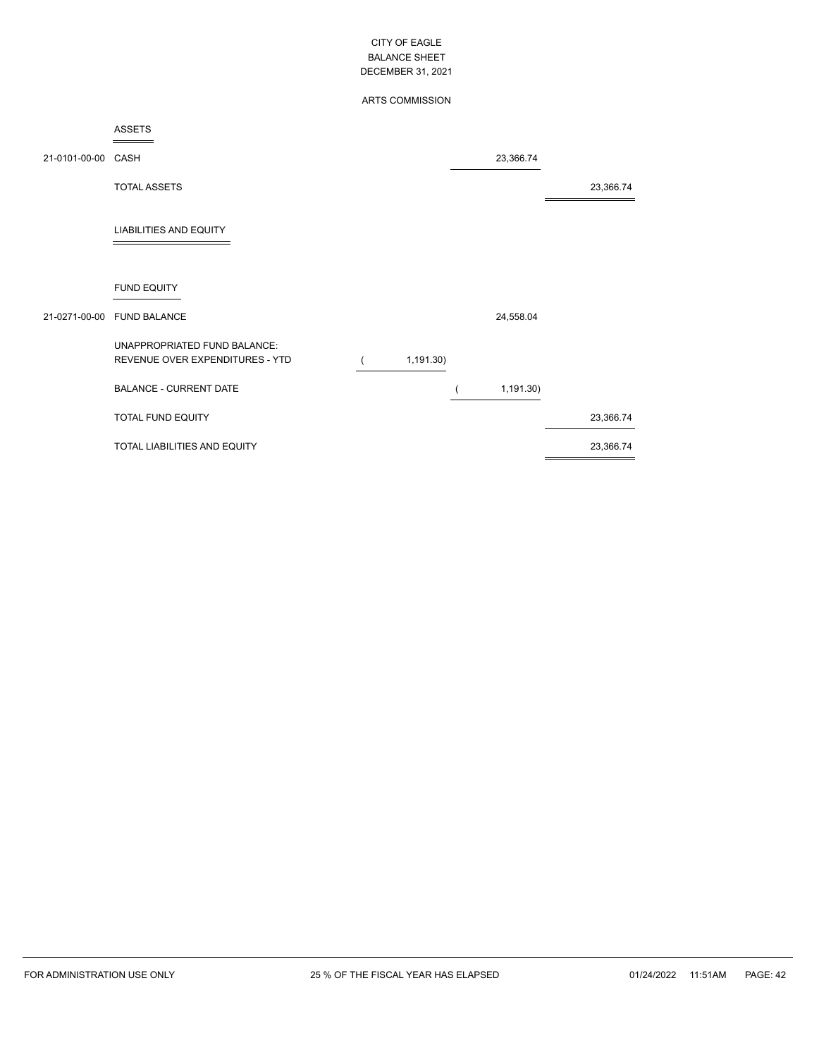# CITY OF EAGLE
## BALANCE SHEET
## DECEMBER 31, 2021

### ARTS COMMISSION

| Account | Description | | | |
|---|---|---|---|---|
| | **ASSETS** | | | |
| 21-0101-00-00 | CASH | | 23,366.74 | |
| | TOTAL ASSETS | | | 23,366.74 |
| | **LIABILITIES AND EQUITY** | | | |
| | **FUND EQUITY** | | | |
| 21-0271-00-00 | FUND BALANCE | | 24,558.04 | |
| | UNAPPROPRIATED FUND BALANCE: REVENUE OVER EXPENDITURES - YTD | ( 1,191.30) | | |
| | BALANCE - CURRENT DATE | | ( 1,191.30) | |
| | TOTAL FUND EQUITY | | | 23,366.74 |
| | TOTAL LIABILITIES AND EQUITY | | | 23,366.74 |

FOR ADMINISTRATION USE ONLY — 25 % OF THE FISCAL YEAR HAS ELAPSED — 01/24/2022 11:51AM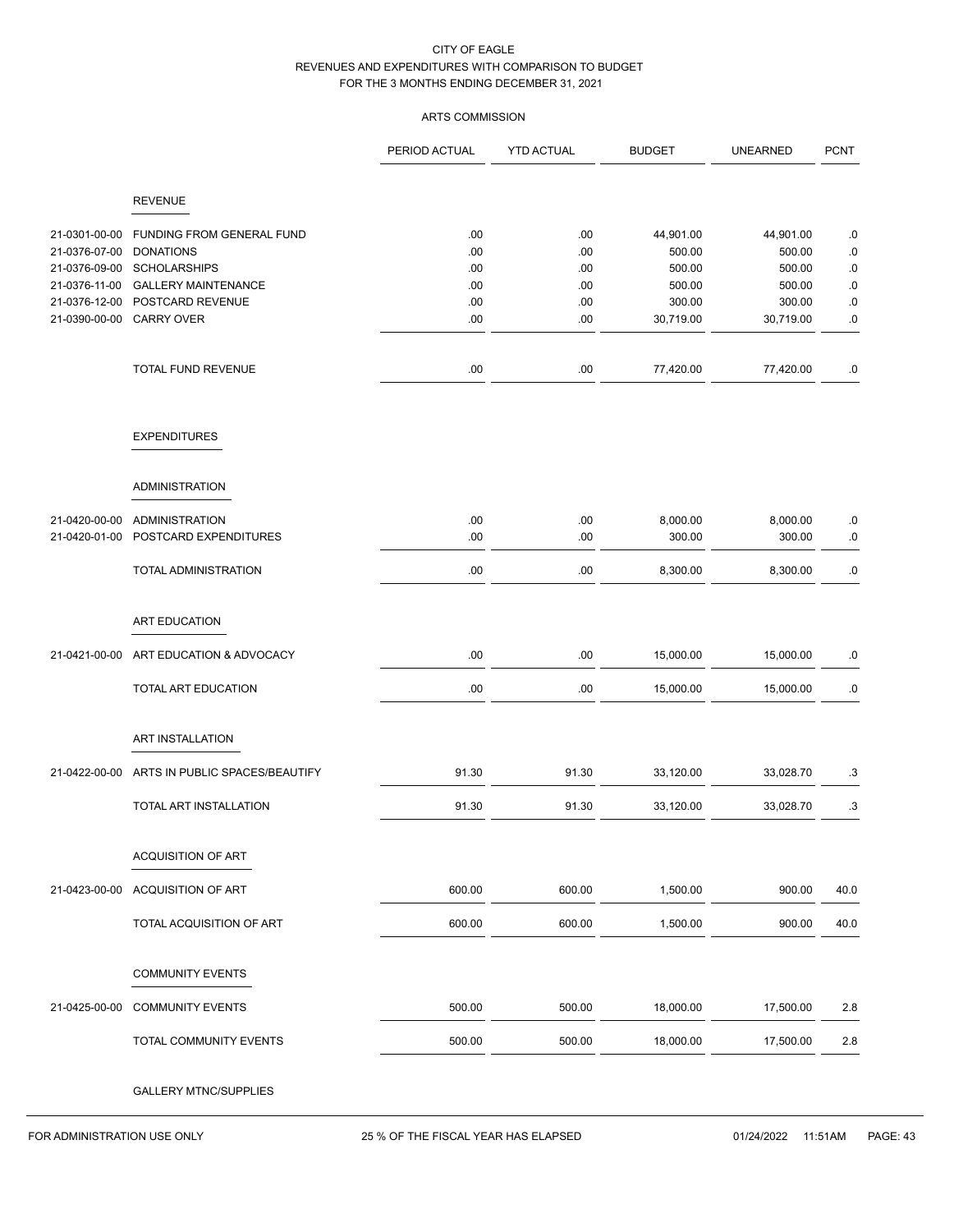CITY OF EAGLE
REVENUES AND EXPENDITURES WITH COMPARISON TO BUDGET
FOR THE 3 MONTHS ENDING DECEMBER 31, 2021

ARTS COMMISSION

| | | PERIOD ACTUAL | YTD ACTUAL | BUDGET | UNEARNED | PCNT |
|---|---|---|---|---|---|---|
| | **REVENUE** | | | | | |
| 21-0301-00-00 | FUNDING FROM GENERAL FUND | .00 | .00 | 44,901.00 | 44,901.00 | .0 |
| 21-0376-07-00 | DONATIONS | .00 | .00 | 500.00 | 500.00 | .0 |
| 21-0376-09-00 | SCHOLARSHIPS | .00 | .00 | 500.00 | 500.00 | .0 |
| 21-0376-11-00 | GALLERY MAINTENANCE | .00 | .00 | 500.00 | 500.00 | .0 |
| 21-0376-12-00 | POSTCARD REVENUE | .00 | .00 | 300.00 | 300.00 | .0 |
| 21-0390-00-00 | CARRY OVER | .00 | .00 | 30,719.00 | 30,719.00 | .0 |
| | TOTAL FUND REVENUE | .00 | .00 | 77,420.00 | 77,420.00 | .0 |
| | **EXPENDITURES** | | | | | |
| | **ADMINISTRATION** | | | | | |
| 21-0420-00-00 | ADMINISTRATION | .00 | .00 | 8,000.00 | 8,000.00 | .0 |
| 21-0420-01-00 | POSTCARD EXPENDITURES | .00 | .00 | 300.00 | 300.00 | .0 |
| | TOTAL ADMINISTRATION | .00 | .00 | 8,300.00 | 8,300.00 | .0 |
| | **ART EDUCATION** | | | | | |
| 21-0421-00-00 | ART EDUCATION & ADVOCACY | .00 | .00 | 15,000.00 | 15,000.00 | .0 |
| | TOTAL ART EDUCATION | .00 | .00 | 15,000.00 | 15,000.00 | .0 |
| | **ART INSTALLATION** | | | | | |
| 21-0422-00-00 | ARTS IN PUBLIC SPACES/BEAUTIFY | 91.30 | 91.30 | 33,120.00 | 33,028.70 | .3 |
| | TOTAL ART INSTALLATION | 91.30 | 91.30 | 33,120.00 | 33,028.70 | .3 |
| | **ACQUISITION OF ART** | | | | | |
| 21-0423-00-00 | ACQUISITION OF ART | 600.00 | 600.00 | 1,500.00 | 900.00 | 40.0 |
| | TOTAL ACQUISITION OF ART | 600.00 | 600.00 | 1,500.00 | 900.00 | 40.0 |
| | **COMMUNITY EVENTS** | | | | | |
| 21-0425-00-00 | COMMUNITY EVENTS | 500.00 | 500.00 | 18,000.00 | 17,500.00 | 2.8 |
| | TOTAL COMMUNITY EVENTS | 500.00 | 500.00 | 18,000.00 | 17,500.00 | 2.8 |
| | **GALLERY MTNC/SUPPLIES** | | | | | |

FOR ADMINISTRATION USE ONLY — 25 % OF THE FISCAL YEAR HAS ELAPSED — 01/24/2022 11:51AM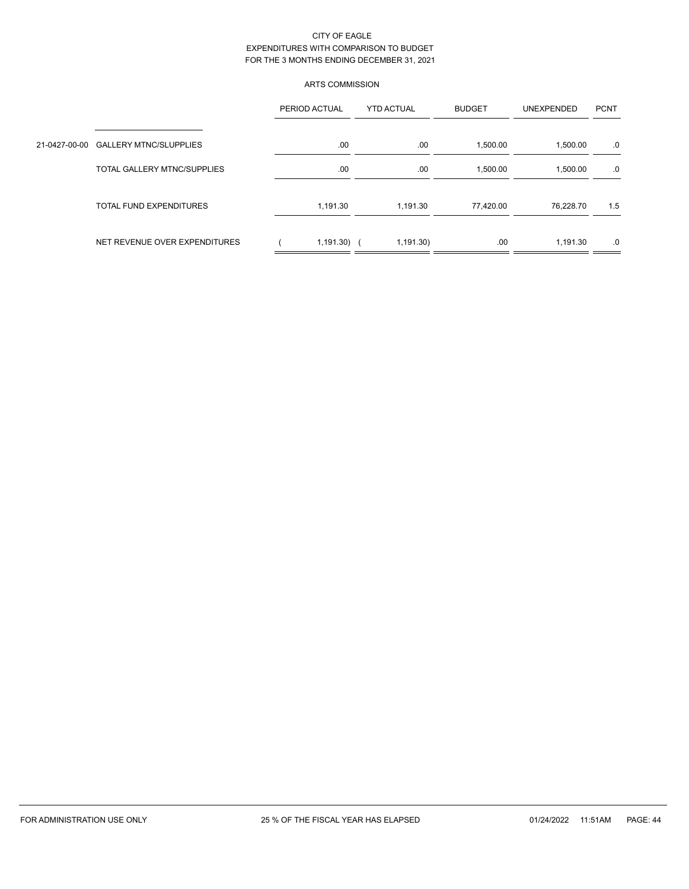CITY OF EAGLE
EXPENDITURES WITH COMPARISON TO BUDGET
FOR THE 3 MONTHS ENDING DECEMBER 31, 2021

ARTS COMMISSION

| | | PERIOD ACTUAL | YTD ACTUAL | BUDGET | UNEXPENDED | PCNT |
|---|---|---|---|---|---|---|
| 21-0427-00-00 | GALLERY MTNC/SLUPPLIES | .00 | .00 | 1,500.00 | 1,500.00 | .0 |
| | TOTAL GALLERY MTNC/SUPPLIES | .00 | .00 | 1,500.00 | 1,500.00 | .0 |
| | TOTAL FUND EXPENDITURES | 1,191.30 | 1,191.30 | 77,420.00 | 76,228.70 | 1.5 |
| | NET REVENUE OVER EXPENDITURES | ( 1,191.30) | ( 1,191.30) | .00 | 1,191.30 | .0 |

FOR ADMINISTRATION USE ONLY 25 % OF THE FISCAL YEAR HAS ELAPSED 01/24/2022 11:51AM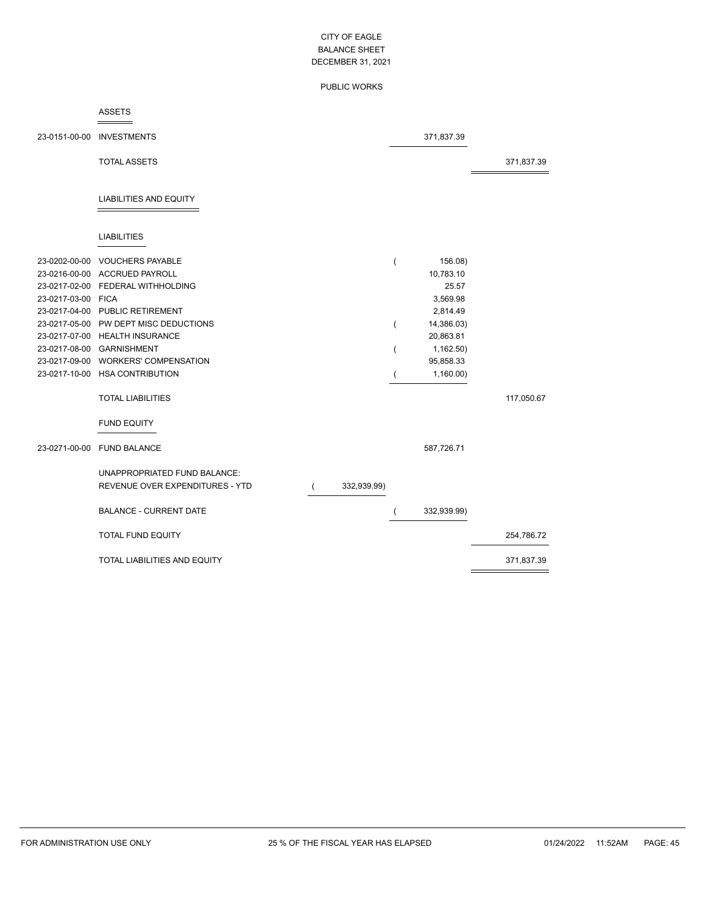# CITY OF EAGLE
## BALANCE SHEET
### DECEMBER 31, 2021

### PUBLIC WORKS

#### ASSETS

| Account | Description | | | |
|---|---|---|---|---|
| 23-0151-00-00 | INVESTMENTS | | 371,837.39 | |
| | TOTAL ASSETS | | | 371,837.39 |

#### LIABILITIES AND EQUITY

##### LIABILITIES

| Account | Description | | | |
|---|---|---|---|---|
| 23-0202-00-00 | VOUCHERS PAYABLE | | ( 156.08) | |
| 23-0216-00-00 | ACCRUED PAYROLL | | 10,783.10 | |
| 23-0217-02-00 | FEDERAL WITHHOLDING | | 25.57 | |
| 23-0217-03-00 | FICA | | 3,569.98 | |
| 23-0217-04-00 | PUBLIC RETIREMENT | | 2,814.49 | |
| 23-0217-05-00 | PW DEPT MISC DEDUCTIONS | | ( 14,386.03) | |
| 23-0217-07-00 | HEALTH INSURANCE | | 20,863.81 | |
| 23-0217-08-00 | GARNISHMENT | | ( 1,162.50) | |
| 23-0217-09-00 | WORKERS' COMPENSATION | | 95,858.33 | |
| 23-0217-10-00 | HSA CONTRIBUTION | | ( 1,160.00) | |
| | TOTAL LIABILITIES | | | 117,050.67 |

##### FUND EQUITY

| Account | Description | | | |
|---|---|---|---|---|
| 23-0271-00-00 | FUND BALANCE | | 587,726.71 | |
| | UNAPPROPRIATED FUND BALANCE: | | | |
| | REVENUE OVER EXPENDITURES - YTD | ( 332,939.99) | | |
| | BALANCE - CURRENT DATE | | ( 332,939.99) | |
| | TOTAL FUND EQUITY | | | 254,786.72 |
| | TOTAL LIABILITIES AND EQUITY | | | 371,837.39 |

FOR ADMINISTRATION USE ONLY — 25 % OF THE FISCAL YEAR HAS ELAPSED — 01/24/2022 11:52AM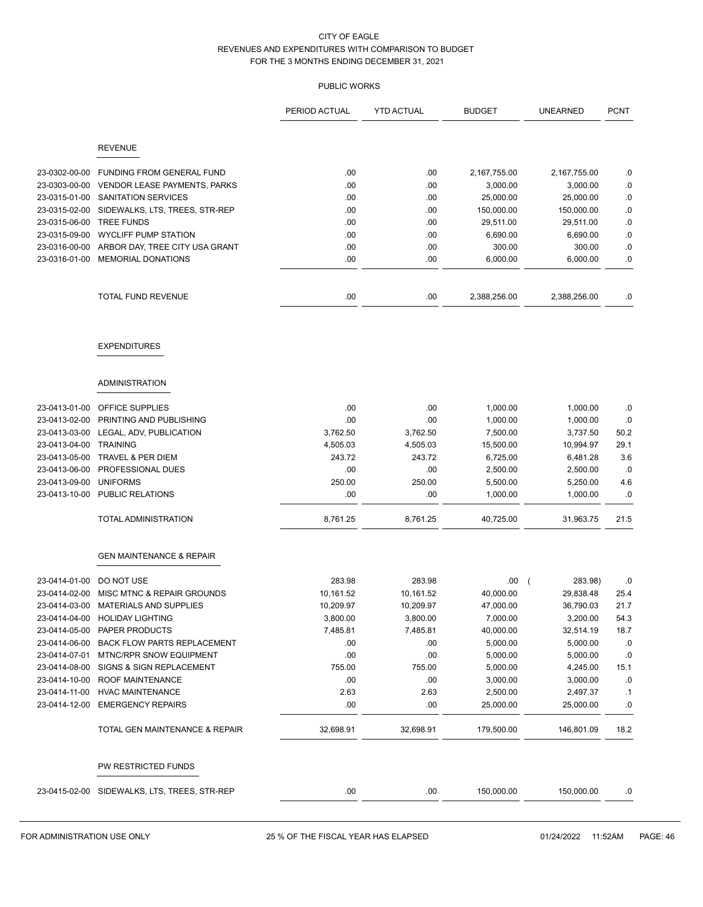CITY OF EAGLE
REVENUES AND EXPENDITURES WITH COMPARISON TO BUDGET
FOR THE 3 MONTHS ENDING DECEMBER 31, 2021

PUBLIC WORKS

| | | PERIOD ACTUAL | YTD ACTUAL | BUDGET | UNEARNED | PCNT |
|---|---|---|---|---|---|---|
| | **REVENUE** | | | | | |
| 23-0302-00-00 | FUNDING FROM GENERAL FUND | .00 | .00 | 2,167,755.00 | 2,167,755.00 | .0 |
| 23-0303-00-00 | VENDOR LEASE PAYMENTS, PARKS | .00 | .00 | 3,000.00 | 3,000.00 | .0 |
| 23-0315-01-00 | SANITATION SERVICES | .00 | .00 | 25,000.00 | 25,000.00 | .0 |
| 23-0315-02-00 | SIDEWALKS, LTS, TREES, STR-REP | .00 | .00 | 150,000.00 | 150,000.00 | .0 |
| 23-0315-06-00 | TREE FUNDS | .00 | .00 | 29,511.00 | 29,511.00 | .0 |
| 23-0315-09-00 | WYCLIFF PUMP STATION | .00 | .00 | 6,690.00 | 6,690.00 | .0 |
| 23-0316-00-00 | ARBOR DAY, TREE CITY USA GRANT | .00 | .00 | 300.00 | 300.00 | .0 |
| 23-0316-01-00 | MEMORIAL DONATIONS | .00 | .00 | 6,000.00 | 6,000.00 | .0 |
| | TOTAL FUND REVENUE | .00 | .00 | 2,388,256.00 | 2,388,256.00 | .0 |
| | **EXPENDITURES** | | | | | |
| | **ADMINISTRATION** | | | | | |
| 23-0413-01-00 | OFFICE SUPPLIES | .00 | .00 | 1,000.00 | 1,000.00 | .0 |
| 23-0413-02-00 | PRINTING AND PUBLISHING | .00 | .00 | 1,000.00 | 1,000.00 | .0 |
| 23-0413-03-00 | LEGAL, ADV, PUBLICATION | 3,762.50 | 3,762.50 | 7,500.00 | 3,737.50 | 50.2 |
| 23-0413-04-00 | TRAINING | 4,505.03 | 4,505.03 | 15,500.00 | 10,994.97 | 29.1 |
| 23-0413-05-00 | TRAVEL & PER DIEM | 243.72 | 243.72 | 6,725.00 | 6,481.28 | 3.6 |
| 23-0413-06-00 | PROFESSIONAL DUES | .00 | .00 | 2,500.00 | 2,500.00 | .0 |
| 23-0413-09-00 | UNIFORMS | 250.00 | 250.00 | 5,500.00 | 5,250.00 | 4.6 |
| 23-0413-10-00 | PUBLIC RELATIONS | .00 | .00 | 1,000.00 | 1,000.00 | .0 |
| | TOTAL ADMINISTRATION | 8,761.25 | 8,761.25 | 40,725.00 | 31,963.75 | 21.5 |
| | **GEN MAINTENANCE & REPAIR** | | | | | |
| 23-0414-01-00 | DO NOT USE | 283.98 | 283.98 | .00 | ( 283.98) | .0 |
| 23-0414-02-00 | MISC MTNC & REPAIR GROUNDS | 10,161.52 | 10,161.52 | 40,000.00 | 29,838.48 | 25.4 |
| 23-0414-03-00 | MATERIALS AND SUPPLIES | 10,209.97 | 10,209.97 | 47,000.00 | 36,790.03 | 21.7 |
| 23-0414-04-00 | HOLIDAY LIGHTING | 3,800.00 | 3,800.00 | 7,000.00 | 3,200.00 | 54.3 |
| 23-0414-05-00 | PAPER PRODUCTS | 7,485.81 | 7,485.81 | 40,000.00 | 32,514.19 | 18.7 |
| 23-0414-06-00 | BACK FLOW PARTS REPLACEMENT | .00 | .00 | 5,000.00 | 5,000.00 | .0 |
| 23-0414-07-01 | MTNC/RPR SNOW EQUIPMENT | .00 | .00 | 5,000.00 | 5,000.00 | .0 |
| 23-0414-08-00 | SIGNS & SIGN REPLACEMENT | 755.00 | 755.00 | 5,000.00 | 4,245.00 | 15.1 |
| 23-0414-10-00 | ROOF MAINTENANCE | .00 | .00 | 3,000.00 | 3,000.00 | .0 |
| 23-0414-11-00 | HVAC MAINTENANCE | 2.63 | 2.63 | 2,500.00 | 2,497.37 | .1 |
| 23-0414-12-00 | EMERGENCY REPAIRS | .00 | .00 | 25,000.00 | 25,000.00 | .0 |
| | TOTAL GEN MAINTENANCE & REPAIR | 32,698.91 | 32,698.91 | 179,500.00 | 146,801.09 | 18.2 |
| | **PW RESTRICTED FUNDS** | | | | | |
| 23-0415-02-00 | SIDEWALKS, LTS, TREES, STR-REP | .00 | .00 | 150,000.00 | 150,000.00 | .0 |

FOR ADMINISTRATION USE ONLY — 25 % OF THE FISCAL YEAR HAS ELAPSED — 01/24/2022 11:52AM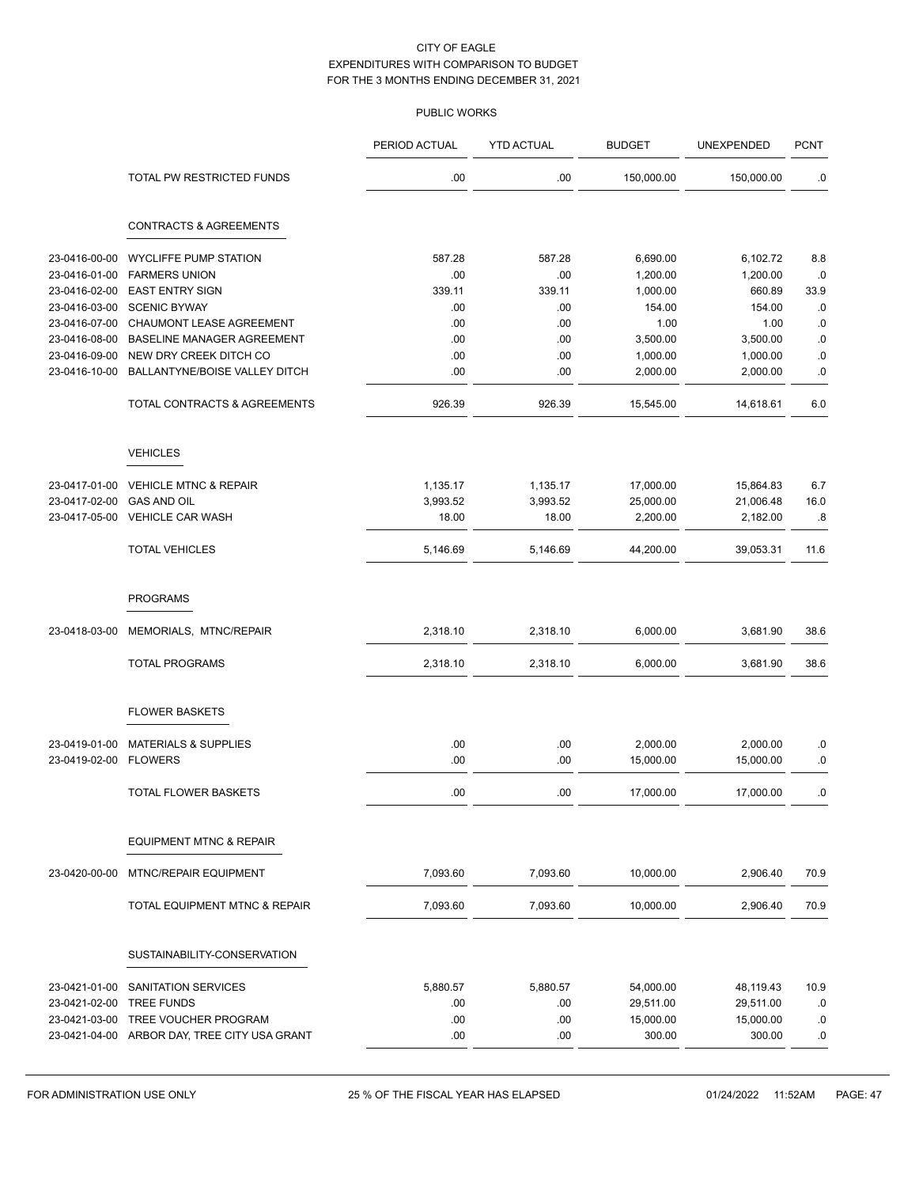CITY OF EAGLE
EXPENDITURES WITH COMPARISON TO BUDGET
FOR THE 3 MONTHS ENDING DECEMBER 31, 2021

PUBLIC WORKS

| | | PERIOD ACTUAL | YTD ACTUAL | BUDGET | UNEXPENDED | PCNT |
|---|---|---|---|---|---|---|
| | TOTAL PW RESTRICTED FUNDS | .00 | .00 | 150,000.00 | 150,000.00 | .0 |
| | **CONTRACTS & AGREEMENTS** | | | | | |
| 23-0416-00-00 | WYCLIFFE PUMP STATION | 587.28 | 587.28 | 6,690.00 | 6,102.72 | 8.8 |
| 23-0416-01-00 | FARMERS UNION | .00 | .00 | 1,200.00 | 1,200.00 | .0 |
| 23-0416-02-00 | EAST ENTRY SIGN | 339.11 | 339.11 | 1,000.00 | 660.89 | 33.9 |
| 23-0416-03-00 | SCENIC BYWAY | .00 | .00 | 154.00 | 154.00 | .0 |
| 23-0416-07-00 | CHAUMONT LEASE AGREEMENT | .00 | .00 | 1.00 | 1.00 | .0 |
| 23-0416-08-00 | BASELINE MANAGER AGREEMENT | .00 | .00 | 3,500.00 | 3,500.00 | .0 |
| 23-0416-09-00 | NEW DRY CREEK DITCH CO | .00 | .00 | 1,000.00 | 1,000.00 | .0 |
| 23-0416-10-00 | BALLANTYNE/BOISE VALLEY DITCH | .00 | .00 | 2,000.00 | 2,000.00 | .0 |
| | TOTAL CONTRACTS & AGREEMENTS | 926.39 | 926.39 | 15,545.00 | 14,618.61 | 6.0 |
| | **VEHICLES** | | | | | |
| 23-0417-01-00 | VEHICLE MTNC & REPAIR | 1,135.17 | 1,135.17 | 17,000.00 | 15,864.83 | 6.7 |
| 23-0417-02-00 | GAS AND OIL | 3,993.52 | 3,993.52 | 25,000.00 | 21,006.48 | 16.0 |
| 23-0417-05-00 | VEHICLE CAR WASH | 18.00 | 18.00 | 2,200.00 | 2,182.00 | .8 |
| | TOTAL VEHICLES | 5,146.69 | 5,146.69 | 44,200.00 | 39,053.31 | 11.6 |
| | **PROGRAMS** | | | | | |
| 23-0418-03-00 | MEMORIALS, MTNC/REPAIR | 2,318.10 | 2,318.10 | 6,000.00 | 3,681.90 | 38.6 |
| | TOTAL PROGRAMS | 2,318.10 | 2,318.10 | 6,000.00 | 3,681.90 | 38.6 |
| | **FLOWER BASKETS** | | | | | |
| 23-0419-01-00 | MATERIALS & SUPPLIES | .00 | .00 | 2,000.00 | 2,000.00 | .0 |
| 23-0419-02-00 | FLOWERS | .00 | .00 | 15,000.00 | 15,000.00 | .0 |
| | TOTAL FLOWER BASKETS | .00 | .00 | 17,000.00 | 17,000.00 | .0 |
| | **EQUIPMENT MTNC & REPAIR** | | | | | |
| 23-0420-00-00 | MTNC/REPAIR EQUIPMENT | 7,093.60 | 7,093.60 | 10,000.00 | 2,906.40 | 70.9 |
| | TOTAL EQUIPMENT MTNC & REPAIR | 7,093.60 | 7,093.60 | 10,000.00 | 2,906.40 | 70.9 |
| | **SUSTAINABILITY-CONSERVATION** | | | | | |
| 23-0421-01-00 | SANITATION SERVICES | 5,880.57 | 5,880.57 | 54,000.00 | 48,119.43 | 10.9 |
| 23-0421-02-00 | TREE FUNDS | .00 | .00 | 29,511.00 | 29,511.00 | .0 |
| 23-0421-03-00 | TREE VOUCHER PROGRAM | .00 | .00 | 15,000.00 | 15,000.00 | .0 |
| 23-0421-04-00 | ARBOR DAY, TREE CITY USA GRANT | .00 | .00 | 300.00 | 300.00 | .0 |

FOR ADMINISTRATION USE ONLY 25 % OF THE FISCAL YEAR HAS ELAPSED 01/24/2022 11:52AM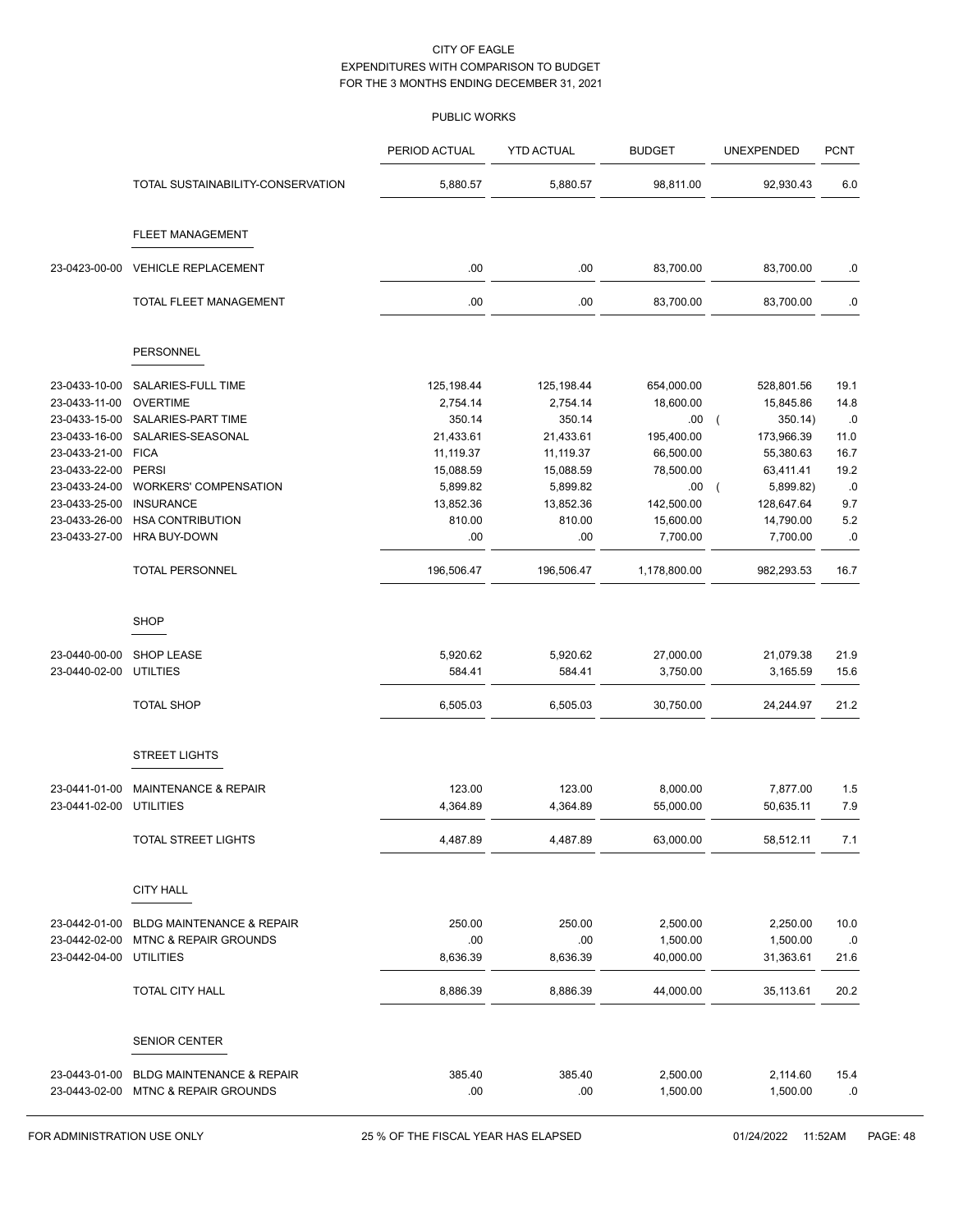CITY OF EAGLE
EXPENDITURES WITH COMPARISON TO BUDGET
FOR THE 3 MONTHS ENDING DECEMBER 31, 2021

PUBLIC WORKS

| | | PERIOD ACTUAL | YTD ACTUAL | BUDGET | UNEXPENDED | PCNT |
|---|---|---|---|---|---|---|
| | TOTAL SUSTAINABILITY-CONSERVATION | 5,880.57 | 5,880.57 | 98,811.00 | 92,930.43 | 6.0 |
| | **FLEET MANAGEMENT** | | | | | |
| 23-0423-00-00 | VEHICLE REPLACEMENT | .00 | .00 | 83,700.00 | 83,700.00 | .0 |
| | TOTAL FLEET MANAGEMENT | .00 | .00 | 83,700.00 | 83,700.00 | .0 |
| | **PERSONNEL** | | | | | |
| 23-0433-10-00 | SALARIES-FULL TIME | 125,198.44 | 125,198.44 | 654,000.00 | 528,801.56 | 19.1 |
| 23-0433-11-00 | OVERTIME | 2,754.14 | 2,754.14 | 18,600.00 | 15,845.86 | 14.8 |
| 23-0433-15-00 | SALARIES-PART TIME | 350.14 | 350.14 | .00 | ( 350.14) | .0 |
| 23-0433-16-00 | SALARIES-SEASONAL | 21,433.61 | 21,433.61 | 195,400.00 | 173,966.39 | 11.0 |
| 23-0433-21-00 | FICA | 11,119.37 | 11,119.37 | 66,500.00 | 55,380.63 | 16.7 |
| 23-0433-22-00 | PERSI | 15,088.59 | 15,088.59 | 78,500.00 | 63,411.41 | 19.2 |
| 23-0433-24-00 | WORKERS' COMPENSATION | 5,899.82 | 5,899.82 | .00 | ( 5,899.82) | .0 |
| 23-0433-25-00 | INSURANCE | 13,852.36 | 13,852.36 | 142,500.00 | 128,647.64 | 9.7 |
| 23-0433-26-00 | HSA CONTRIBUTION | 810.00 | 810.00 | 15,600.00 | 14,790.00 | 5.2 |
| 23-0433-27-00 | HRA BUY-DOWN | .00 | .00 | 7,700.00 | 7,700.00 | .0 |
| | TOTAL PERSONNEL | 196,506.47 | 196,506.47 | 1,178,800.00 | 982,293.53 | 16.7 |
| | **SHOP** | | | | | |
| 23-0440-00-00 | SHOP LEASE | 5,920.62 | 5,920.62 | 27,000.00 | 21,079.38 | 21.9 |
| 23-0440-02-00 | UTILTIES | 584.41 | 584.41 | 3,750.00 | 3,165.59 | 15.6 |
| | TOTAL SHOP | 6,505.03 | 6,505.03 | 30,750.00 | 24,244.97 | 21.2 |
| | **STREET LIGHTS** | | | | | |
| 23-0441-01-00 | MAINTENANCE & REPAIR | 123.00 | 123.00 | 8,000.00 | 7,877.00 | 1.5 |
| 23-0441-02-00 | UTILITIES | 4,364.89 | 4,364.89 | 55,000.00 | 50,635.11 | 7.9 |
| | TOTAL STREET LIGHTS | 4,487.89 | 4,487.89 | 63,000.00 | 58,512.11 | 7.1 |
| | **CITY HALL** | | | | | |
| 23-0442-01-00 | BLDG MAINTENANCE & REPAIR | 250.00 | 250.00 | 2,500.00 | 2,250.00 | 10.0 |
| 23-0442-02-00 | MTNC & REPAIR GROUNDS | .00 | .00 | 1,500.00 | 1,500.00 | .0 |
| 23-0442-04-00 | UTILITIES | 8,636.39 | 8,636.39 | 40,000.00 | 31,363.61 | 21.6 |
| | TOTAL CITY HALL | 8,886.39 | 8,886.39 | 44,000.00 | 35,113.61 | 20.2 |
| | **SENIOR CENTER** | | | | | |
| 23-0443-01-00 | BLDG MAINTENANCE & REPAIR | 385.40 | 385.40 | 2,500.00 | 2,114.60 | 15.4 |
| 23-0443-02-00 | MTNC & REPAIR GROUNDS | .00 | .00 | 1,500.00 | 1,500.00 | .0 |

FOR ADMINISTRATION USE ONLY — 25 % OF THE FISCAL YEAR HAS ELAPSED — 01/24/2022 11:52AM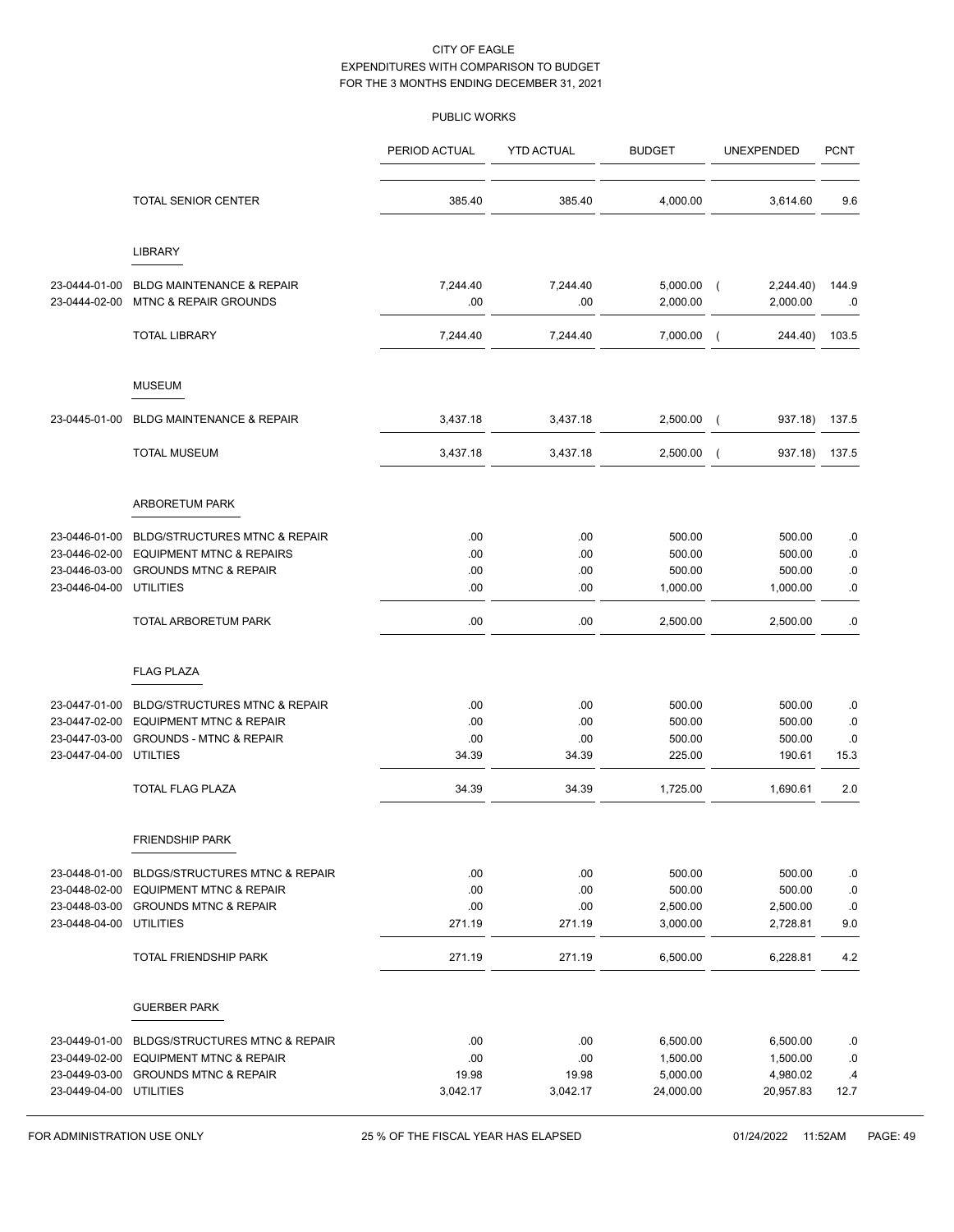CITY OF EAGLE
EXPENDITURES WITH COMPARISON TO BUDGET
FOR THE 3 MONTHS ENDING DECEMBER 31, 2021

PUBLIC WORKS

| | | PERIOD ACTUAL | YTD ACTUAL | BUDGET | UNEXPENDED | PCNT |
|---|---|---|---|---|---|---|
| | TOTAL SENIOR CENTER | 385.40 | 385.40 | 4,000.00 | 3,614.60 | 9.6 |
| | **LIBRARY** | | | | | |
| 23-0444-01-00 | BLDG MAINTENANCE & REPAIR | 7,244.40 | 7,244.40 | 5,000.00 | ( 2,244.40) | 144.9 |
| 23-0444-02-00 | MTNC & REPAIR GROUNDS | .00 | .00 | 2,000.00 | 2,000.00 | .0 |
| | TOTAL LIBRARY | 7,244.40 | 7,244.40 | 7,000.00 | ( 244.40) | 103.5 |
| | **MUSEUM** | | | | | |
| 23-0445-01-00 | BLDG MAINTENANCE & REPAIR | 3,437.18 | 3,437.18 | 2,500.00 | ( 937.18) | 137.5 |
| | TOTAL MUSEUM | 3,437.18 | 3,437.18 | 2,500.00 | ( 937.18) | 137.5 |
| | **ARBORETUM PARK** | | | | | |
| 23-0446-01-00 | BLDG/STRUCTURES MTNC & REPAIR | .00 | .00 | 500.00 | 500.00 | .0 |
| 23-0446-02-00 | EQUIPMENT MTNC & REPAIRS | .00 | .00 | 500.00 | 500.00 | .0 |
| 23-0446-03-00 | GROUNDS MTNC & REPAIR | .00 | .00 | 500.00 | 500.00 | .0 |
| 23-0446-04-00 | UTILITIES | .00 | .00 | 1,000.00 | 1,000.00 | .0 |
| | TOTAL ARBORETUM PARK | .00 | .00 | 2,500.00 | 2,500.00 | .0 |
| | **FLAG PLAZA** | | | | | |
| 23-0447-01-00 | BLDG/STRUCTURES MTNC & REPAIR | .00 | .00 | 500.00 | 500.00 | .0 |
| 23-0447-02-00 | EQUIPMENT MTNC & REPAIR | .00 | .00 | 500.00 | 500.00 | .0 |
| 23-0447-03-00 | GROUNDS - MTNC & REPAIR | .00 | .00 | 500.00 | 500.00 | .0 |
| 23-0447-04-00 | UTILTIES | 34.39 | 34.39 | 225.00 | 190.61 | 15.3 |
| | TOTAL FLAG PLAZA | 34.39 | 34.39 | 1,725.00 | 1,690.61 | 2.0 |
| | **FRIENDSHIP PARK** | | | | | |
| 23-0448-01-00 | BLDGS/STRUCTURES MTNC & REPAIR | .00 | .00 | 500.00 | 500.00 | .0 |
| 23-0448-02-00 | EQUIPMENT MTNC & REPAIR | .00 | .00 | 500.00 | 500.00 | .0 |
| 23-0448-03-00 | GROUNDS MTNC & REPAIR | .00 | .00 | 2,500.00 | 2,500.00 | .0 |
| 23-0448-04-00 | UTILITIES | 271.19 | 271.19 | 3,000.00 | 2,728.81 | 9.0 |
| | TOTAL FRIENDSHIP PARK | 271.19 | 271.19 | 6,500.00 | 6,228.81 | 4.2 |
| | **GUERBER PARK** | | | | | |
| 23-0449-01-00 | BLDGS/STRUCTURES MTNC & REPAIR | .00 | .00 | 6,500.00 | 6,500.00 | .0 |
| 23-0449-02-00 | EQUIPMENT MTNC & REPAIR | .00 | .00 | 1,500.00 | 1,500.00 | .0 |
| 23-0449-03-00 | GROUNDS MTNC & REPAIR | 19.98 | 19.98 | 5,000.00 | 4,980.02 | .4 |
| 23-0449-04-00 | UTILITIES | 3,042.17 | 3,042.17 | 24,000.00 | 20,957.83 | 12.7 |

FOR ADMINISTRATION USE ONLY 25 % OF THE FISCAL YEAR HAS ELAPSED 01/24/2022 11:52AM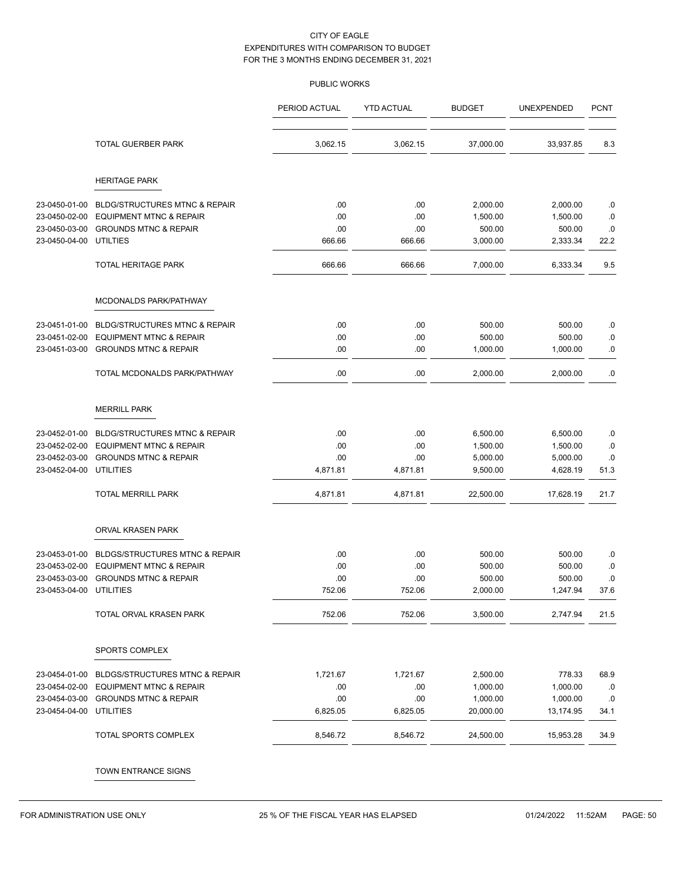CITY OF EAGLE
EXPENDITURES WITH COMPARISON TO BUDGET
FOR THE 3 MONTHS ENDING DECEMBER 31, 2021

PUBLIC WORKS

| | | PERIOD ACTUAL | YTD ACTUAL | BUDGET | UNEXPENDED | PCNT |
|---|---|---|---|---|---|---|
| | TOTAL GUERBER PARK | 3,062.15 | 3,062.15 | 37,000.00 | 33,937.85 | 8.3 |
| | **HERITAGE PARK** | | | | | |
| 23-0450-01-00 | BLDG/STRUCTURES MTNC & REPAIR | .00 | .00 | 2,000.00 | 2,000.00 | .0 |
| 23-0450-02-00 | EQUIPMENT MTNC & REPAIR | .00 | .00 | 1,500.00 | 1,500.00 | .0 |
| 23-0450-03-00 | GROUNDS MTNC & REPAIR | .00 | .00 | 500.00 | 500.00 | .0 |
| 23-0450-04-00 | UTILTIES | 666.66 | 666.66 | 3,000.00 | 2,333.34 | 22.2 |
| | TOTAL HERITAGE PARK | 666.66 | 666.66 | 7,000.00 | 6,333.34 | 9.5 |
| | **MCDONALDS PARK/PATHWAY** | | | | | |
| 23-0451-01-00 | BLDG/STRUCTURES MTNC & REPAIR | .00 | .00 | 500.00 | 500.00 | .0 |
| 23-0451-02-00 | EQUIPMENT MTNC & REPAIR | .00 | .00 | 500.00 | 500.00 | .0 |
| 23-0451-03-00 | GROUNDS MTNC & REPAIR | .00 | .00 | 1,000.00 | 1,000.00 | .0 |
| | TOTAL MCDONALDS PARK/PATHWAY | .00 | .00 | 2,000.00 | 2,000.00 | .0 |
| | **MERRILL PARK** | | | | | |
| 23-0452-01-00 | BLDG/STRUCTURES MTNC & REPAIR | .00 | .00 | 6,500.00 | 6,500.00 | .0 |
| 23-0452-02-00 | EQUIPMENT MTNC & REPAIR | .00 | .00 | 1,500.00 | 1,500.00 | .0 |
| 23-0452-03-00 | GROUNDS MTNC & REPAIR | .00 | .00 | 5,000.00 | 5,000.00 | .0 |
| 23-0452-04-00 | UTILITIES | 4,871.81 | 4,871.81 | 9,500.00 | 4,628.19 | 51.3 |
| | TOTAL MERRILL PARK | 4,871.81 | 4,871.81 | 22,500.00 | 17,628.19 | 21.7 |
| | **ORVAL KRASEN PARK** | | | | | |
| 23-0453-01-00 | BLDGS/STRUCTURES MTNC & REPAIR | .00 | .00 | 500.00 | 500.00 | .0 |
| 23-0453-02-00 | EQUIPMENT MTNC & REPAIR | .00 | .00 | 500.00 | 500.00 | .0 |
| 23-0453-03-00 | GROUNDS MTNC & REPAIR | .00 | .00 | 500.00 | 500.00 | .0 |
| 23-0453-04-00 | UTILITIES | 752.06 | 752.06 | 2,000.00 | 1,247.94 | 37.6 |
| | TOTAL ORVAL KRASEN PARK | 752.06 | 752.06 | 3,500.00 | 2,747.94 | 21.5 |
| | **SPORTS COMPLEX** | | | | | |
| 23-0454-01-00 | BLDGS/STRUCTURES MTNC & REPAIR | 1,721.67 | 1,721.67 | 2,500.00 | 778.33 | 68.9 |
| 23-0454-02-00 | EQUIPMENT MTNC & REPAIR | .00 | .00 | 1,000.00 | 1,000.00 | .0 |
| 23-0454-03-00 | GROUNDS MTNC & REPAIR | .00 | .00 | 1,000.00 | 1,000.00 | .0 |
| 23-0454-04-00 | UTILITIES | 6,825.05 | 6,825.05 | 20,000.00 | 13,174.95 | 34.1 |
| | TOTAL SPORTS COMPLEX | 8,546.72 | 8,546.72 | 24,500.00 | 15,953.28 | 34.9 |
| | **TOWN ENTRANCE SIGNS** | | | | | |

FOR ADMINISTRATION USE ONLY — 25 % OF THE FISCAL YEAR HAS ELAPSED — 01/24/2022 11:52AM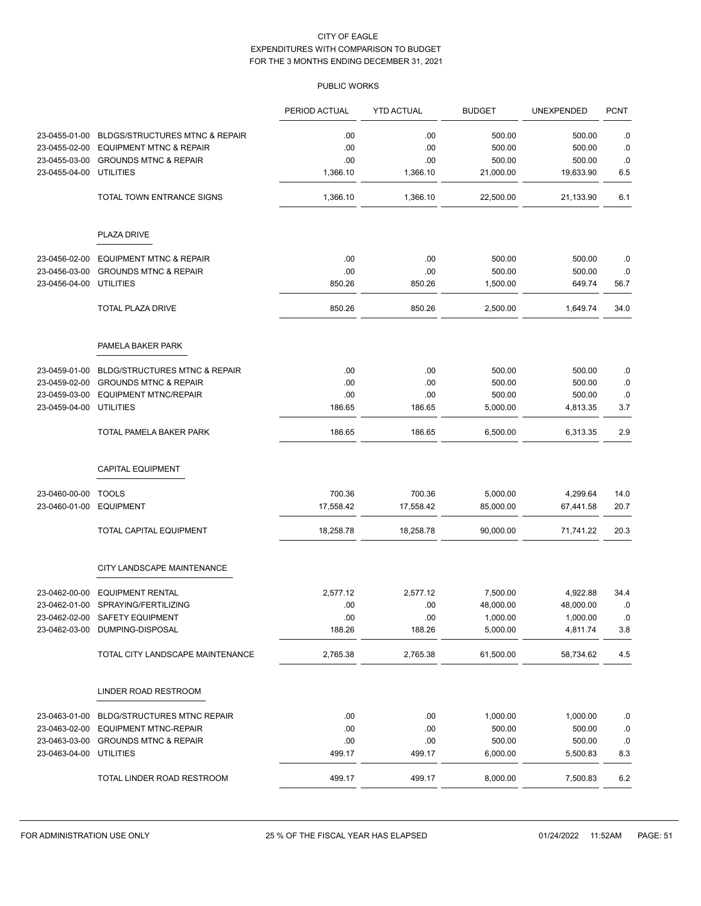CITY OF EAGLE
EXPENDITURES WITH COMPARISON TO BUDGET
FOR THE 3 MONTHS ENDING DECEMBER 31, 2021

PUBLIC WORKS

| | | PERIOD ACTUAL | YTD ACTUAL | BUDGET | UNEXPENDED | PCNT |
|---|---|---|---|---|---|---|
| 23-0455-01-00 | BLDGS/STRUCTURES MTNC & REPAIR | .00 | .00 | 500.00 | 500.00 | .0 |
| 23-0455-02-00 | EQUIPMENT MTNC & REPAIR | .00 | .00 | 500.00 | 500.00 | .0 |
| 23-0455-03-00 | GROUNDS MTNC & REPAIR | .00 | .00 | 500.00 | 500.00 | .0 |
| 23-0455-04-00 | UTILITIES | 1,366.10 | 1,366.10 | 21,000.00 | 19,633.90 | 6.5 |
| | TOTAL TOWN ENTRANCE SIGNS | 1,366.10 | 1,366.10 | 22,500.00 | 21,133.90 | 6.1 |
| | **PLAZA DRIVE** | | | | | |
| 23-0456-02-00 | EQUIPMENT MTNC & REPAIR | .00 | .00 | 500.00 | 500.00 | .0 |
| 23-0456-03-00 | GROUNDS MTNC & REPAIR | .00 | .00 | 500.00 | 500.00 | .0 |
| 23-0456-04-00 | UTILITIES | 850.26 | 850.26 | 1,500.00 | 649.74 | 56.7 |
| | TOTAL PLAZA DRIVE | 850.26 | 850.26 | 2,500.00 | 1,649.74 | 34.0 |
| | **PAMELA BAKER PARK** | | | | | |
| 23-0459-01-00 | BLDG/STRUCTURES MTNC & REPAIR | .00 | .00 | 500.00 | 500.00 | .0 |
| 23-0459-02-00 | GROUNDS MTNC & REPAIR | .00 | .00 | 500.00 | 500.00 | .0 |
| 23-0459-03-00 | EQUIPMENT MTNC/REPAIR | .00 | .00 | 500.00 | 500.00 | .0 |
| 23-0459-04-00 | UTILITIES | 186.65 | 186.65 | 5,000.00 | 4,813.35 | 3.7 |
| | TOTAL PAMELA BAKER PARK | 186.65 | 186.65 | 6,500.00 | 6,313.35 | 2.9 |
| | **CAPITAL EQUIPMENT** | | | | | |
| 23-0460-00-00 | TOOLS | 700.36 | 700.36 | 5,000.00 | 4,299.64 | 14.0 |
| 23-0460-01-00 | EQUIPMENT | 17,558.42 | 17,558.42 | 85,000.00 | 67,441.58 | 20.7 |
| | TOTAL CAPITAL EQUIPMENT | 18,258.78 | 18,258.78 | 90,000.00 | 71,741.22 | 20.3 |
| | **CITY LANDSCAPE MAINTENANCE** | | | | | |
| 23-0462-00-00 | EQUIPMENT RENTAL | 2,577.12 | 2,577.12 | 7,500.00 | 4,922.88 | 34.4 |
| 23-0462-01-00 | SPRAYING/FERTILIZING | .00 | .00 | 48,000.00 | 48,000.00 | .0 |
| 23-0462-02-00 | SAFETY EQUIPMENT | .00 | .00 | 1,000.00 | 1,000.00 | .0 |
| 23-0462-03-00 | DUMPING-DISPOSAL | 188.26 | 188.26 | 5,000.00 | 4,811.74 | 3.8 |
| | TOTAL CITY LANDSCAPE MAINTENANCE | 2,765.38 | 2,765.38 | 61,500.00 | 58,734.62 | 4.5 |
| | **LINDER ROAD RESTROOM** | | | | | |
| 23-0463-01-00 | BLDG/STRUCTURES MTNC REPAIR | .00 | .00 | 1,000.00 | 1,000.00 | .0 |
| 23-0463-02-00 | EQUIPMENT MTNC-REPAIR | .00 | .00 | 500.00 | 500.00 | .0 |
| 23-0463-03-00 | GROUNDS MTNC & REPAIR | .00 | .00 | 500.00 | 500.00 | .0 |
| 23-0463-04-00 | UTILITIES | 499.17 | 499.17 | 6,000.00 | 5,500.83 | 8.3 |
| | TOTAL LINDER ROAD RESTROOM | 499.17 | 499.17 | 8,000.00 | 7,500.83 | 6.2 |

FOR ADMINISTRATION USE ONLY — 25 % OF THE FISCAL YEAR HAS ELAPSED — 01/24/2022 11:52AM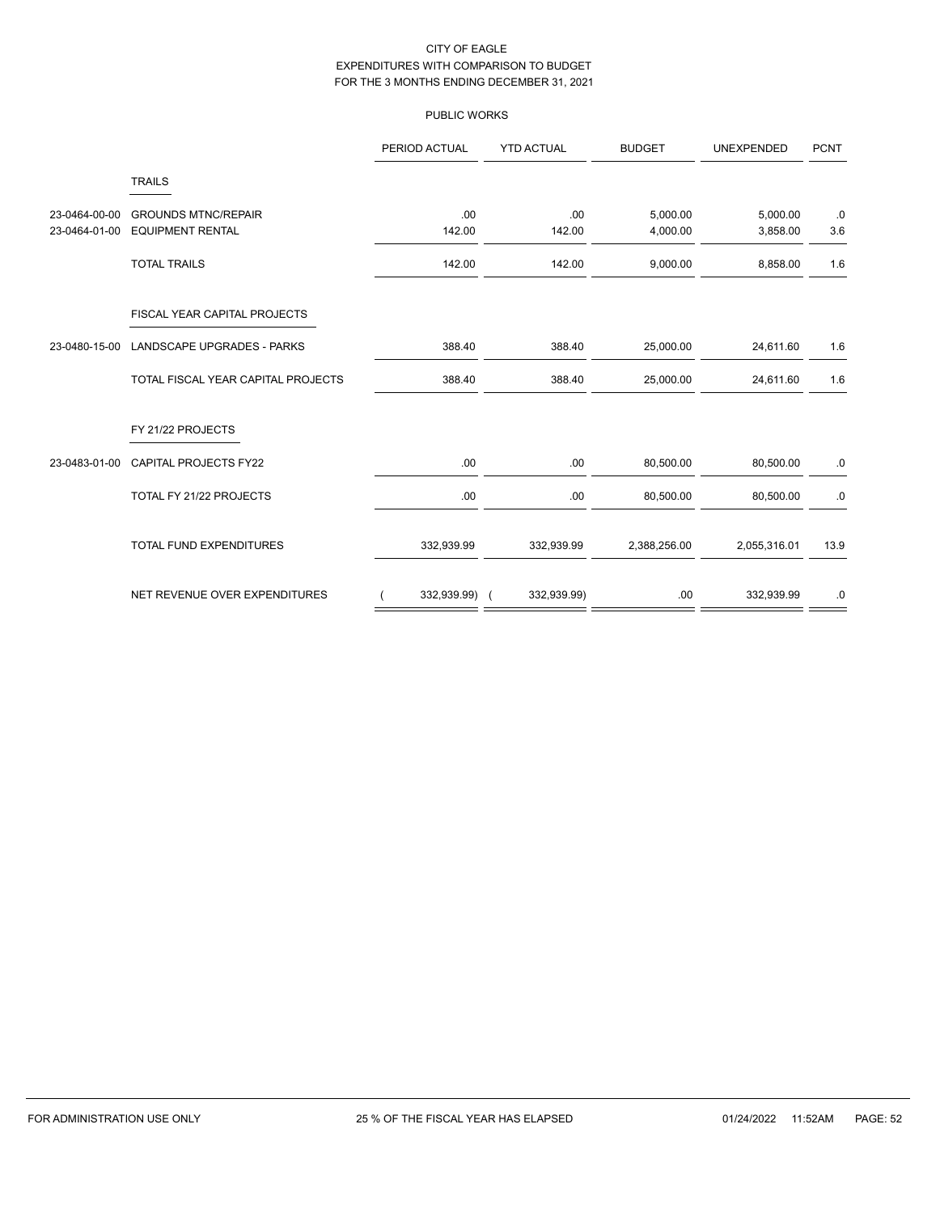CITY OF EAGLE
EXPENDITURES WITH COMPARISON TO BUDGET
FOR THE 3 MONTHS ENDING DECEMBER 31, 2021

PUBLIC WORKS

| | | PERIOD ACTUAL | YTD ACTUAL | BUDGET | UNEXPENDED | PCNT |
|---|---|---|---|---|---|---|
| | TRAILS | | | | | |
| 23-0464-00-00 | GROUNDS MTNC/REPAIR | .00 | .00 | 5,000.00 | 5,000.00 | .0 |
| 23-0464-01-00 | EQUIPMENT RENTAL | 142.00 | 142.00 | 4,000.00 | 3,858.00 | 3.6 |
| | TOTAL TRAILS | 142.00 | 142.00 | 9,000.00 | 8,858.00 | 1.6 |
| | FISCAL YEAR CAPITAL PROJECTS | | | | | |
| 23-0480-15-00 | LANDSCAPE UPGRADES - PARKS | 388.40 | 388.40 | 25,000.00 | 24,611.60 | 1.6 |
| | TOTAL FISCAL YEAR CAPITAL PROJECTS | 388.40 | 388.40 | 25,000.00 | 24,611.60 | 1.6 |
| | FY 21/22 PROJECTS | | | | | |
| 23-0483-01-00 | CAPITAL PROJECTS FY22 | .00 | .00 | 80,500.00 | 80,500.00 | .0 |
| | TOTAL FY 21/22 PROJECTS | .00 | .00 | 80,500.00 | 80,500.00 | .0 |
| | TOTAL FUND EXPENDITURES | 332,939.99 | 332,939.99 | 2,388,256.00 | 2,055,316.01 | 13.9 |
| | NET REVENUE OVER EXPENDITURES | ( 332,939.99) | ( 332,939.99) | .00 | 332,939.99 | .0 |

FOR ADMINISTRATION USE ONLY 25 % OF THE FISCAL YEAR HAS ELAPSED 01/24/2022 11:52AM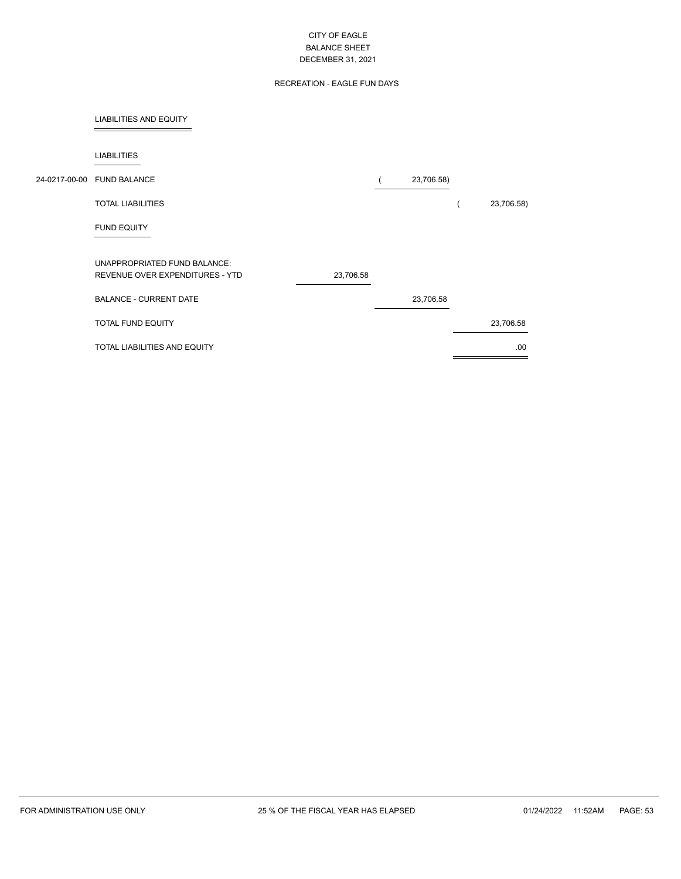# CITY OF EAGLE
## BALANCE SHEET
### DECEMBER 31, 2021

### RECREATION - EAGLE FUN DAYS

**LIABILITIES AND EQUITY**

| Account | Description | | | |
|---|---|---|---|---|
| | **LIABILITIES** | | | |
| 24-0217-00-00 | FUND BALANCE | | ( 23,706.58) | |
| | TOTAL LIABILITIES | | | ( 23,706.58) |
| | **FUND EQUITY** | | | |
| | UNAPPROPRIATED FUND BALANCE: | | | |
| | REVENUE OVER EXPENDITURES - YTD | 23,706.58 | | |
| | BALANCE - CURRENT DATE | | 23,706.58 | |
| | TOTAL FUND EQUITY | | | 23,706.58 |
| | TOTAL LIABILITIES AND EQUITY | | | .00 |

FOR ADMINISTRATION USE ONLY — 25 % OF THE FISCAL YEAR HAS ELAPSED — 01/24/2022 11:52AM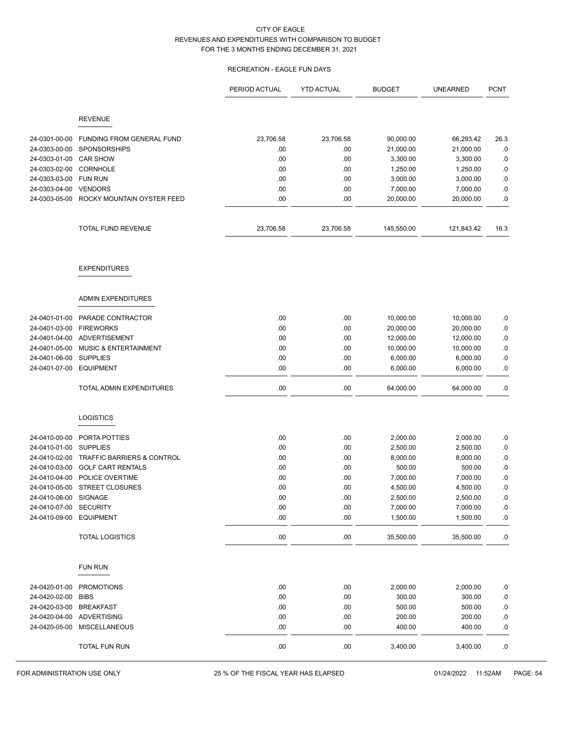CITY OF EAGLE
REVENUES AND EXPENDITURES WITH COMPARISON TO BUDGET
FOR THE 3 MONTHS ENDING DECEMBER 31, 2021

RECREATION - EAGLE FUN DAYS

| | | PERIOD ACTUAL | YTD ACTUAL | BUDGET | UNEARNED | PCNT |
|---|---|---|---|---|---|---|
| | REVENUE | | | | | |
| 24-0301-00-00 | FUNDING FROM GENERAL FUND | 23,706.58 | 23,706.58 | 90,000.00 | 66,293.42 | 26.3 |
| 24-0303-00-00 | SPONSORSHIPS | .00 | .00 | 21,000.00 | 21,000.00 | .0 |
| 24-0303-01-00 | CAR SHOW | .00 | .00 | 3,300.00 | 3,300.00 | .0 |
| 24-0303-02-00 | CORNHOLE | .00 | .00 | 1,250.00 | 1,250.00 | .0 |
| 24-0303-03-00 | FUN RUN | .00 | .00 | 3,000.00 | 3,000.00 | .0 |
| 24-0303-04-00 | VENDORS | .00 | .00 | 7,000.00 | 7,000.00 | .0 |
| 24-0303-05-00 | ROCKY MOUNTAIN OYSTER FEED | .00 | .00 | 20,000.00 | 20,000.00 | .0 |
| | TOTAL FUND REVENUE | 23,706.58 | 23,706.58 | 145,550.00 | 121,843.42 | 16.3 |
| | EXPENDITURES | | | | | |
| | ADMIN EXPENDITURES | | | | | |
| 24-0401-01-00 | PARADE CONTRACTOR | .00 | .00 | 10,000.00 | 10,000.00 | .0 |
| 24-0401-03-00 | FIREWORKS | .00 | .00 | 20,000.00 | 20,000.00 | .0 |
| 24-0401-04-00 | ADVERTISEMENT | .00 | .00 | 12,000.00 | 12,000.00 | .0 |
| 24-0401-05-00 | MUSIC & ENTERTAINMENT | .00 | .00 | 10,000.00 | 10,000.00 | .0 |
| 24-0401-06-00 | SUPPLIES | .00 | .00 | 6,000.00 | 6,000.00 | .0 |
| 24-0401-07-00 | EQUIPMENT | .00 | .00 | 6,000.00 | 6,000.00 | .0 |
| | TOTAL ADMIN EXPENDITURES | .00 | .00 | 64,000.00 | 64,000.00 | .0 |
| | LOGISTICS | | | | | |
| 24-0410-00-00 | PORTA POTTIES | .00 | .00 | 2,000.00 | 2,000.00 | .0 |
| 24-0410-01-00 | SUPPLIES | .00 | .00 | 2,500.00 | 2,500.00 | .0 |
| 24-0410-02-00 | TRAFFIC BARRIERS & CONTROL | .00 | .00 | 8,000.00 | 8,000.00 | .0 |
| 24-0410-03-00 | GOLF CART RENTALS | .00 | .00 | 500.00 | 500.00 | .0 |
| 24-0410-04-00 | POLICE OVERTIME | .00 | .00 | 7,000.00 | 7,000.00 | .0 |
| 24-0410-05-00 | STREET CLOSURES | .00 | .00 | 4,500.00 | 4,500.00 | .0 |
| 24-0410-06-00 | SIGNAGE | .00 | .00 | 2,500.00 | 2,500.00 | .0 |
| 24-0410-07-00 | SECURITY | .00 | .00 | 7,000.00 | 7,000.00 | .0 |
| 24-0410-09-00 | EQUIPMENT | .00 | .00 | 1,500.00 | 1,500.00 | .0 |
| | TOTAL LOGISTICS | .00 | .00 | 35,500.00 | 35,500.00 | .0 |
| | FUN RUN | | | | | |
| 24-0420-01-00 | PROMOTIONS | .00 | .00 | 2,000.00 | 2,000.00 | .0 |
| 24-0420-02-00 | BIBS | .00 | .00 | 300.00 | 300.00 | .0 |
| 24-0420-03-00 | BREAKFAST | .00 | .00 | 500.00 | 500.00 | .0 |
| 24-0420-04-00 | ADVERTISING | .00 | .00 | 200.00 | 200.00 | .0 |
| 24-0420-05-00 | MISCELLANEOUS | .00 | .00 | 400.00 | 400.00 | .0 |
| | TOTAL FUN RUN | .00 | .00 | 3,400.00 | 3,400.00 | .0 |

FOR ADMINISTRATION USE ONLY — 25 % OF THE FISCAL YEAR HAS ELAPSED — 01/24/2022 11:52AM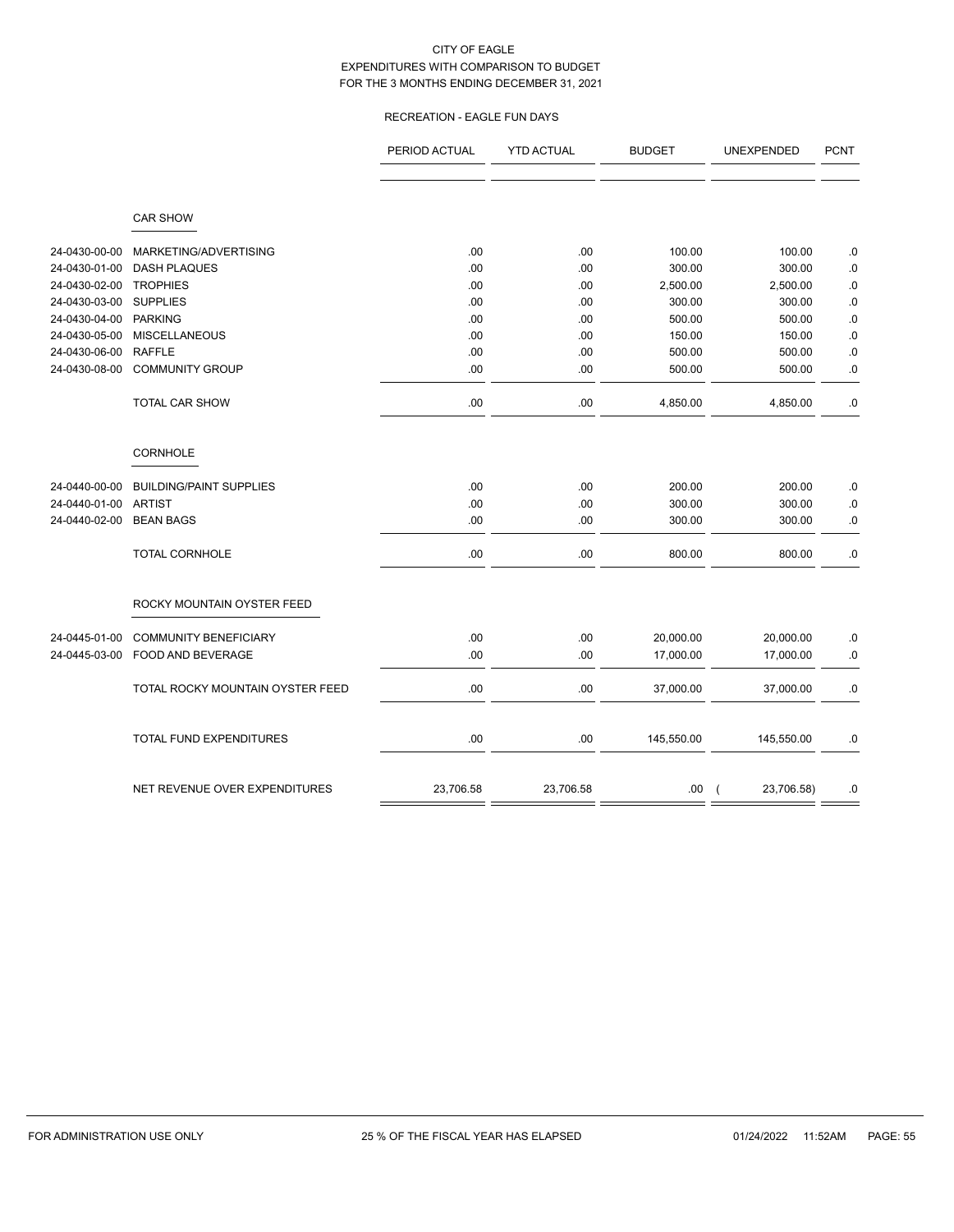CITY OF EAGLE
EXPENDITURES WITH COMPARISON TO BUDGET
FOR THE 3 MONTHS ENDING DECEMBER 31, 2021

RECREATION - EAGLE FUN DAYS

| | | PERIOD ACTUAL | YTD ACTUAL | BUDGET | UNEXPENDED | PCNT |
|---|---|---|---|---|---|---|
| | **CAR SHOW** | | | | | |
| 24-0430-00-00 | MARKETING/ADVERTISING | .00 | .00 | 100.00 | 100.00 | .0 |
| 24-0430-01-00 | DASH PLAQUES | .00 | .00 | 300.00 | 300.00 | .0 |
| 24-0430-02-00 | TROPHIES | .00 | .00 | 2,500.00 | 2,500.00 | .0 |
| 24-0430-03-00 | SUPPLIES | .00 | .00 | 300.00 | 300.00 | .0 |
| 24-0430-04-00 | PARKING | .00 | .00 | 500.00 | 500.00 | .0 |
| 24-0430-05-00 | MISCELLANEOUS | .00 | .00 | 150.00 | 150.00 | .0 |
| 24-0430-06-00 | RAFFLE | .00 | .00 | 500.00 | 500.00 | .0 |
| 24-0430-08-00 | COMMUNITY GROUP | .00 | .00 | 500.00 | 500.00 | .0 |
| | TOTAL CAR SHOW | .00 | .00 | 4,850.00 | 4,850.00 | .0 |
| | **CORNHOLE** | | | | | |
| 24-0440-00-00 | BUILDING/PAINT SUPPLIES | .00 | .00 | 200.00 | 200.00 | .0 |
| 24-0440-01-00 | ARTIST | .00 | .00 | 300.00 | 300.00 | .0 |
| 24-0440-02-00 | BEAN BAGS | .00 | .00 | 300.00 | 300.00 | .0 |
| | TOTAL CORNHOLE | .00 | .00 | 800.00 | 800.00 | .0 |
| | **ROCKY MOUNTAIN OYSTER FEED** | | | | | |
| 24-0445-01-00 | COMMUNITY BENEFICIARY | .00 | .00 | 20,000.00 | 20,000.00 | .0 |
| 24-0445-03-00 | FOOD AND BEVERAGE | .00 | .00 | 17,000.00 | 17,000.00 | .0 |
| | TOTAL ROCKY MOUNTAIN OYSTER FEED | .00 | .00 | 37,000.00 | 37,000.00 | .0 |
| | TOTAL FUND EXPENDITURES | .00 | .00 | 145,550.00 | 145,550.00 | .0 |
| | NET REVENUE OVER EXPENDITURES | 23,706.58 | 23,706.58 | .00 | ( 23,706.58) | .0 |

FOR ADMINISTRATION USE ONLY — 25 % OF THE FISCAL YEAR HAS ELAPSED — 01/24/2022 11:52AM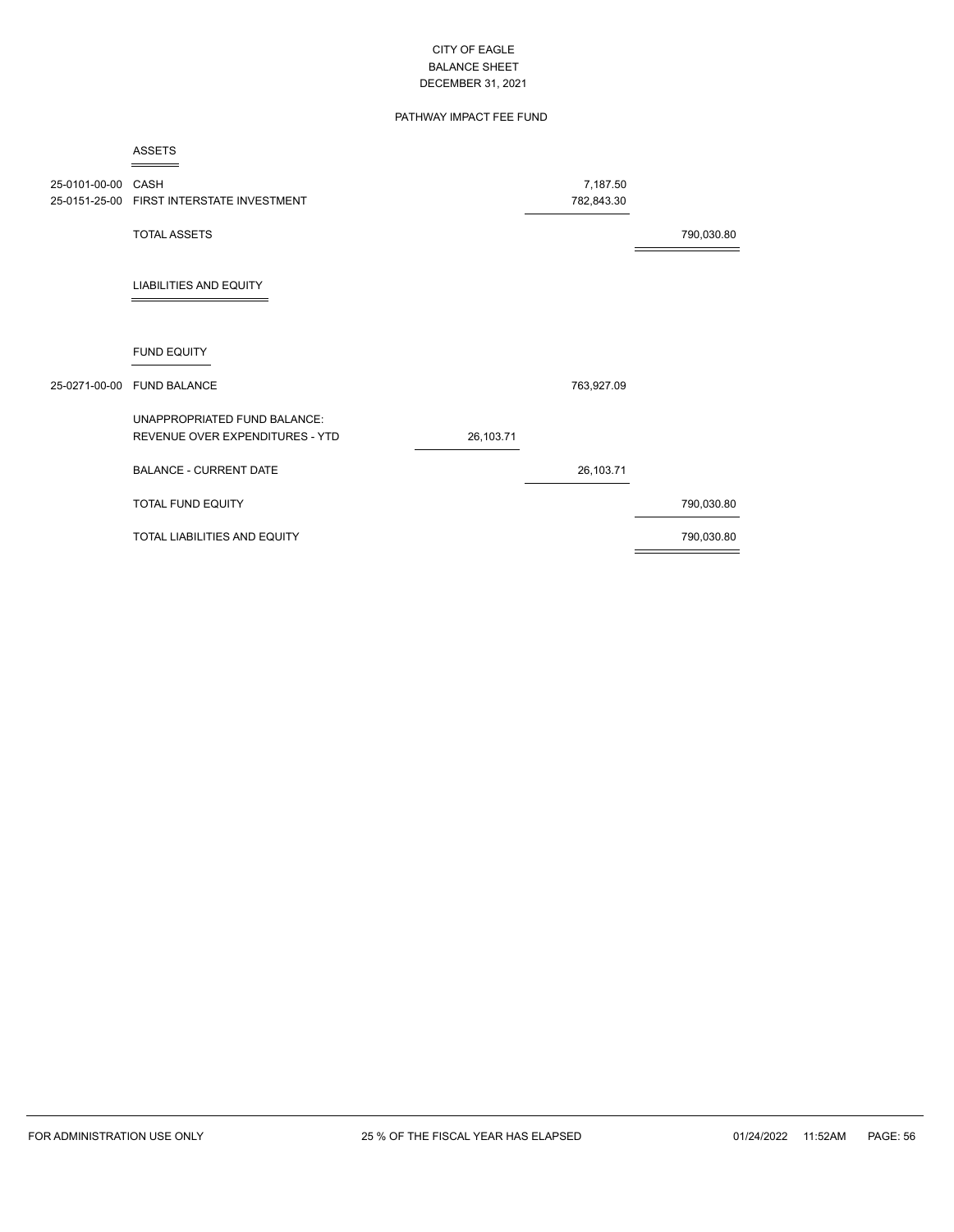CITY OF EAGLE
BALANCE SHEET
DECEMBER 31, 2021

PATHWAY IMPACT FEE FUND

| Account | Description | | | |
|---|---|---|---|---|
| | **ASSETS** | | | |
| 25-0101-00-00 | CASH | | 7,187.50 | |
| 25-0151-25-00 | FIRST INTERSTATE INVESTMENT | | 782,843.30 | |
| | TOTAL ASSETS | | | 790,030.80 |
| | **LIABILITIES AND EQUITY** | | | |
| | **FUND EQUITY** | | | |
| 25-0271-00-00 | FUND BALANCE | | 763,927.09 | |
| | UNAPPROPRIATED FUND BALANCE: | | | |
| | REVENUE OVER EXPENDITURES - YTD | 26,103.71 | | |
| | BALANCE - CURRENT DATE | | 26,103.71 | |
| | TOTAL FUND EQUITY | | | 790,030.80 |
| | TOTAL LIABILITIES AND EQUITY | | | 790,030.80 |

FOR ADMINISTRATION USE ONLY | 25 % OF THE FISCAL YEAR HAS ELAPSED | 01/24/2022 11:52AM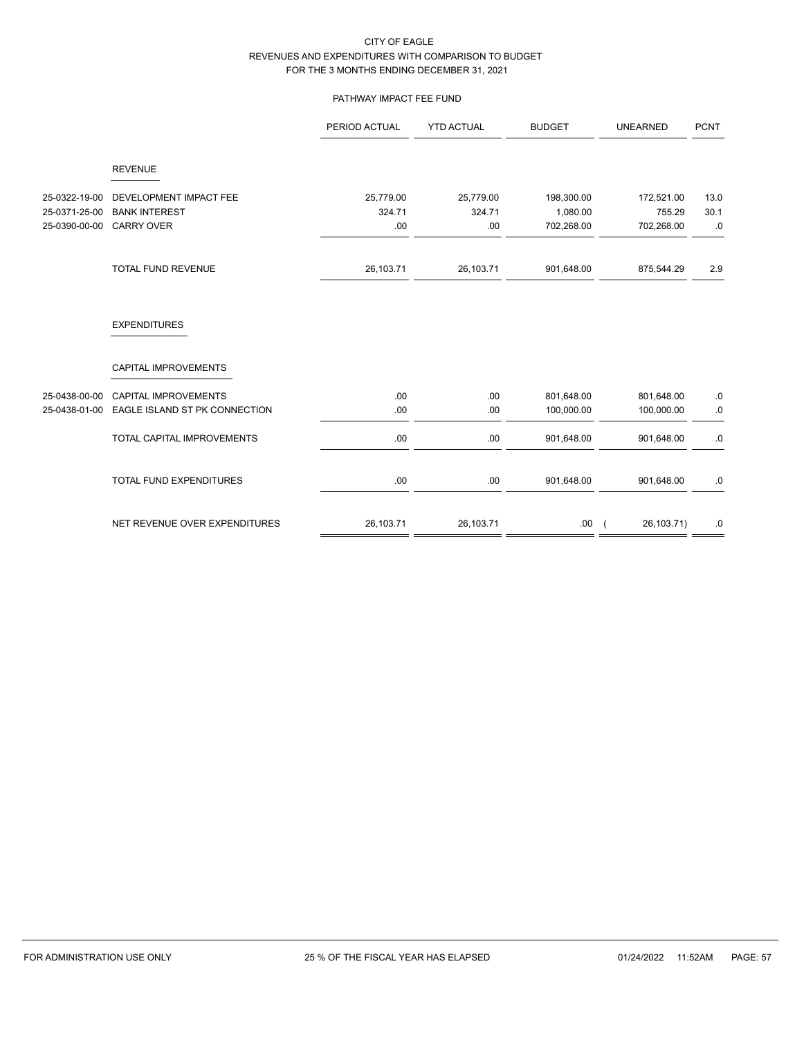CITY OF EAGLE
REVENUES AND EXPENDITURES WITH COMPARISON TO BUDGET
FOR THE 3 MONTHS ENDING DECEMBER 31, 2021

PATHWAY IMPACT FEE FUND

| | | PERIOD ACTUAL | YTD ACTUAL | BUDGET | UNEARNED | PCNT |
|---|---|---|---|---|---|---|
| | **REVENUE** | | | | | |
| 25-0322-19-00 | DEVELOPMENT IMPACT FEE | 25,779.00 | 25,779.00 | 198,300.00 | 172,521.00 | 13.0 |
| 25-0371-25-00 | BANK INTEREST | 324.71 | 324.71 | 1,080.00 | 755.29 | 30.1 |
| 25-0390-00-00 | CARRY OVER | .00 | .00 | 702,268.00 | 702,268.00 | .0 |
| | TOTAL FUND REVENUE | 26,103.71 | 26,103.71 | 901,648.00 | 875,544.29 | 2.9 |
| | **EXPENDITURES** | | | | | |
| | **CAPITAL IMPROVEMENTS** | | | | | |
| 25-0438-00-00 | CAPITAL IMPROVEMENTS | .00 | .00 | 801,648.00 | 801,648.00 | .0 |
| 25-0438-01-00 | EAGLE ISLAND ST PK CONNECTION | .00 | .00 | 100,000.00 | 100,000.00 | .0 |
| | TOTAL CAPITAL IMPROVEMENTS | .00 | .00 | 901,648.00 | 901,648.00 | .0 |
| | TOTAL FUND EXPENDITURES | .00 | .00 | 901,648.00 | 901,648.00 | .0 |
| | NET REVENUE OVER EXPENDITURES | 26,103.71 | 26,103.71 | .00 | ( 26,103.71) | .0 |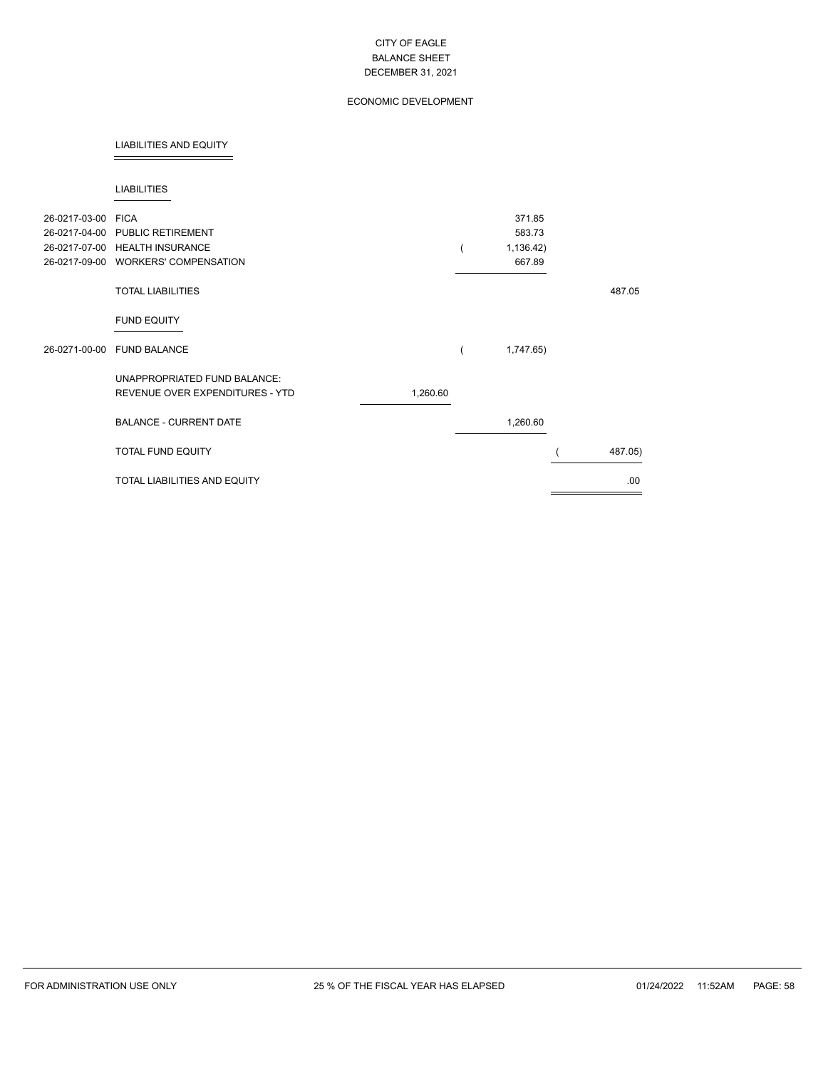CITY OF EAGLE
BALANCE SHEET
DECEMBER 31, 2021

ECONOMIC DEVELOPMENT

## LIABILITIES AND EQUITY

### LIABILITIES

| Account | Description | | | |
|---|---|---|---|---|
| 26-0217-03-00 | FICA | | 371.85 | |
| 26-0217-04-00 | PUBLIC RETIREMENT | | 583.73 | |
| 26-0217-07-00 | HEALTH INSURANCE | | ( 1,136.42) | |
| 26-0217-09-00 | WORKERS' COMPENSATION | | 667.89 | |
| | TOTAL LIABILITIES | | | 487.05 |

### FUND EQUITY

| Account | Description | | | |
|---|---|---|---|---|
| 26-0271-00-00 | FUND BALANCE | | ( 1,747.65) | |
| | UNAPPROPRIATED FUND BALANCE: | | | |
| | REVENUE OVER EXPENDITURES - YTD | 1,260.60 | | |
| | BALANCE - CURRENT DATE | | 1,260.60 | |
| | TOTAL FUND EQUITY | | | ( 487.05) |
| | TOTAL LIABILITIES AND EQUITY | | | .00 |

FOR ADMINISTRATION USE ONLY 25 % OF THE FISCAL YEAR HAS ELAPSED 01/24/2022 11:52AM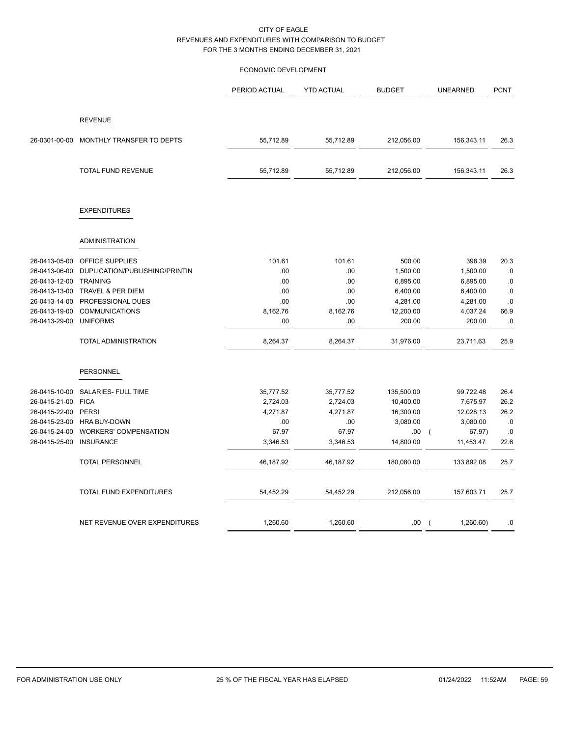CITY OF EAGLE
REVENUES AND EXPENDITURES WITH COMPARISON TO BUDGET
FOR THE 3 MONTHS ENDING DECEMBER 31, 2021

ECONOMIC DEVELOPMENT

| | | PERIOD ACTUAL | YTD ACTUAL | BUDGET | UNEARNED | PCNT |
|---|---|---|---|---|---|---|
| | **REVENUE** | | | | | |
| 26-0301-00-00 | MONTHLY TRANSFER TO DEPTS | 55,712.89 | 55,712.89 | 212,056.00 | 156,343.11 | 26.3 |
| | TOTAL FUND REVENUE | 55,712.89 | 55,712.89 | 212,056.00 | 156,343.11 | 26.3 |
| | **EXPENDITURES** | | | | | |
| | **ADMINISTRATION** | | | | | |
| 26-0413-05-00 | OFFICE SUPPLIES | 101.61 | 101.61 | 500.00 | 398.39 | 20.3 |
| 26-0413-06-00 | DUPLICATION/PUBLISHING/PRINTIN | .00 | .00 | 1,500.00 | 1,500.00 | .0 |
| 26-0413-12-00 | TRAINING | .00 | .00 | 6,895.00 | 6,895.00 | .0 |
| 26-0413-13-00 | TRAVEL & PER DIEM | .00 | .00 | 6,400.00 | 6,400.00 | .0 |
| 26-0413-14-00 | PROFESSIONAL DUES | .00 | .00 | 4,281.00 | 4,281.00 | .0 |
| 26-0413-19-00 | COMMUNICATIONS | 8,162.76 | 8,162.76 | 12,200.00 | 4,037.24 | 66.9 |
| 26-0413-29-00 | UNIFORMS | .00 | .00 | 200.00 | 200.00 | .0 |
| | TOTAL ADMINISTRATION | 8,264.37 | 8,264.37 | 31,976.00 | 23,711.63 | 25.9 |
| | **PERSONNEL** | | | | | |
| 26-0415-10-00 | SALARIES- FULL TIME | 35,777.52 | 35,777.52 | 135,500.00 | 99,722.48 | 26.4 |
| 26-0415-21-00 | FICA | 2,724.03 | 2,724.03 | 10,400.00 | 7,675.97 | 26.2 |
| 26-0415-22-00 | PERSI | 4,271.87 | 4,271.87 | 16,300.00 | 12,028.13 | 26.2 |
| 26-0415-23-00 | HRA BUY-DOWN | .00 | .00 | 3,080.00 | 3,080.00 | .0 |
| 26-0415-24-00 | WORKERS' COMPENSATION | 67.97 | 67.97 | .00 | ( 67.97) | .0 |
| 26-0415-25-00 | INSURANCE | 3,346.53 | 3,346.53 | 14,800.00 | 11,453.47 | 22.6 |
| | TOTAL PERSONNEL | 46,187.92 | 46,187.92 | 180,080.00 | 133,892.08 | 25.7 |
| | TOTAL FUND EXPENDITURES | 54,452.29 | 54,452.29 | 212,056.00 | 157,603.71 | 25.7 |
| | NET REVENUE OVER EXPENDITURES | 1,260.60 | 1,260.60 | .00 | ( 1,260.60) | .0 |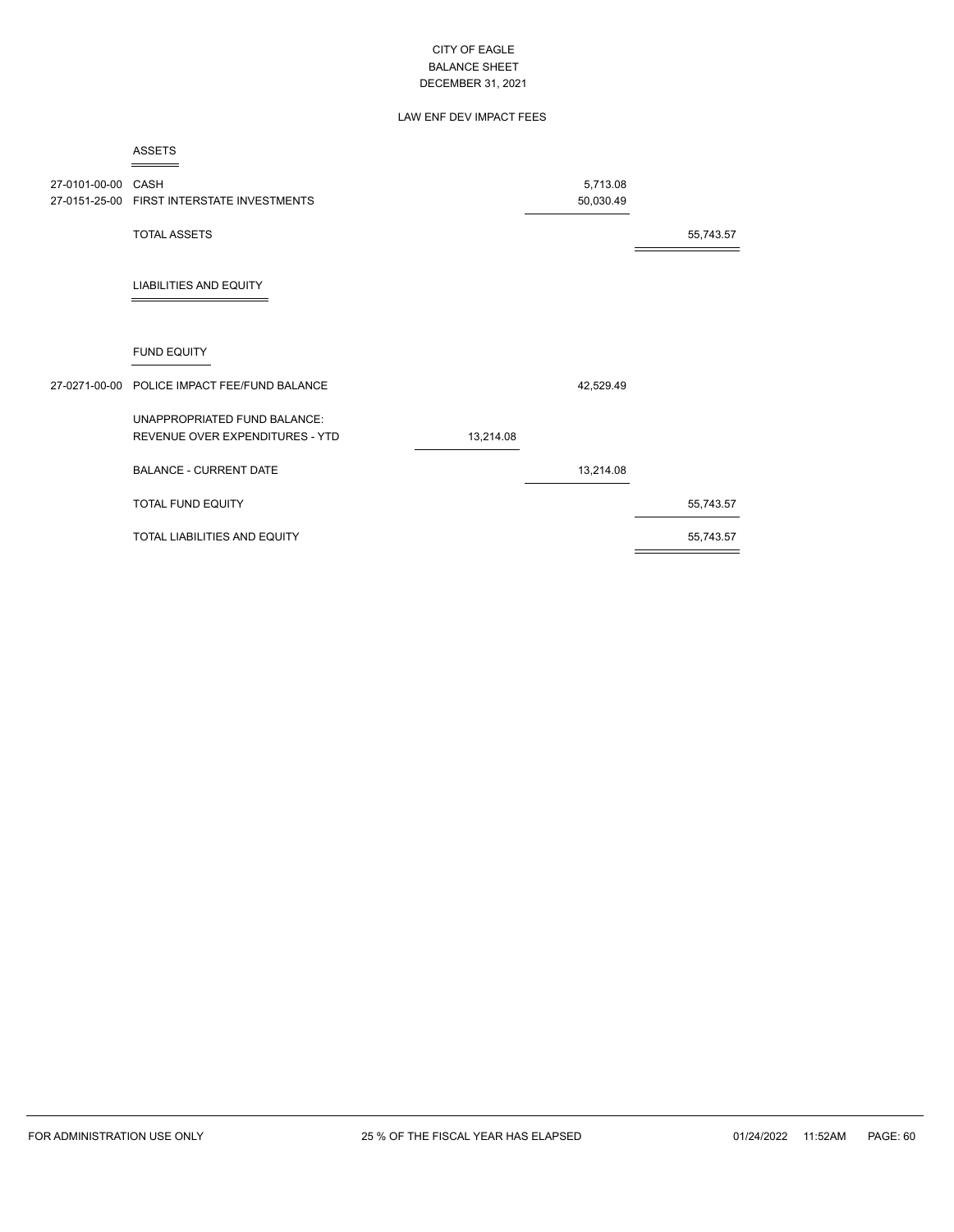CITY OF EAGLE
BALANCE SHEET
DECEMBER 31, 2021

LAW ENF DEV IMPACT FEES

| Account | Description | | | |
|---|---|---|---|---|
| | **ASSETS** | | | |
| 27-0101-00-00 | CASH | | 5,713.08 | |
| 27-0151-25-00 | FIRST INTERSTATE INVESTMENTS | | 50,030.49 | |
| | TOTAL ASSETS | | | 55,743.57 |
| | **LIABILITIES AND EQUITY** | | | |
| | **FUND EQUITY** | | | |
| 27-0271-00-00 | POLICE IMPACT FEE/FUND BALANCE | | 42,529.49 | |
| | UNAPPROPRIATED FUND BALANCE: | | | |
| | REVENUE OVER EXPENDITURES - YTD | 13,214.08 | | |
| | BALANCE - CURRENT DATE | | 13,214.08 | |
| | TOTAL FUND EQUITY | | | 55,743.57 |
| | TOTAL LIABILITIES AND EQUITY | | | 55,743.57 |

FOR ADMINISTRATION USE ONLY — 25 % OF THE FISCAL YEAR HAS ELAPSED — 01/24/2022 11:52AM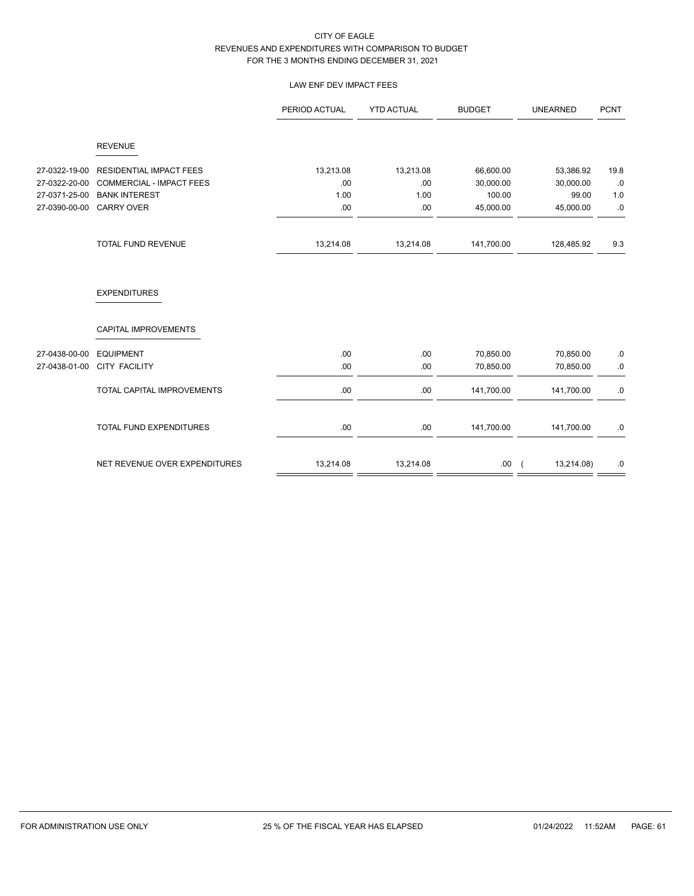CITY OF EAGLE
REVENUES AND EXPENDITURES WITH COMPARISON TO BUDGET
FOR THE 3 MONTHS ENDING DECEMBER 31, 2021

LAW ENF DEV IMPACT FEES

| | | PERIOD ACTUAL | YTD ACTUAL | BUDGET | UNEARNED | PCNT |
|---|---|---|---|---|---|---|
| | REVENUE | | | | | |
| 27-0322-19-00 | RESIDENTIAL IMPACT FEES | 13,213.08 | 13,213.08 | 66,600.00 | 53,386.92 | 19.8 |
| 27-0322-20-00 | COMMERCIAL - IMPACT FEES | .00 | .00 | 30,000.00 | 30,000.00 | .0 |
| 27-0371-25-00 | BANK INTEREST | 1.00 | 1.00 | 100.00 | 99.00 | 1.0 |
| 27-0390-00-00 | CARRY OVER | .00 | .00 | 45,000.00 | 45,000.00 | .0 |
| | TOTAL FUND REVENUE | 13,214.08 | 13,214.08 | 141,700.00 | 128,485.92 | 9.3 |
| | EXPENDITURES | | | | | |
| | CAPITAL IMPROVEMENTS | | | | | |
| 27-0438-00-00 | EQUIPMENT | .00 | .00 | 70,850.00 | 70,850.00 | .0 |
| 27-0438-01-00 | CITY FACILITY | .00 | .00 | 70,850.00 | 70,850.00 | .0 |
| | TOTAL CAPITAL IMPROVEMENTS | .00 | .00 | 141,700.00 | 141,700.00 | .0 |
| | TOTAL FUND EXPENDITURES | .00 | .00 | 141,700.00 | 141,700.00 | .0 |
| | NET REVENUE OVER EXPENDITURES | 13,214.08 | 13,214.08 | .00 | ( 13,214.08) | .0 |

FOR ADMINISTRATION USE ONLY 25 % OF THE FISCAL YEAR HAS ELAPSED 01/24/2022 11:52AM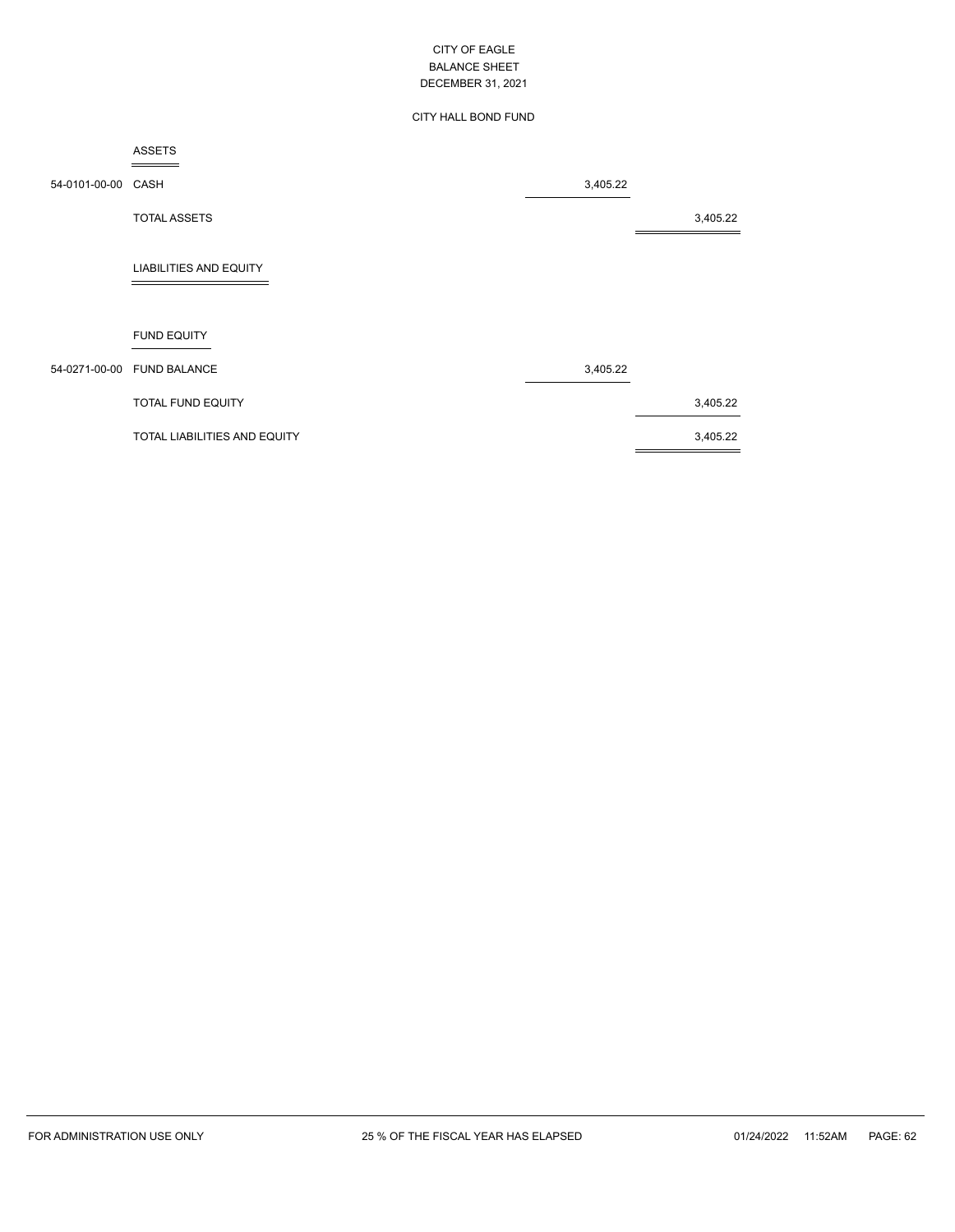# CITY OF EAGLE
## BALANCE SHEET
## DECEMBER 31, 2021

### CITY HALL BOND FUND

| Account | Description | Amount | Total |
|---|---|---|---|
| | **ASSETS** | | |
| 54-0101-00-00 | CASH | 3,405.22 | |
| | TOTAL ASSETS | | 3,405.22 |
| | **LIABILITIES AND EQUITY** | | |
| | **FUND EQUITY** | | |
| 54-0271-00-00 | FUND BALANCE | 3,405.22 | |
| | TOTAL FUND EQUITY | | 3,405.22 |
| | TOTAL LIABILITIES AND EQUITY | | 3,405.22 |

FOR ADMINISTRATION USE ONLY — 25 % OF THE FISCAL YEAR HAS ELAPSED — 01/24/2022 11:52AM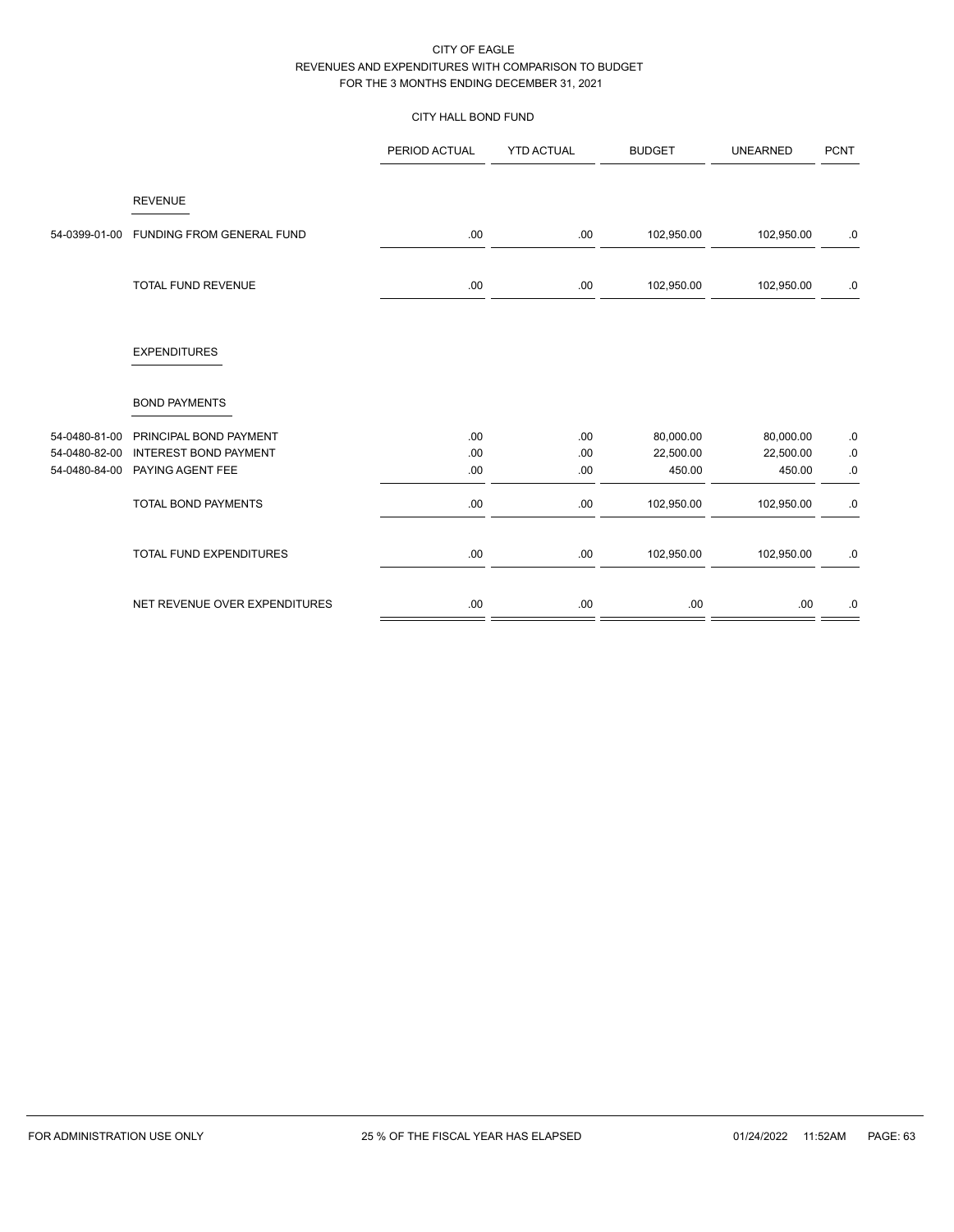CITY OF EAGLE
REVENUES AND EXPENDITURES WITH COMPARISON TO BUDGET
FOR THE 3 MONTHS ENDING DECEMBER 31, 2021

CITY HALL BOND FUND

| | | PERIOD ACTUAL | YTD ACTUAL | BUDGET | UNEARNED | PCNT |
|---|---|---|---|---|---|---|
| | **REVENUE** | | | | | |
| 54-0399-01-00 | FUNDING FROM GENERAL FUND | .00 | .00 | 102,950.00 | 102,950.00 | .0 |
| | TOTAL FUND REVENUE | .00 | .00 | 102,950.00 | 102,950.00 | .0 |
| | **EXPENDITURES** | | | | | |
| | **BOND PAYMENTS** | | | | | |
| 54-0480-81-00 | PRINCIPAL BOND PAYMENT | .00 | .00 | 80,000.00 | 80,000.00 | .0 |
| 54-0480-82-00 | INTEREST BOND PAYMENT | .00 | .00 | 22,500.00 | 22,500.00 | .0 |
| 54-0480-84-00 | PAYING AGENT FEE | .00 | .00 | 450.00 | 450.00 | .0 |
| | TOTAL BOND PAYMENTS | .00 | .00 | 102,950.00 | 102,950.00 | .0 |
| | TOTAL FUND EXPENDITURES | .00 | .00 | 102,950.00 | 102,950.00 | .0 |
| | NET REVENUE OVER EXPENDITURES | .00 | .00 | .00 | .00 | .0 |

FOR ADMINISTRATION USE ONLY    25 % OF THE FISCAL YEAR HAS ELAPSED    01/24/2022 11:52AM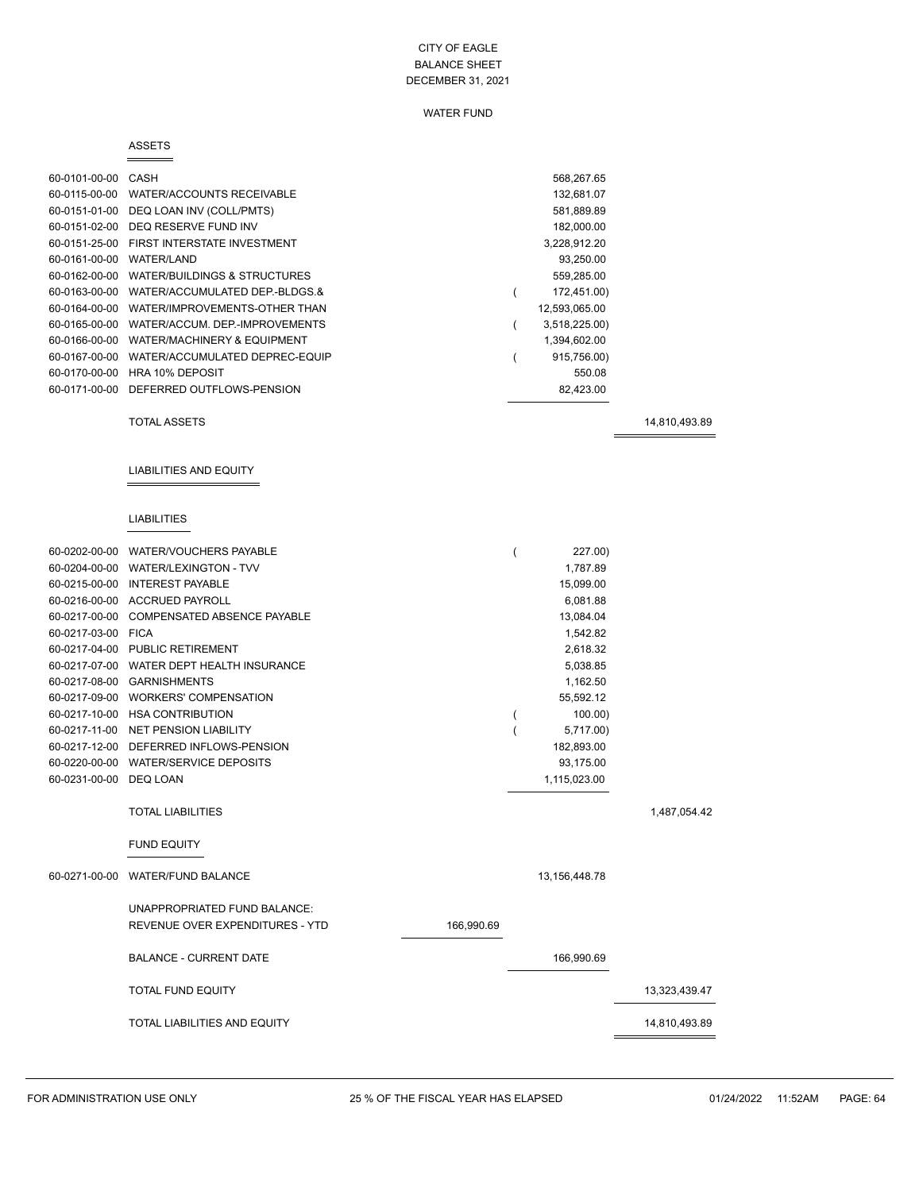# CITY OF EAGLE
## BALANCE SHEET
### DECEMBER 31, 2021

#### WATER FUND

**ASSETS**

| Account | Description | | Amount | Total |
|---|---|---|---|---|
| 60-0101-00-00 | CASH | | 568,267.65 | |
| 60-0115-00-00 | WATER/ACCOUNTS RECEIVABLE | | 132,681.07 | |
| 60-0151-01-00 | DEQ LOAN INV (COLL/PMTS) | | 581,889.89 | |
| 60-0151-02-00 | DEQ RESERVE FUND INV | | 182,000.00 | |
| 60-0151-25-00 | FIRST INTERSTATE INVESTMENT | | 3,228,912.20 | |
| 60-0161-00-00 | WATER/LAND | | 93,250.00 | |
| 60-0162-00-00 | WATER/BUILDINGS & STRUCTURES | | 559,285.00 | |
| 60-0163-00-00 | WATER/ACCUMULATED DEP.-BLDGS.& | | ( 172,451.00) | |
| 60-0164-00-00 | WATER/IMPROVEMENTS-OTHER THAN | | 12,593,065.00 | |
| 60-0165-00-00 | WATER/ACCUM. DEP.-IMPROVEMENTS | | ( 3,518,225.00) | |
| 60-0166-00-00 | WATER/MACHINERY & EQUIPMENT | | 1,394,602.00 | |
| 60-0167-00-00 | WATER/ACCUMULATED DEPREC-EQUIP | | ( 915,756.00) | |
| 60-0170-00-00 | HRA 10% DEPOSIT | | 550.08 | |
| 60-0171-00-00 | DEFERRED OUTFLOWS-PENSION | | 82,423.00 | |
| | TOTAL ASSETS | | | 14,810,493.89 |

**LIABILITIES AND EQUITY**

**LIABILITIES**

| Account | Description | | Amount | Total |
|---|---|---|---|---|
| 60-0202-00-00 | WATER/VOUCHERS PAYABLE | | ( 227.00) | |
| 60-0204-00-00 | WATER/LEXINGTON - TVV | | 1,787.89 | |
| 60-0215-00-00 | INTEREST PAYABLE | | 15,099.00 | |
| 60-0216-00-00 | ACCRUED PAYROLL | | 6,081.88 | |
| 60-0217-00-00 | COMPENSATED ABSENCE PAYABLE | | 13,084.04 | |
| 60-0217-03-00 | FICA | | 1,542.82 | |
| 60-0217-04-00 | PUBLIC RETIREMENT | | 2,618.32 | |
| 60-0217-07-00 | WATER DEPT HEALTH INSURANCE | | 5,038.85 | |
| 60-0217-08-00 | GARNISHMENTS | | 1,162.50 | |
| 60-0217-09-00 | WORKERS' COMPENSATION | | 55,592.12 | |
| 60-0217-10-00 | HSA CONTRIBUTION | | ( 100.00) | |
| 60-0217-11-00 | NET PENSION LIABILITY | | ( 5,717.00) | |
| 60-0217-12-00 | DEFERRED INFLOWS-PENSION | | 182,893.00 | |
| 60-0220-00-00 | WATER/SERVICE DEPOSITS | | 93,175.00 | |
| 60-0231-00-00 | DEQ LOAN | | 1,115,023.00 | |
| | TOTAL LIABILITIES | | | 1,487,054.42 |

**FUND EQUITY**

| Account | Description | | Amount | Total |
|---|---|---|---|---|
| 60-0271-00-00 | WATER/FUND BALANCE | | 13,156,448.78 | |
| | UNAPPROPRIATED FUND BALANCE: | | | |
| | REVENUE OVER EXPENDITURES - YTD | 166,990.69 | | |
| | BALANCE - CURRENT DATE | | 166,990.69 | |
| | TOTAL FUND EQUITY | | | 13,323,439.47 |
| | TOTAL LIABILITIES AND EQUITY | | | 14,810,493.89 |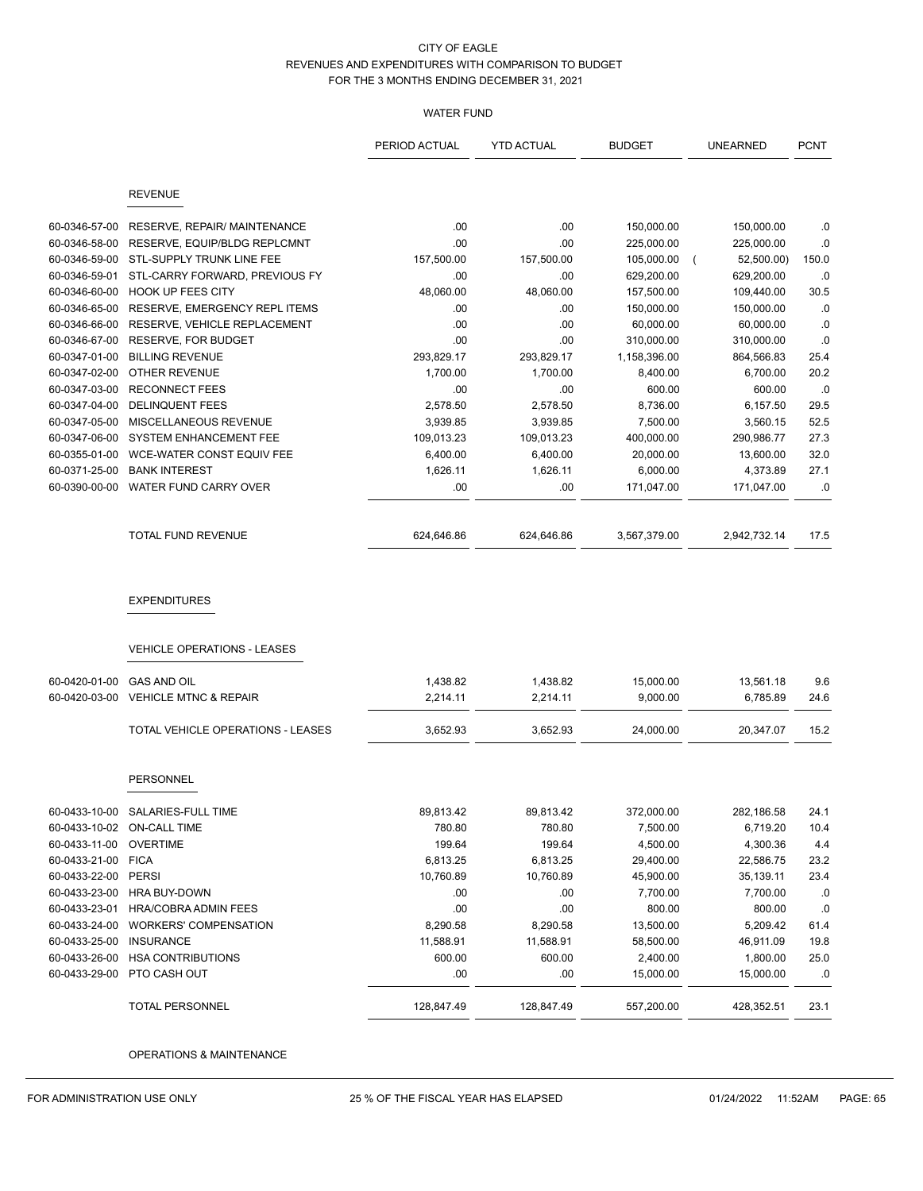CITY OF EAGLE
REVENUES AND EXPENDITURES WITH COMPARISON TO BUDGET
FOR THE 3 MONTHS ENDING DECEMBER 31, 2021

WATER FUND

| | | PERIOD ACTUAL | YTD ACTUAL | BUDGET | UNEARNED | PCNT |
|---|---|---|---|---|---|---|
| | **REVENUE** | | | | | |
| 60-0346-57-00 | RESERVE, REPAIR/ MAINTENANCE | .00 | .00 | 150,000.00 | 150,000.00 | .0 |
| 60-0346-58-00 | RESERVE, EQUIP/BLDG REPLCMNT | .00 | .00 | 225,000.00 | 225,000.00 | .0 |
| 60-0346-59-00 | STL-SUPPLY TRUNK LINE FEE | 157,500.00 | 157,500.00 | 105,000.00 | ( 52,500.00) | 150.0 |
| 60-0346-59-01 | STL-CARRY FORWARD, PREVIOUS FY | .00 | .00 | 629,200.00 | 629,200.00 | .0 |
| 60-0346-60-00 | HOOK UP FEES CITY | 48,060.00 | 48,060.00 | 157,500.00 | 109,440.00 | 30.5 |
| 60-0346-65-00 | RESERVE, EMERGENCY REPL ITEMS | .00 | .00 | 150,000.00 | 150,000.00 | .0 |
| 60-0346-66-00 | RESERVE, VEHICLE REPLACEMENT | .00 | .00 | 60,000.00 | 60,000.00 | .0 |
| 60-0346-67-00 | RESERVE, FOR BUDGET | .00 | .00 | 310,000.00 | 310,000.00 | .0 |
| 60-0347-01-00 | BILLING REVENUE | 293,829.17 | 293,829.17 | 1,158,396.00 | 864,566.83 | 25.4 |
| 60-0347-02-00 | OTHER REVENUE | 1,700.00 | 1,700.00 | 8,400.00 | 6,700.00 | 20.2 |
| 60-0347-03-00 | RECONNECT FEES | .00 | .00 | 600.00 | 600.00 | .0 |
| 60-0347-04-00 | DELINQUENT FEES | 2,578.50 | 2,578.50 | 8,736.00 | 6,157.50 | 29.5 |
| 60-0347-05-00 | MISCELLANEOUS REVENUE | 3,939.85 | 3,939.85 | 7,500.00 | 3,560.15 | 52.5 |
| 60-0347-06-00 | SYSTEM ENHANCEMENT FEE | 109,013.23 | 109,013.23 | 400,000.00 | 290,986.77 | 27.3 |
| 60-0355-01-00 | WCE-WATER CONST EQUIV FEE | 6,400.00 | 6,400.00 | 20,000.00 | 13,600.00 | 32.0 |
| 60-0371-25-00 | BANK INTEREST | 1,626.11 | 1,626.11 | 6,000.00 | 4,373.89 | 27.1 |
| 60-0390-00-00 | WATER FUND CARRY OVER | .00 | .00 | 171,047.00 | 171,047.00 | .0 |
| | TOTAL FUND REVENUE | 624,646.86 | 624,646.86 | 3,567,379.00 | 2,942,732.14 | 17.5 |
| | **EXPENDITURES** | | | | | |
| | **VEHICLE OPERATIONS - LEASES** | | | | | |
| 60-0420-01-00 | GAS AND OIL | 1,438.82 | 1,438.82 | 15,000.00 | 13,561.18 | 9.6 |
| 60-0420-03-00 | VEHICLE MTNC & REPAIR | 2,214.11 | 2,214.11 | 9,000.00 | 6,785.89 | 24.6 |
| | TOTAL VEHICLE OPERATIONS - LEASES | 3,652.93 | 3,652.93 | 24,000.00 | 20,347.07 | 15.2 |
| | **PERSONNEL** | | | | | |
| 60-0433-10-00 | SALARIES-FULL TIME | 89,813.42 | 89,813.42 | 372,000.00 | 282,186.58 | 24.1 |
| 60-0433-10-02 | ON-CALL TIME | 780.80 | 780.80 | 7,500.00 | 6,719.20 | 10.4 |
| 60-0433-11-00 | OVERTIME | 199.64 | 199.64 | 4,500.00 | 4,300.36 | 4.4 |
| 60-0433-21-00 | FICA | 6,813.25 | 6,813.25 | 29,400.00 | 22,586.75 | 23.2 |
| 60-0433-22-00 | PERSI | 10,760.89 | 10,760.89 | 45,900.00 | 35,139.11 | 23.4 |
| 60-0433-23-00 | HRA BUY-DOWN | .00 | .00 | 7,700.00 | 7,700.00 | .0 |
| 60-0433-23-01 | HRA/COBRA ADMIN FEES | .00 | .00 | 800.00 | 800.00 | .0 |
| 60-0433-24-00 | WORKERS' COMPENSATION | 8,290.58 | 8,290.58 | 13,500.00 | 5,209.42 | 61.4 |
| 60-0433-25-00 | INSURANCE | 11,588.91 | 11,588.91 | 58,500.00 | 46,911.09 | 19.8 |
| 60-0433-26-00 | HSA CONTRIBUTIONS | 600.00 | 600.00 | 2,400.00 | 1,800.00 | 25.0 |
| 60-0433-29-00 | PTO CASH OUT | .00 | .00 | 15,000.00 | 15,000.00 | .0 |
| | TOTAL PERSONNEL | 128,847.49 | 128,847.49 | 557,200.00 | 428,352.51 | 23.1 |

OPERATIONS & MAINTENANCE

FOR ADMINISTRATION USE ONLY — 25 % OF THE FISCAL YEAR HAS ELAPSED — 01/24/2022 11:52AM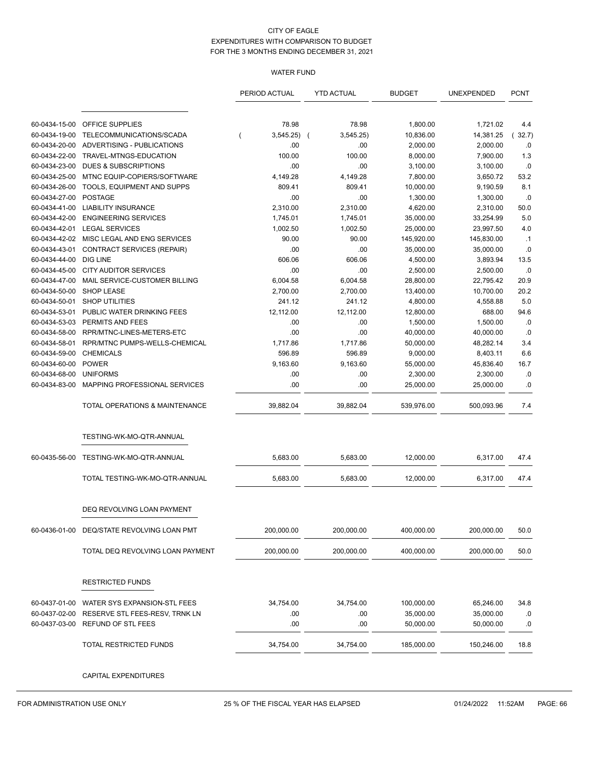CITY OF EAGLE
EXPENDITURES WITH COMPARISON TO BUDGET
FOR THE 3 MONTHS ENDING DECEMBER 31, 2021

WATER FUND

| | | PERIOD ACTUAL | YTD ACTUAL | BUDGET | UNEXPENDED | PCNT |
|---|---|---|---|---|---|---|
| 60-0434-15-00 | OFFICE SUPPLIES | 78.98 | 78.98 | 1,800.00 | 1,721.02 | 4.4 |
| 60-0434-19-00 | TELECOMMUNICATIONS/SCADA | ( 3,545.25) | ( 3,545.25) | 10,836.00 | 14,381.25 | ( 32.7) |
| 60-0434-20-00 | ADVERTISING - PUBLICATIONS | .00 | .00 | 2,000.00 | 2,000.00 | .0 |
| 60-0434-22-00 | TRAVEL-MTNGS-EDUCATION | 100.00 | 100.00 | 8,000.00 | 7,900.00 | 1.3 |
| 60-0434-23-00 | DUES & SUBSCRIPTIONS | .00 | .00 | 3,100.00 | 3,100.00 | .0 |
| 60-0434-25-00 | MTNC EQUIP-COPIERS/SOFTWARE | 4,149.28 | 4,149.28 | 7,800.00 | 3,650.72 | 53.2 |
| 60-0434-26-00 | TOOLS, EQUIPMENT AND SUPPS | 809.41 | 809.41 | 10,000.00 | 9,190.59 | 8.1 |
| 60-0434-27-00 | POSTAGE | .00 | .00 | 1,300.00 | 1,300.00 | .0 |
| 60-0434-41-00 | LIABILITY INSURANCE | 2,310.00 | 2,310.00 | 4,620.00 | 2,310.00 | 50.0 |
| 60-0434-42-00 | ENGINEERING SERVICES | 1,745.01 | 1,745.01 | 35,000.00 | 33,254.99 | 5.0 |
| 60-0434-42-01 | LEGAL SERVICES | 1,002.50 | 1,002.50 | 25,000.00 | 23,997.50 | 4.0 |
| 60-0434-42-02 | MISC LEGAL AND ENG SERVICES | 90.00 | 90.00 | 145,920.00 | 145,830.00 | .1 |
| 60-0434-43-01 | CONTRACT SERVICES (REPAIR) | .00 | .00 | 35,000.00 | 35,000.00 | .0 |
| 60-0434-44-00 | DIG LINE | 606.06 | 606.06 | 4,500.00 | 3,893.94 | 13.5 |
| 60-0434-45-00 | CITY AUDITOR SERVICES | .00 | .00 | 2,500.00 | 2,500.00 | .0 |
| 60-0434-47-00 | MAIL SERVICE-CUSTOMER BILLING | 6,004.58 | 6,004.58 | 28,800.00 | 22,795.42 | 20.9 |
| 60-0434-50-00 | SHOP LEASE | 2,700.00 | 2,700.00 | 13,400.00 | 10,700.00 | 20.2 |
| 60-0434-50-01 | SHOP UTILITIES | 241.12 | 241.12 | 4,800.00 | 4,558.88 | 5.0 |
| 60-0434-53-01 | PUBLIC WATER DRINKING FEES | 12,112.00 | 12,112.00 | 12,800.00 | 688.00 | 94.6 |
| 60-0434-53-03 | PERMITS AND FEES | .00 | .00 | 1,500.00 | 1,500.00 | .0 |
| 60-0434-58-00 | RPR/MTNC-LINES-METERS-ETC | .00 | .00 | 40,000.00 | 40,000.00 | .0 |
| 60-0434-58-01 | RPR/MTNC PUMPS-WELLS-CHEMICAL | 1,717.86 | 1,717.86 | 50,000.00 | 48,282.14 | 3.4 |
| 60-0434-59-00 | CHEMICALS | 596.89 | 596.89 | 9,000.00 | 8,403.11 | 6.6 |
| 60-0434-60-00 | POWER | 9,163.60 | 9,163.60 | 55,000.00 | 45,836.40 | 16.7 |
| 60-0434-68-00 | UNIFORMS | .00 | .00 | 2,300.00 | 2,300.00 | .0 |
| 60-0434-83-00 | MAPPING PROFESSIONAL SERVICES | .00 | .00 | 25,000.00 | 25,000.00 | .0 |
| | TOTAL OPERATIONS & MAINTENANCE | 39,882.04 | 39,882.04 | 539,976.00 | 500,093.96 | 7.4 |
| | **TESTING-WK-MO-QTR-ANNUAL** | | | | | |
| 60-0435-56-00 | TESTING-WK-MO-QTR-ANNUAL | 5,683.00 | 5,683.00 | 12,000.00 | 6,317.00 | 47.4 |
| | TOTAL TESTING-WK-MO-QTR-ANNUAL | 5,683.00 | 5,683.00 | 12,000.00 | 6,317.00 | 47.4 |
| | **DEQ REVOLVING LOAN PAYMENT** | | | | | |
| 60-0436-01-00 | DEQ/STATE REVOLVING LOAN PMT | 200,000.00 | 200,000.00 | 400,000.00 | 200,000.00 | 50.0 |
| | TOTAL DEQ REVOLVING LOAN PAYMENT | 200,000.00 | 200,000.00 | 400,000.00 | 200,000.00 | 50.0 |
| | **RESTRICTED FUNDS** | | | | | |
| 60-0437-01-00 | WATER SYS EXPANSION-STL FEES | 34,754.00 | 34,754.00 | 100,000.00 | 65,246.00 | 34.8 |
| 60-0437-02-00 | RESERVE STL FEES-RESV, TRNK LN | .00 | .00 | 35,000.00 | 35,000.00 | .0 |
| 60-0437-03-00 | REFUND OF STL FEES | .00 | .00 | 50,000.00 | 50,000.00 | .0 |
| | TOTAL RESTRICTED FUNDS | 34,754.00 | 34,754.00 | 185,000.00 | 150,246.00 | 18.8 |
| | **CAPITAL EXPENDITURES** | | | | | |

FOR ADMINISTRATION USE ONLY — 25 % OF THE FISCAL YEAR HAS ELAPSED — 01/24/2022 11:52AM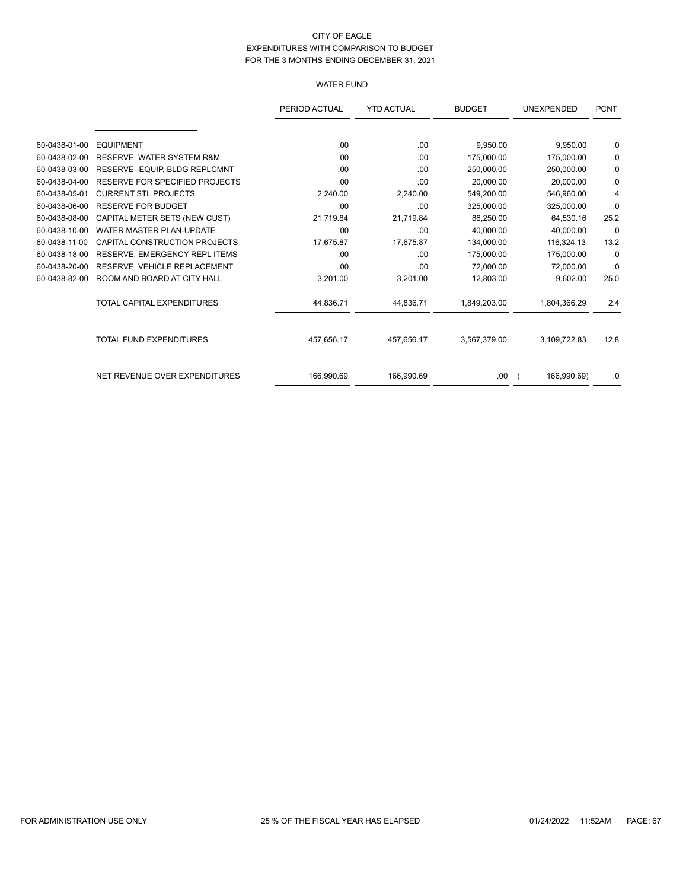CITY OF EAGLE
EXPENDITURES WITH COMPARISON TO BUDGET
FOR THE 3 MONTHS ENDING DECEMBER 31, 2021

WATER FUND

| | | PERIOD ACTUAL | YTD ACTUAL | BUDGET | UNEXPENDED | PCNT |
|---|---|---|---|---|---|---|
| 60-0438-01-00 | EQUIPMENT | .00 | .00 | 9,950.00 | 9,950.00 | .0 |
| 60-0438-02-00 | RESERVE, WATER SYSTEM R&M | .00 | .00 | 175,000.00 | 175,000.00 | .0 |
| 60-0438-03-00 | RESERVE--EQUIP, BLDG REPLCMNT | .00 | .00 | 250,000.00 | 250,000.00 | .0 |
| 60-0438-04-00 | RESERVE FOR SPECIFIED PROJECTS | .00 | .00 | 20,000.00 | 20,000.00 | .0 |
| 60-0438-05-01 | CURRENT STL PROJECTS | 2,240.00 | 2,240.00 | 549,200.00 | 546,960.00 | .4 |
| 60-0438-06-00 | RESERVE FOR BUDGET | .00 | .00 | 325,000.00 | 325,000.00 | .0 |
| 60-0438-08-00 | CAPITAL METER SETS (NEW CUST) | 21,719.84 | 21,719.84 | 86,250.00 | 64,530.16 | 25.2 |
| 60-0438-10-00 | WATER MASTER PLAN-UPDATE | .00 | .00 | 40,000.00 | 40,000.00 | .0 |
| 60-0438-11-00 | CAPITAL CONSTRUCTION PROJECTS | 17,675.87 | 17,675.87 | 134,000.00 | 116,324.13 | 13.2 |
| 60-0438-18-00 | RESERVE, EMERGENCY REPL ITEMS | .00 | .00 | 175,000.00 | 175,000.00 | .0 |
| 60-0438-20-00 | RESERVE, VEHICLE REPLACEMENT | .00 | .00 | 72,000.00 | 72,000.00 | .0 |
| 60-0438-82-00 | ROOM AND BOARD AT CITY HALL | 3,201.00 | 3,201.00 | 12,803.00 | 9,602.00 | 25.0 |
| | TOTAL CAPITAL EXPENDITURES | 44,836.71 | 44,836.71 | 1,849,203.00 | 1,804,366.29 | 2.4 |
| | TOTAL FUND EXPENDITURES | 457,656.17 | 457,656.17 | 3,567,379.00 | 3,109,722.83 | 12.8 |
| | NET REVENUE OVER EXPENDITURES | 166,990.69 | 166,990.69 | .00 | ( 166,990.69) | .0 |

FOR ADMINISTRATION USE ONLY 25 % OF THE FISCAL YEAR HAS ELAPSED 01/24/2022 11:52AM